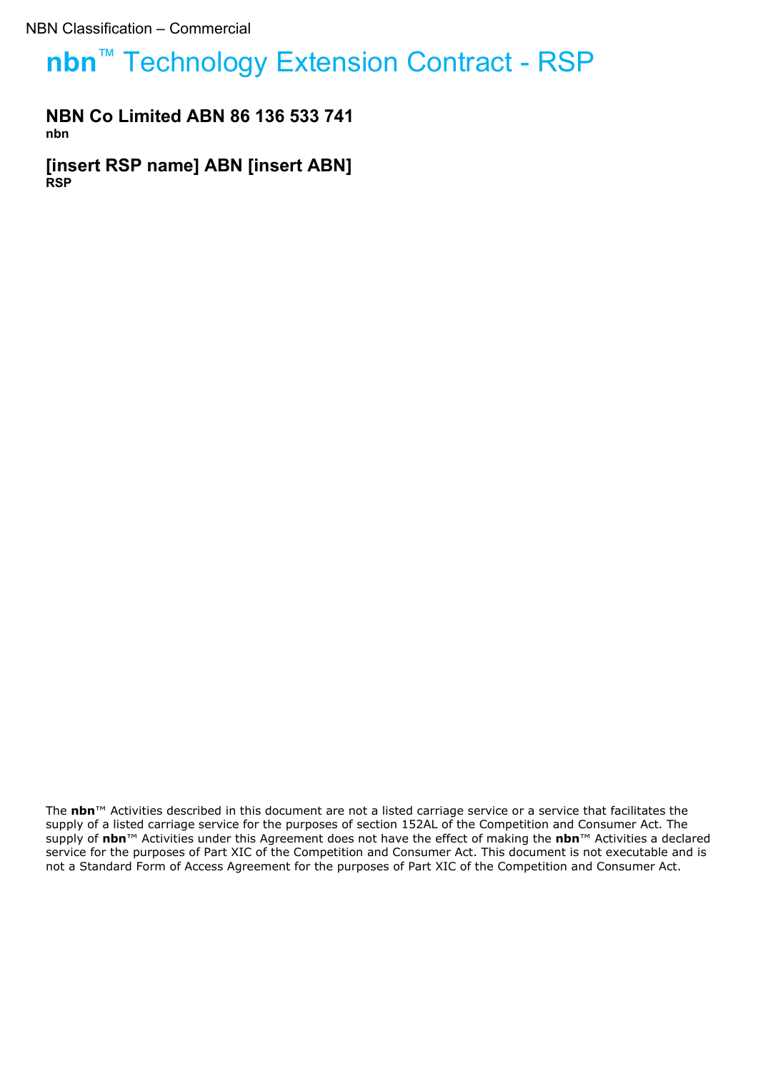NBN Classification – Commercial

# **nbn**™ Technology Extension Contract - RSP

**NBN Co Limited ABN 86 136 533 741**
**nbn**

**[insert RSP name] ABN [insert ABN]**
**RSP**

The **nbn**™ Activities described in this document are not a listed carriage service or a service that facilitates the supply of a listed carriage service for the purposes of section 152AL of the Competition and Consumer Act. The supply of **nbn**™ Activities under this Agreement does not have the effect of making the **nbn**™ Activities a declared service for the purposes of Part XIC of the Competition and Consumer Act. This document is not executable and is not a Standard Form of Access Agreement for the purposes of Part XIC of the Competition and Consumer Act.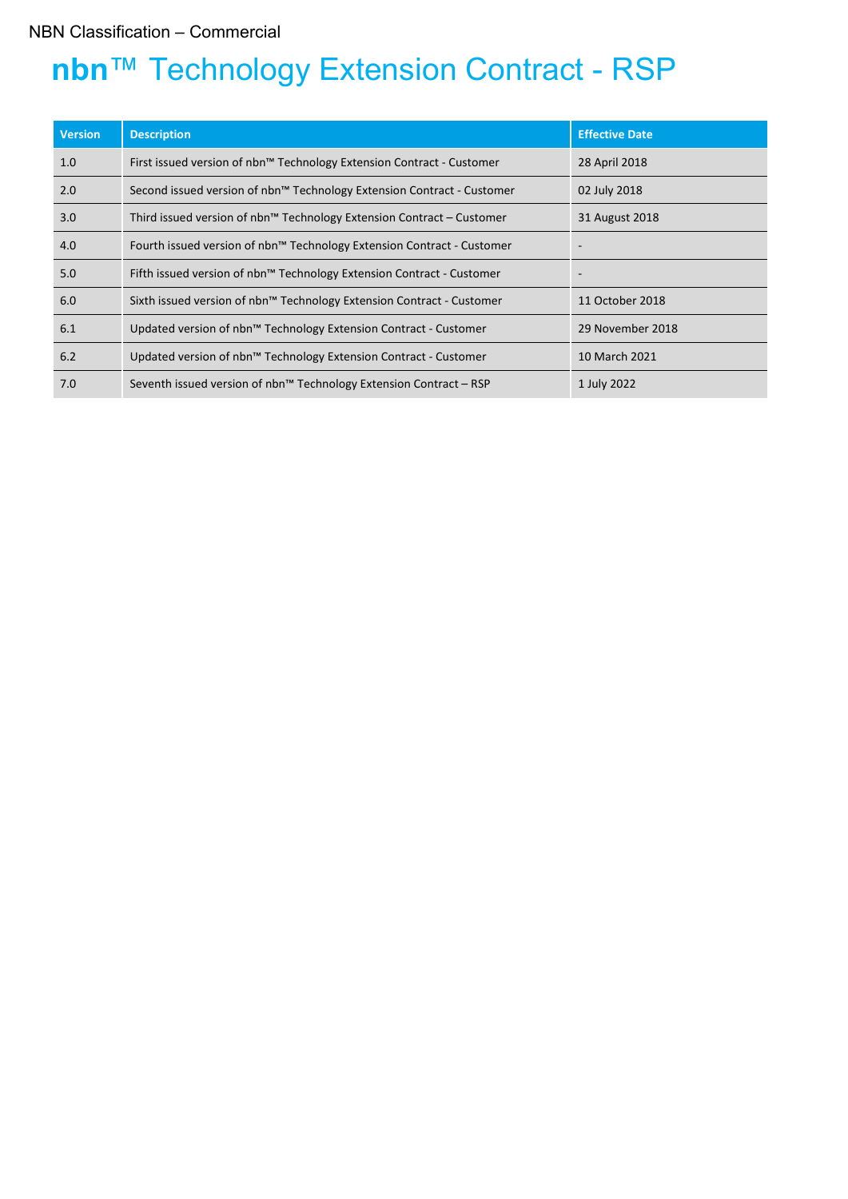NBN Classification – Commercial

# nbn™ Technology Extension Contract - RSP

| Version | Description | Effective Date |
|---|---|---|
| 1.0 | First issued version of nbn™ Technology Extension Contract - Customer | 28 April 2018 |
| 2.0 | Second issued version of nbn™ Technology Extension Contract - Customer | 02 July 2018 |
| 3.0 | Third issued version of nbn™ Technology Extension Contract – Customer | 31 August 2018 |
| 4.0 | Fourth issued version of nbn™ Technology Extension Contract - Customer | - |
| 5.0 | Fifth issued version of nbn™ Technology Extension Contract - Customer | - |
| 6.0 | Sixth issued version of nbn™ Technology Extension Contract - Customer | 11 October 2018 |
| 6.1 | Updated version of nbn™ Technology Extension Contract - Customer | 29 November 2018 |
| 6.2 | Updated version of nbn™ Technology Extension Contract - Customer | 10 March 2021 |
| 7.0 | Seventh issued version of nbn™ Technology Extension Contract – RSP | 1 July 2022 |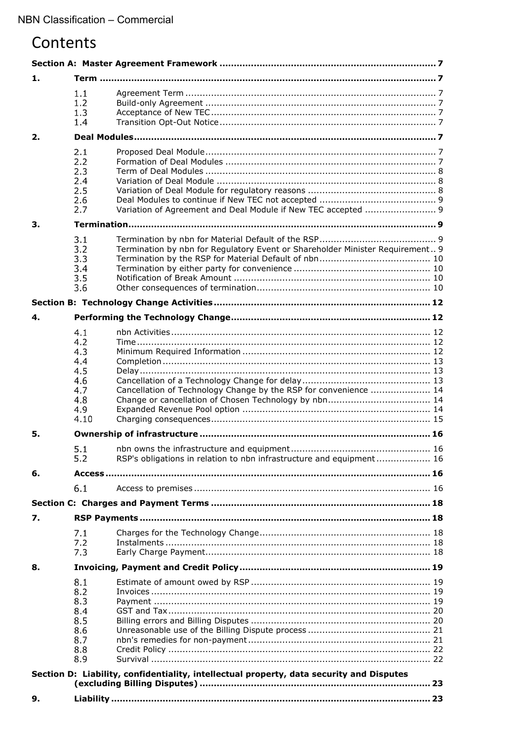# Contents

**Section A: Master Agreement Framework** .......... 7

**1. Term** .......... 7

- 1.1 Agreement Term .......... 7
- 1.2 Build-only Agreement .......... 7
- 1.3 Acceptance of New TEC .......... 7
- 1.4 Transition Opt-Out Notice .......... 7

**2. Deal Modules** .......... 7

- 2.1 Proposed Deal Module .......... 7
- 2.2 Formation of Deal Modules .......... 7
- 2.3 Term of Deal Modules .......... 8
- 2.4 Variation of Deal Module .......... 8
- 2.5 Variation of Deal Module for regulatory reasons .......... 8
- 2.6 Deal Modules to continue if New TEC not accepted .......... 9
- 2.7 Variation of Agreement and Deal Module if New TEC accepted .......... 9

**3. Termination** .......... 9

- 3.1 Termination by nbn for Material Default of the RSP .......... 9
- 3.2 Termination by nbn for Regulatory Event or Shareholder Minister Requirement .......... 9
- 3.3 Termination by the RSP for Material Default of nbn .......... 10
- 3.4 Termination by either party for convenience .......... 10
- 3.5 Notification of Break Amount .......... 10
- 3.6 Other consequences of termination .......... 10

**Section B: Technology Change Activities** .......... 12

**4. Performing the Technology Change** .......... 12

- 4.1 nbn Activities .......... 12
- 4.2 Time .......... 12
- 4.3 Minimum Required Information .......... 12
- 4.4 Completion .......... 13
- 4.5 Delay .......... 13
- 4.6 Cancellation of a Technology Change for delay .......... 13
- 4.7 Cancellation of Technology Change by the RSP for convenience .......... 14
- 4.8 Change or cancellation of Chosen Technology by nbn .......... 14
- 4.9 Expanded Revenue Pool option .......... 14
- 4.10 Charging consequences .......... 15

**5. Ownership of infrastructure** .......... 16

- 5.1 nbn owns the infrastructure and equipment .......... 16
- 5.2 RSP's obligations in relation to nbn infrastructure and equipment .......... 16

**6. Access** .......... 16

- 6.1 Access to premises .......... 16

**Section C: Charges and Payment Terms** .......... 18

**7. RSP Payments** .......... 18

- 7.1 Charges for the Technology Change .......... 18
- 7.2 Instalments .......... 18
- 7.3 Early Charge Payment .......... 18

**8. Invoicing, Payment and Credit Policy** .......... 19

- 8.1 Estimate of amount owed by RSP .......... 19
- 8.2 Invoices .......... 19
- 8.3 Payment .......... 19
- 8.4 GST and Tax .......... 20
- 8.5 Billing errors and Billing Disputes .......... 20
- 8.6 Unreasonable use of the Billing Dispute process .......... 21
- 8.7 nbn's remedies for non-payment .......... 21
- 8.8 Credit Policy .......... 22
- 8.9 Survival .......... 22

**Section D: Liability, confidentiality, intellectual property, data security and Disputes (excluding Billing Disputes)** .......... 23

**9. Liability** .......... 23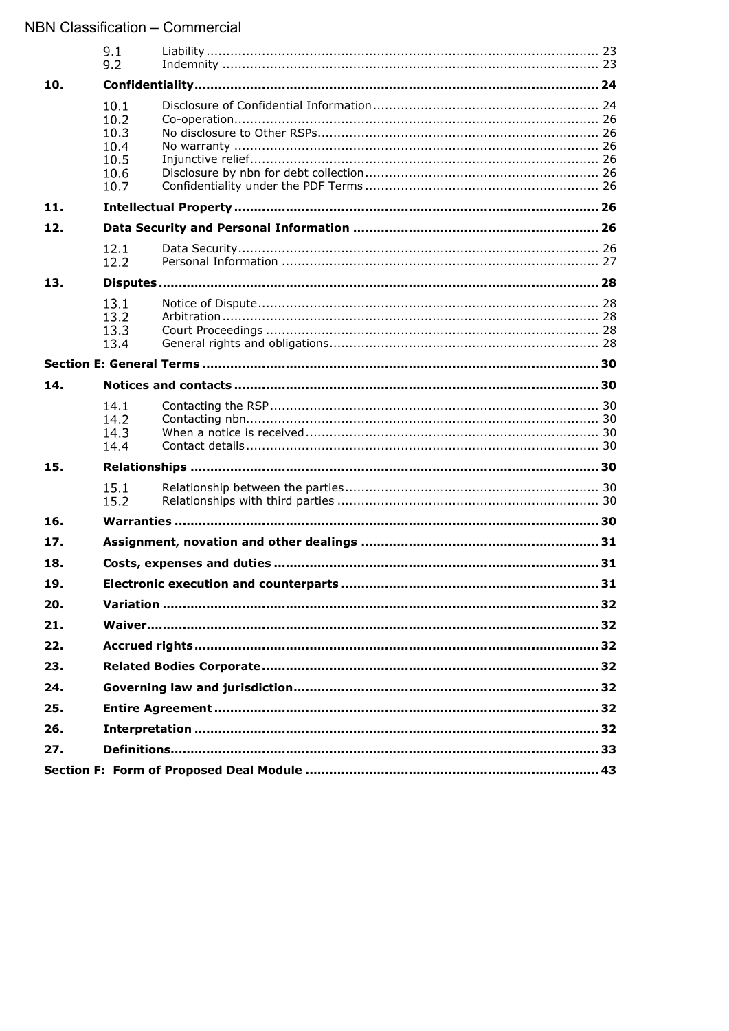| | | | |
|---|---|---|---|
| | 9.1 | Liability | 23 |
| | 9.2 | Indemnity | 23 |
| **10.** | **Confidentiality** | | **24** |
| | 10.1 | Disclosure of Confidential Information | 24 |
| | 10.2 | Co-operation | 26 |
| | 10.3 | No disclosure to Other RSPs | 26 |
| | 10.4 | No warranty | 26 |
| | 10.5 | Injunctive relief | 26 |
| | 10.6 | Disclosure by nbn for debt collection | 26 |
| | 10.7 | Confidentiality under the PDF Terms | 26 |
| **11.** | **Intellectual Property** | | **26** |
| **12.** | **Data Security and Personal Information** | | **26** |
| | 12.1 | Data Security | 26 |
| | 12.2 | Personal Information | 27 |
| **13.** | **Disputes** | | **28** |
| | 13.1 | Notice of Dispute | 28 |
| | 13.2 | Arbitration | 28 |
| | 13.3 | Court Proceedings | 28 |
| | 13.4 | General rights and obligations | 28 |
| **Section E: General Terms** | | | **30** |
| **14.** | **Notices and contacts** | | **30** |
| | 14.1 | Contacting the RSP | 30 |
| | 14.2 | Contacting nbn | 30 |
| | 14.3 | When a notice is received | 30 |
| | 14.4 | Contact details | 30 |
| **15.** | **Relationships** | | **30** |
| | 15.1 | Relationship between the parties | 30 |
| | 15.2 | Relationships with third parties | 30 |
| **16.** | **Warranties** | | **30** |
| **17.** | **Assignment, novation and other dealings** | | **31** |
| **18.** | **Costs, expenses and duties** | | **31** |
| **19.** | **Electronic execution and counterparts** | | **31** |
| **20.** | **Variation** | | **32** |
| **21.** | **Waiver** | | **32** |
| **22.** | **Accrued rights** | | **32** |
| **23.** | **Related Bodies Corporate** | | **32** |
| **24.** | **Governing law and jurisdiction** | | **32** |
| **25.** | **Entire Agreement** | | **32** |
| **26.** | **Interpretation** | | **32** |
| **27.** | **Definitions** | | **33** |
| **Section F: Form of Proposed Deal Module** | | | **43** |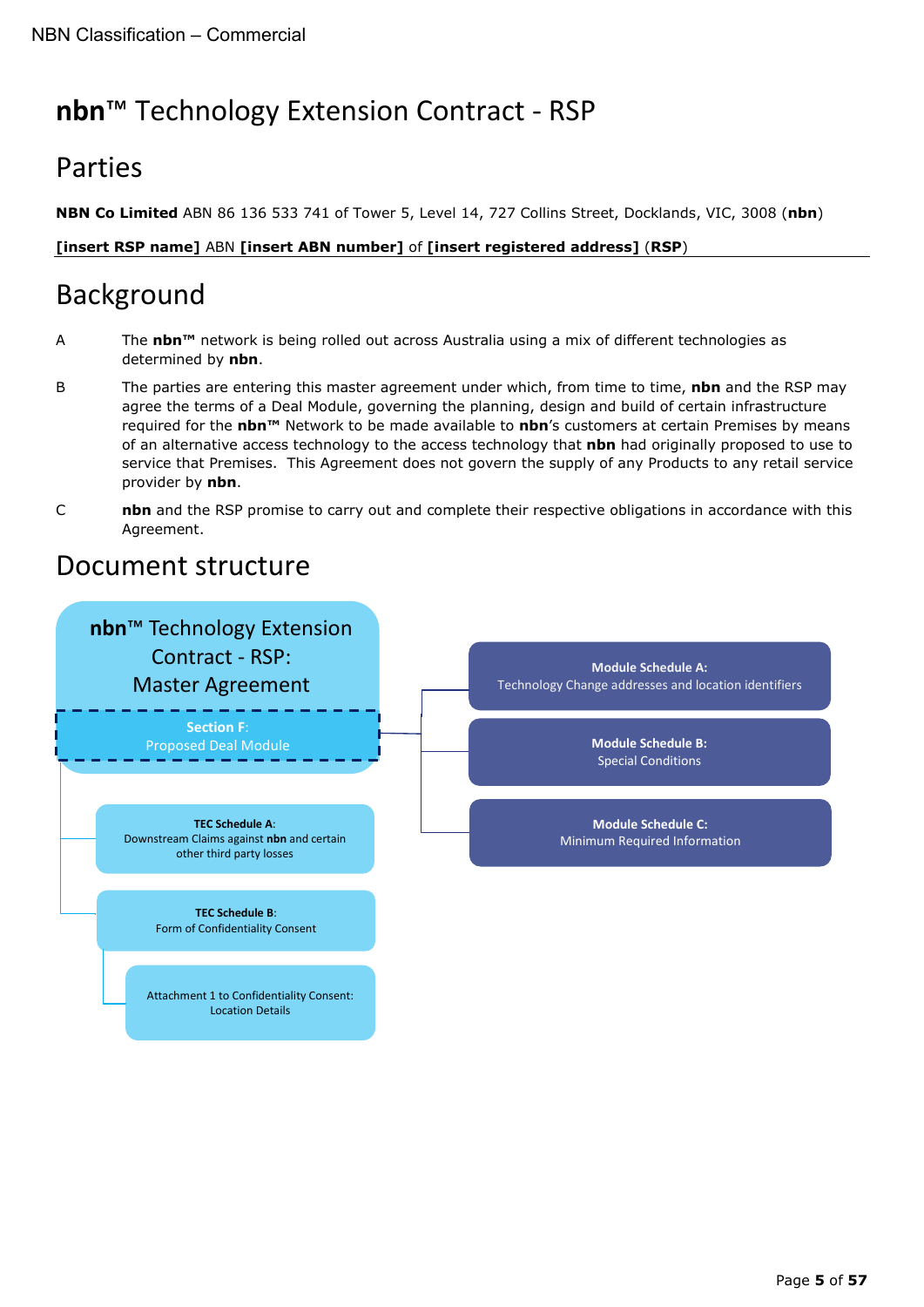# **nbn**™ Technology Extension Contract - RSP

## Parties

**NBN Co Limited** ABN 86 136 533 741 of Tower 5, Level 14, 727 Collins Street, Docklands, VIC, 3008 (**nbn**)

**[insert RSP name]** ABN **[insert ABN number]** of **[insert registered address]** (**RSP**)

## Background

A The **nbn™** network is being rolled out across Australia using a mix of different technologies as determined by **nbn**.

B The parties are entering this master agreement under which, from time to time, **nbn** and the RSP may agree the terms of a Deal Module, governing the planning, design and build of certain infrastructure required for the **nbn™** Network to be made available to **nbn**'s customers at certain Premises by means of an alternative access technology to the access technology that **nbn** had originally proposed to use to service that Premises. This Agreement does not govern the supply of any Products to any retail service provider by **nbn**.

C **nbn** and the RSP promise to carry out and complete their respective obligations in accordance with this Agreement.

## Document structure

**nbn**™ Technology Extension Contract - RSP: Master Agreement

- **Section F**: Proposed Deal Module
  - **Module Schedule A:** Technology Change addresses and location identifiers
  - **Module Schedule B:** Special Conditions
  - **Module Schedule C:** Minimum Required Information
- **TEC Schedule A**: Downstream Claims against **nbn** and certain other third party losses
- **TEC Schedule B**: Form of Confidentiality Consent
  - Attachment 1 to Confidentiality Consent: Location Details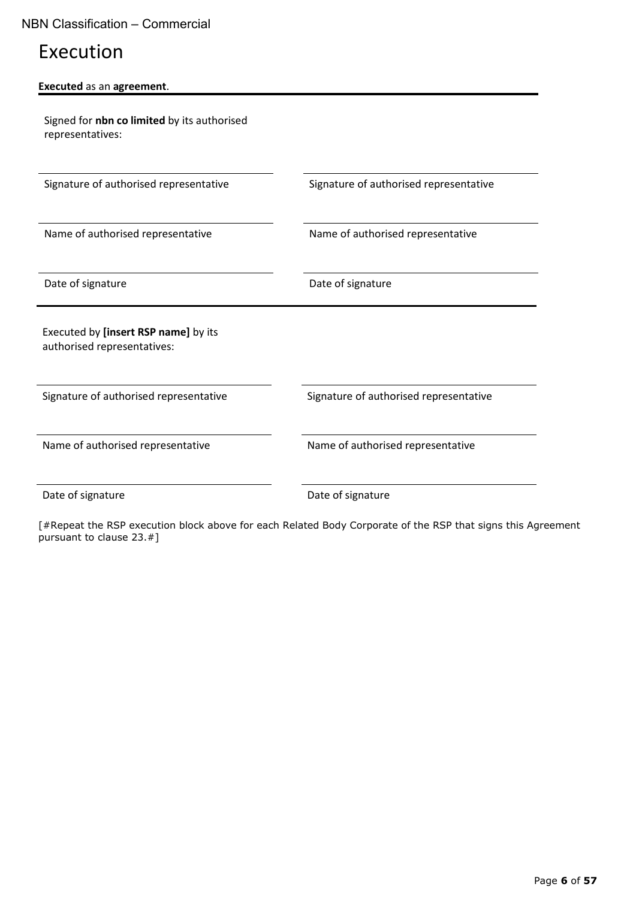# Execution

**Executed** as an **agreement**.

Signed for **nbn co limited** by its authorised representatives:

| | |
|---|---|
| Signature of authorised representative | Signature of authorised representative |
| Name of authorised representative | Name of authorised representative |
| Date of signature | Date of signature |

Executed by **[insert RSP name]** by its authorised representatives:

| | |
|---|---|
| Signature of authorised representative | Signature of authorised representative |
| Name of authorised representative | Name of authorised representative |
| Date of signature | Date of signature |

[#Repeat the RSP execution block above for each Related Body Corporate of the RSP that signs this Agreement pursuant to clause 23.#]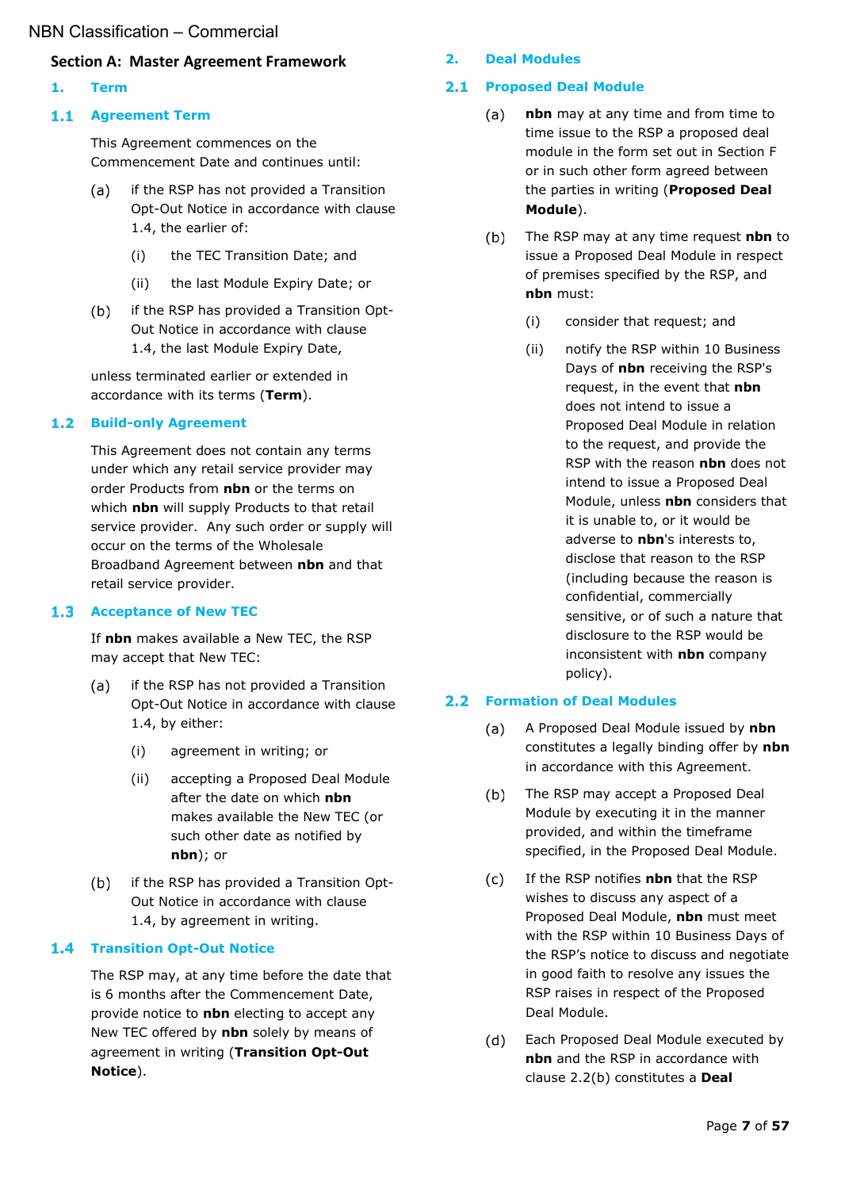NBN Classification – Commercial

## Section A: Master Agreement Framework

### 1. Term

#### 1.1 Agreement Term

This Agreement commences on the Commencement Date and continues until:

(a) if the RSP has not provided a Transition Opt-Out Notice in accordance with clause 1.4, the earlier of:

(i) the TEC Transition Date; and

(ii) the last Module Expiry Date; or

(b) if the RSP has provided a Transition Opt-Out Notice in accordance with clause 1.4, the last Module Expiry Date,

unless terminated earlier or extended in accordance with its terms (**Term**).

#### 1.2 Build-only Agreement

This Agreement does not contain any terms under which any retail service provider may order Products from **nbn** or the terms on which **nbn** will supply Products to that retail service provider. Any such order or supply will occur on the terms of the Wholesale Broadband Agreement between **nbn** and that retail service provider.

#### 1.3 Acceptance of New TEC

If **nbn** makes available a New TEC, the RSP may accept that New TEC:

(a) if the RSP has not provided a Transition Opt-Out Notice in accordance with clause 1.4, by either:

(i) agreement in writing; or

(ii) accepting a Proposed Deal Module after the date on which **nbn** makes available the New TEC (or such other date as notified by **nbn**); or

(b) if the RSP has provided a Transition Opt-Out Notice in accordance with clause 1.4, by agreement in writing.

#### 1.4 Transition Opt-Out Notice

The RSP may, at any time before the date that is 6 months after the Commencement Date, provide notice to **nbn** electing to accept any New TEC offered by **nbn** solely by means of agreement in writing (**Transition Opt-Out Notice**).

### 2. Deal Modules

#### 2.1 Proposed Deal Module

(a) **nbn** may at any time and from time to time issue to the RSP a proposed deal module in the form set out in Section F or in such other form agreed between the parties in writing (**Proposed Deal Module**).

(b) The RSP may at any time request **nbn** to issue a Proposed Deal Module in respect of premises specified by the RSP, and **nbn** must:

(i) consider that request; and

(ii) notify the RSP within 10 Business Days of **nbn** receiving the RSP's request, in the event that **nbn** does not intend to issue a Proposed Deal Module in relation to the request, and provide the RSP with the reason **nbn** does not intend to issue a Proposed Deal Module, unless **nbn** considers that it is unable to, or it would be adverse to **nbn**'s interests to, disclose that reason to the RSP (including because the reason is confidential, commercially sensitive, or of such a nature that disclosure to the RSP would be inconsistent with **nbn** company policy).

#### 2.2 Formation of Deal Modules

(a) A Proposed Deal Module issued by **nbn** constitutes a legally binding offer by **nbn** in accordance with this Agreement.

(b) The RSP may accept a Proposed Deal Module by executing it in the manner provided, and within the timeframe specified, in the Proposed Deal Module.

(c) If the RSP notifies **nbn** that the RSP wishes to discuss any aspect of a Proposed Deal Module, **nbn** must meet with the RSP within 10 Business Days of the RSP's notice to discuss and negotiate in good faith to resolve any issues the RSP raises in respect of the Proposed Deal Module.

(d) Each Proposed Deal Module executed by **nbn** and the RSP in accordance with clause 2.2(b) constitutes a **Deal**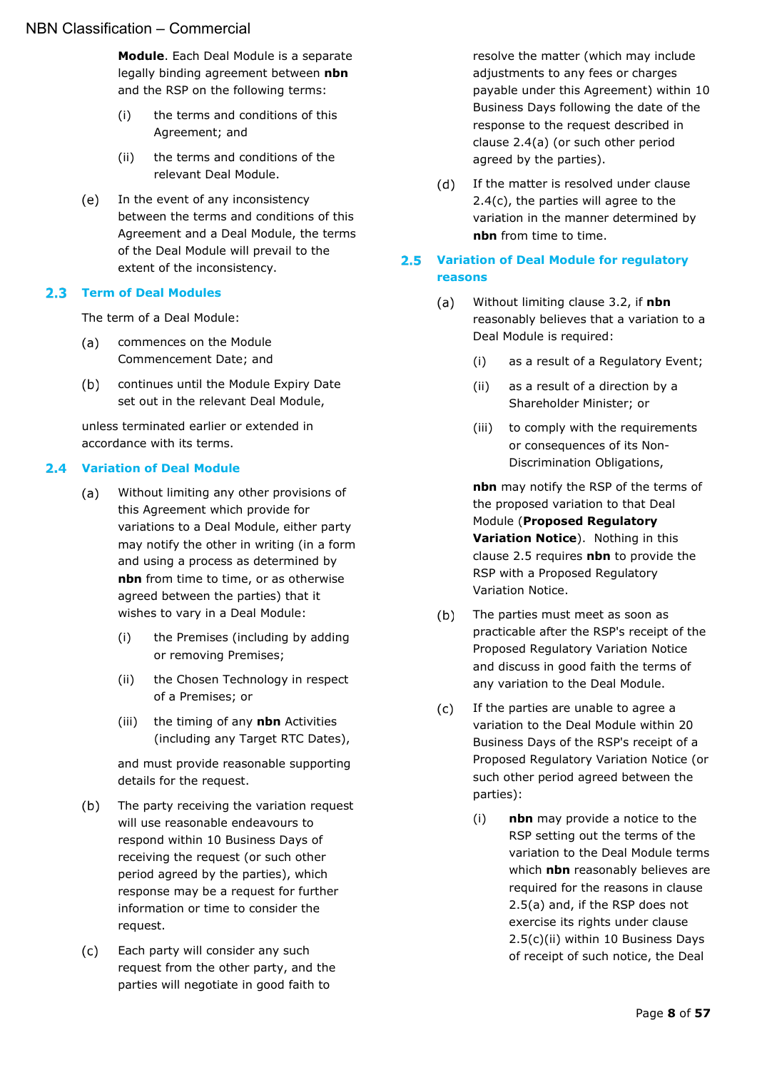**Module**. Each Deal Module is a separate legally binding agreement between **nbn** and the RSP on the following terms:

(i) the terms and conditions of this Agreement; and

(ii) the terms and conditions of the relevant Deal Module.

(e) In the event of any inconsistency between the terms and conditions of this Agreement and a Deal Module, the terms of the Deal Module will prevail to the extent of the inconsistency.

## 2.3 Term of Deal Modules

The term of a Deal Module:

(a) commences on the Module Commencement Date; and

(b) continues until the Module Expiry Date set out in the relevant Deal Module,

unless terminated earlier or extended in accordance with its terms.

## 2.4 Variation of Deal Module

(a) Without limiting any other provisions of this Agreement which provide for variations to a Deal Module, either party may notify the other in writing (in a form and using a process as determined by **nbn** from time to time, or as otherwise agreed between the parties) that it wishes to vary in a Deal Module:

(i) the Premises (including by adding or removing Premises;

(ii) the Chosen Technology in respect of a Premises; or

(iii) the timing of any **nbn** Activities (including any Target RTC Dates),

and must provide reasonable supporting details for the request.

(b) The party receiving the variation request will use reasonable endeavours to respond within 10 Business Days of receiving the request (or such other period agreed by the parties), which response may be a request for further information or time to consider the request.

(c) Each party will consider any such request from the other party, and the parties will negotiate in good faith to resolve the matter (which may include adjustments to any fees or charges payable under this Agreement) within 10 Business Days following the date of the response to the request described in clause 2.4(a) (or such other period agreed by the parties).

(d) If the matter is resolved under clause 2.4(c), the parties will agree to the variation in the manner determined by **nbn** from time to time.

## 2.5 Variation of Deal Module for regulatory reasons

(a) Without limiting clause 3.2, if **nbn** reasonably believes that a variation to a Deal Module is required:

(i) as a result of a Regulatory Event;

(ii) as a result of a direction by a Shareholder Minister; or

(iii) to comply with the requirements or consequences of its Non-Discrimination Obligations,

**nbn** may notify the RSP of the terms of the proposed variation to that Deal Module (**Proposed Regulatory Variation Notice**). Nothing in this clause 2.5 requires **nbn** to provide the RSP with a Proposed Regulatory Variation Notice.

(b) The parties must meet as soon as practicable after the RSP's receipt of the Proposed Regulatory Variation Notice and discuss in good faith the terms of any variation to the Deal Module.

(c) If the parties are unable to agree a variation to the Deal Module within 20 Business Days of the RSP's receipt of a Proposed Regulatory Variation Notice (or such other period agreed between the parties):

(i) **nbn** may provide a notice to the RSP setting out the terms of the variation to the Deal Module terms which **nbn** reasonably believes are required for the reasons in clause 2.5(a) and, if the RSP does not exercise its rights under clause 2.5(c)(ii) within 10 Business Days of receipt of such notice, the Deal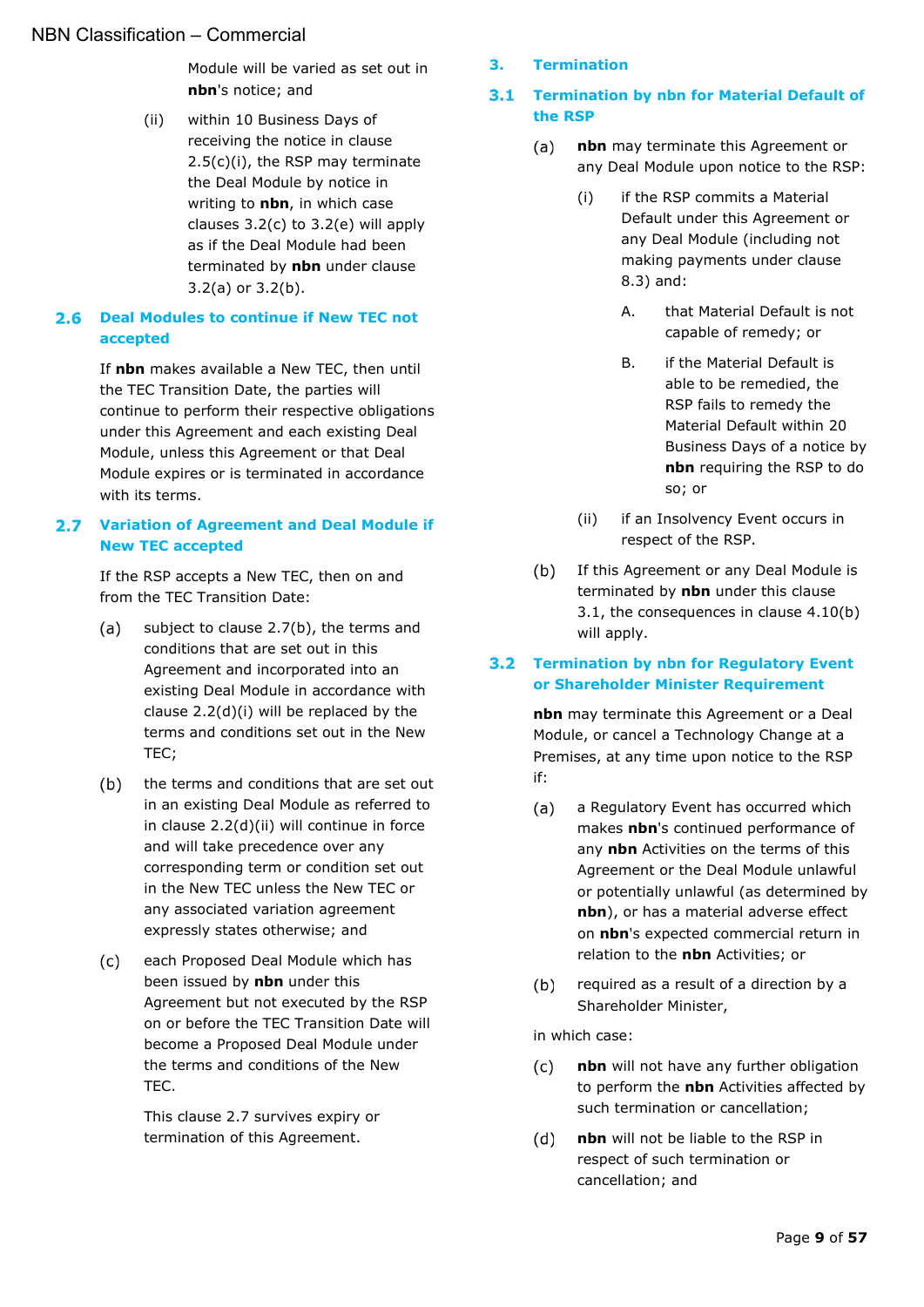Module will be varied as set out in **nbn**'s notice; and

(ii) within 10 Business Days of receiving the notice in clause 2.5(c)(i), the RSP may terminate the Deal Module by notice in writing to **nbn**, in which case clauses 3.2(c) to 3.2(e) will apply as if the Deal Module had been terminated by **nbn** under clause 3.2(a) or 3.2(b).

### 2.6 Deal Modules to continue if New TEC not accepted

If **nbn** makes available a New TEC, then until the TEC Transition Date, the parties will continue to perform their respective obligations under this Agreement and each existing Deal Module, unless this Agreement or that Deal Module expires or is terminated in accordance with its terms.

### 2.7 Variation of Agreement and Deal Module if New TEC accepted

If the RSP accepts a New TEC, then on and from the TEC Transition Date:

(a) subject to clause 2.7(b), the terms and conditions that are set out in this Agreement and incorporated into an existing Deal Module in accordance with clause 2.2(d)(i) will be replaced by the terms and conditions set out in the New TEC;

(b) the terms and conditions that are set out in an existing Deal Module as referred to in clause 2.2(d)(ii) will continue in force and will take precedence over any corresponding term or condition set out in the New TEC unless the New TEC or any associated variation agreement expressly states otherwise; and

(c) each Proposed Deal Module which has been issued by **nbn** under this Agreement but not executed by the RSP on or before the TEC Transition Date will become a Proposed Deal Module under the terms and conditions of the New TEC.

This clause 2.7 survives expiry or termination of this Agreement.

## 3. Termination

### 3.1 Termination by nbn for Material Default of the RSP

(a) **nbn** may terminate this Agreement or any Deal Module upon notice to the RSP:

(i) if the RSP commits a Material Default under this Agreement or any Deal Module (including not making payments under clause 8.3) and:

A. that Material Default is not capable of remedy; or

B. if the Material Default is able to be remedied, the RSP fails to remedy the Material Default within 20 Business Days of a notice by **nbn** requiring the RSP to do so; or

(ii) if an Insolvency Event occurs in respect of the RSP.

(b) If this Agreement or any Deal Module is terminated by **nbn** under this clause 3.1, the consequences in clause 4.10(b) will apply.

### 3.2 Termination by nbn for Regulatory Event or Shareholder Minister Requirement

**nbn** may terminate this Agreement or a Deal Module, or cancel a Technology Change at a Premises, at any time upon notice to the RSP if:

(a) a Regulatory Event has occurred which makes **nbn**'s continued performance of any **nbn** Activities on the terms of this Agreement or the Deal Module unlawful or potentially unlawful (as determined by **nbn**), or has a material adverse effect on **nbn**'s expected commercial return in relation to the **nbn** Activities; or

(b) required as a result of a direction by a Shareholder Minister,

in which case:

(c) **nbn** will not have any further obligation to perform the **nbn** Activities affected by such termination or cancellation;

(d) **nbn** will not be liable to the RSP in respect of such termination or cancellation; and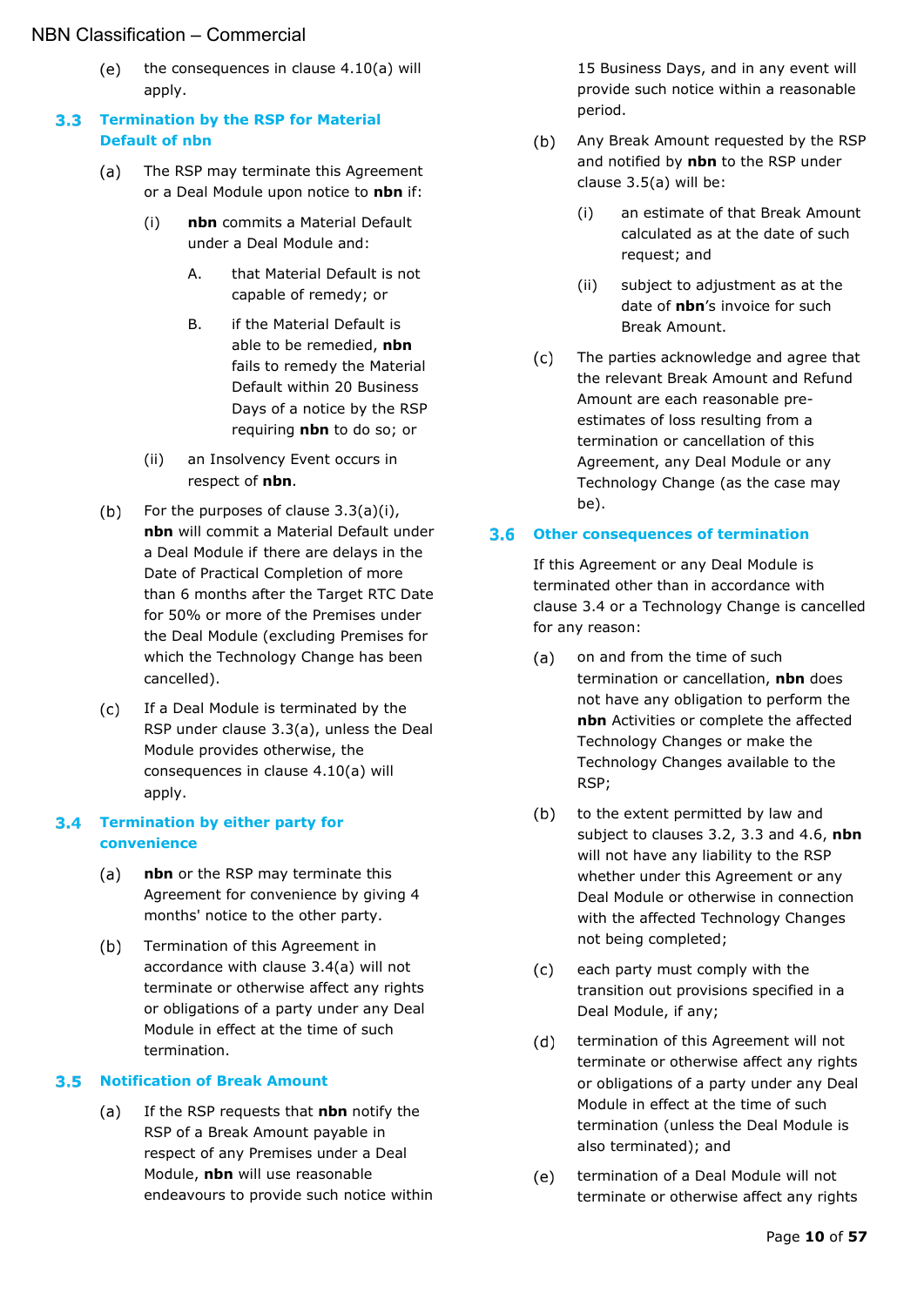(e) the consequences in clause 4.10(a) will apply.

## 3.3 Termination by the RSP for Material Default of nbn

(a) The RSP may terminate this Agreement or a Deal Module upon notice to **nbn** if:

  (i) **nbn** commits a Material Default under a Deal Module and:

    A. that Material Default is not capable of remedy; or

    B. if the Material Default is able to be remedied, **nbn** fails to remedy the Material Default within 20 Business Days of a notice by the RSP requiring **nbn** to do so; or

  (ii) an Insolvency Event occurs in respect of **nbn**.

(b) For the purposes of clause 3.3(a)(i), **nbn** will commit a Material Default under a Deal Module if there are delays in the Date of Practical Completion of more than 6 months after the Target RTC Date for 50% or more of the Premises under the Deal Module (excluding Premises for which the Technology Change has been cancelled).

(c) If a Deal Module is terminated by the RSP under clause 3.3(a), unless the Deal Module provides otherwise, the consequences in clause 4.10(a) will apply.

## 3.4 Termination by either party for convenience

(a) **nbn** or the RSP may terminate this Agreement for convenience by giving 4 months' notice to the other party.

(b) Termination of this Agreement in accordance with clause 3.4(a) will not terminate or otherwise affect any rights or obligations of a party under any Deal Module in effect at the time of such termination.

## 3.5 Notification of Break Amount

(a) If the RSP requests that **nbn** notify the RSP of a Break Amount payable in respect of any Premises under a Deal Module, **nbn** will use reasonable endeavours to provide such notice within 15 Business Days, and in any event will provide such notice within a reasonable period.

(b) Any Break Amount requested by the RSP and notified by **nbn** to the RSP under clause 3.5(a) will be:

  (i) an estimate of that Break Amount calculated as at the date of such request; and

  (ii) subject to adjustment as at the date of **nbn**'s invoice for such Break Amount.

(c) The parties acknowledge and agree that the relevant Break Amount and Refund Amount are each reasonable pre-estimates of loss resulting from a termination or cancellation of this Agreement, any Deal Module or any Technology Change (as the case may be).

## 3.6 Other consequences of termination

If this Agreement or any Deal Module is terminated other than in accordance with clause 3.4 or a Technology Change is cancelled for any reason:

(a) on and from the time of such termination or cancellation, **nbn** does not have any obligation to perform the **nbn** Activities or complete the affected Technology Changes or make the Technology Changes available to the RSP;

(b) to the extent permitted by law and subject to clauses 3.2, 3.3 and 4.6, **nbn** will not have any liability to the RSP whether under this Agreement or any Deal Module or otherwise in connection with the affected Technology Changes not being completed;

(c) each party must comply with the transition out provisions specified in a Deal Module, if any;

(d) termination of this Agreement will not terminate or otherwise affect any rights or obligations of a party under any Deal Module in effect at the time of such termination (unless the Deal Module is also terminated); and

(e) termination of a Deal Module will not terminate or otherwise affect any rights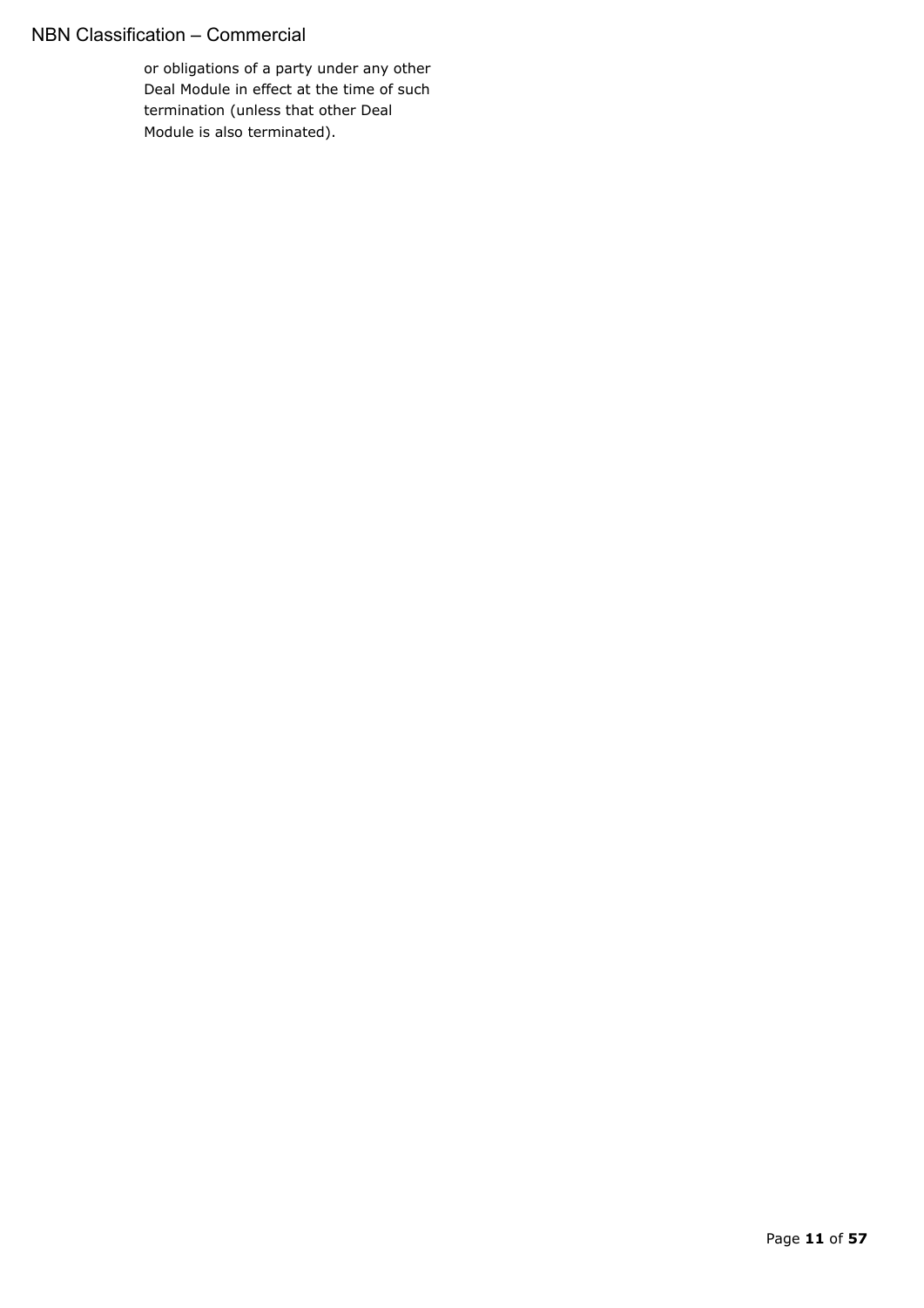or obligations of a party under any other Deal Module in effect at the time of such termination (unless that other Deal Module is also terminated).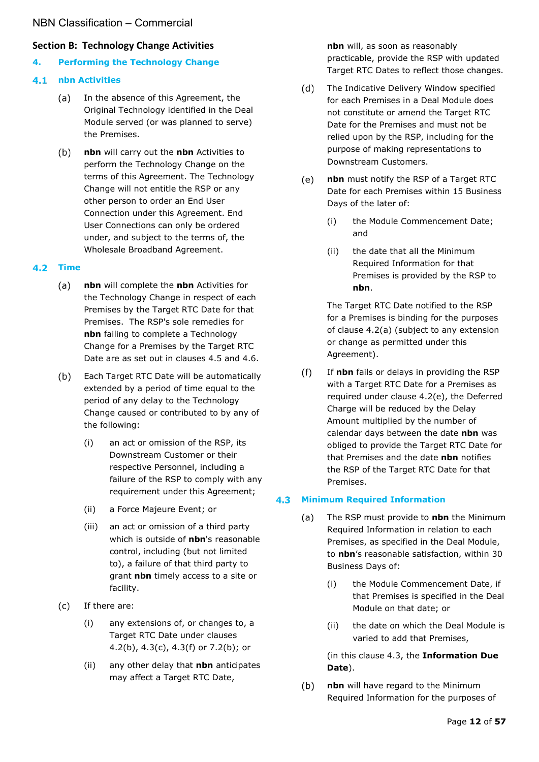## Section B: Technology Change Activities

### 4. Performing the Technology Change

#### 4.1 nbn Activities

(a) In the absence of this Agreement, the Original Technology identified in the Deal Module served (or was planned to serve) the Premises.

(b) **nbn** will carry out the **nbn** Activities to perform the Technology Change on the terms of this Agreement. The Technology Change will not entitle the RSP or any other person to order an End User Connection under this Agreement. End User Connections can only be ordered under, and subject to the terms of, the Wholesale Broadband Agreement.

#### 4.2 Time

(a) **nbn** will complete the **nbn** Activities for the Technology Change in respect of each Premises by the Target RTC Date for that Premises. The RSP's sole remedies for **nbn** failing to complete a Technology Change for a Premises by the Target RTC Date are as set out in clauses 4.5 and 4.6.

(b) Each Target RTC Date will be automatically extended by a period of time equal to the period of any delay to the Technology Change caused or contributed to by any of the following:

(i) an act or omission of the RSP, its Downstream Customer or their respective Personnel, including a failure of the RSP to comply with any requirement under this Agreement;

(ii) a Force Majeure Event; or

(iii) an act or omission of a third party which is outside of **nbn**'s reasonable control, including (but not limited to), a failure of that third party to grant **nbn** timely access to a site or facility.

(c) If there are:

(i) any extensions of, or changes to, a Target RTC Date under clauses 4.2(b), 4.3(c), 4.3(f) or 7.2(b); or

(ii) any other delay that **nbn** anticipates may affect a Target RTC Date,

**nbn** will, as soon as reasonably practicable, provide the RSP with updated Target RTC Dates to reflect those changes.

(d) The Indicative Delivery Window specified for each Premises in a Deal Module does not constitute or amend the Target RTC Date for the Premises and must not be relied upon by the RSP, including for the purpose of making representations to Downstream Customers.

(e) **nbn** must notify the RSP of a Target RTC Date for each Premises within 15 Business Days of the later of:

(i) the Module Commencement Date; and

(ii) the date that all the Minimum Required Information for that Premises is provided by the RSP to **nbn**.

The Target RTC Date notified to the RSP for a Premises is binding for the purposes of clause 4.2(a) (subject to any extension or change as permitted under this Agreement).

(f) If **nbn** fails or delays in providing the RSP with a Target RTC Date for a Premises as required under clause 4.2(e), the Deferred Charge will be reduced by the Delay Amount multiplied by the number of calendar days between the date **nbn** was obliged to provide the Target RTC Date for that Premises and the date **nbn** notifies the RSP of the Target RTC Date for that Premises.

#### 4.3 Minimum Required Information

(a) The RSP must provide to **nbn** the Minimum Required Information in relation to each Premises, as specified in the Deal Module, to **nbn**'s reasonable satisfaction, within 30 Business Days of:

(i) the Module Commencement Date, if that Premises is specified in the Deal Module on that date; or

(ii) the date on which the Deal Module is varied to add that Premises,

(in this clause 4.3, the **Information Due Date**).

(b) **nbn** will have regard to the Minimum Required Information for the purposes of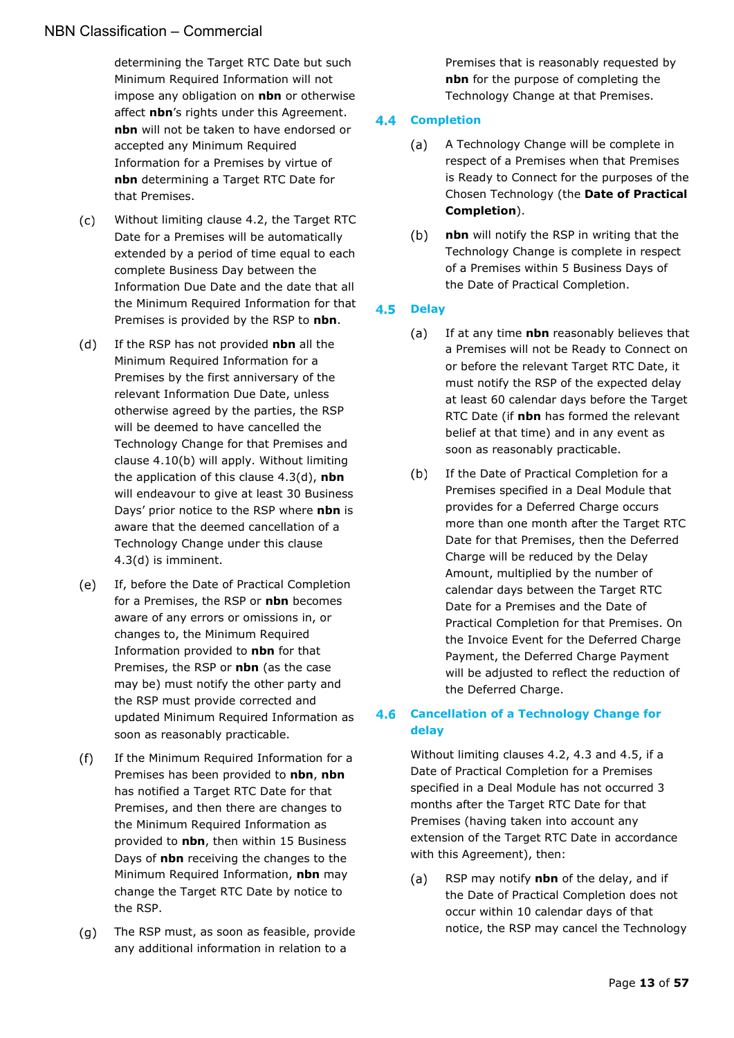determining the Target RTC Date but such Minimum Required Information will not impose any obligation on **nbn** or otherwise affect **nbn**'s rights under this Agreement. **nbn** will not be taken to have endorsed or accepted any Minimum Required Information for a Premises by virtue of **nbn** determining a Target RTC Date for that Premises.

(c) Without limiting clause 4.2, the Target RTC Date for a Premises will be automatically extended by a period of time equal to each complete Business Day between the Information Due Date and the date that all the Minimum Required Information for that Premises is provided by the RSP to **nbn**.

(d) If the RSP has not provided **nbn** all the Minimum Required Information for a Premises by the first anniversary of the relevant Information Due Date, unless otherwise agreed by the parties, the RSP will be deemed to have cancelled the Technology Change for that Premises and clause 4.10(b) will apply. Without limiting the application of this clause 4.3(d), **nbn** will endeavour to give at least 30 Business Days' prior notice to the RSP where **nbn** is aware that the deemed cancellation of a Technology Change under this clause 4.3(d) is imminent.

(e) If, before the Date of Practical Completion for a Premises, the RSP or **nbn** becomes aware of any errors or omissions in, or changes to, the Minimum Required Information provided to **nbn** for that Premises, the RSP or **nbn** (as the case may be) must notify the other party and the RSP must provide corrected and updated Minimum Required Information as soon as reasonably practicable.

(f) If the Minimum Required Information for a Premises has been provided to **nbn**, **nbn** has notified a Target RTC Date for that Premises, and then there are changes to the Minimum Required Information as provided to **nbn**, then within 15 Business Days of **nbn** receiving the changes to the Minimum Required Information, **nbn** may change the Target RTC Date by notice to the RSP.

(g) The RSP must, as soon as feasible, provide any additional information in relation to a Premises that is reasonably requested by **nbn** for the purpose of completing the Technology Change at that Premises.

## 4.4 Completion

(a) A Technology Change will be complete in respect of a Premises when that Premises is Ready to Connect for the purposes of the Chosen Technology (the **Date of Practical Completion**).

(b) **nbn** will notify the RSP in writing that the Technology Change is complete in respect of a Premises within 5 Business Days of the Date of Practical Completion.

## 4.5 Delay

(a) If at any time **nbn** reasonably believes that a Premises will not be Ready to Connect on or before the relevant Target RTC Date, it must notify the RSP of the expected delay at least 60 calendar days before the Target RTC Date (if **nbn** has formed the relevant belief at that time) and in any event as soon as reasonably practicable.

(b) If the Date of Practical Completion for a Premises specified in a Deal Module that provides for a Deferred Charge occurs more than one month after the Target RTC Date for that Premises, then the Deferred Charge will be reduced by the Delay Amount, multiplied by the number of calendar days between the Target RTC Date for a Premises and the Date of Practical Completion for that Premises. On the Invoice Event for the Deferred Charge Payment, the Deferred Charge Payment will be adjusted to reflect the reduction of the Deferred Charge.

## 4.6 Cancellation of a Technology Change for delay

Without limiting clauses 4.2, 4.3 and 4.5, if a Date of Practical Completion for a Premises specified in a Deal Module has not occurred 3 months after the Target RTC Date for that Premises (having taken into account any extension of the Target RTC Date in accordance with this Agreement), then:

(a) RSP may notify **nbn** of the delay, and if the Date of Practical Completion does not occur within 10 calendar days of that notice, the RSP may cancel the Technology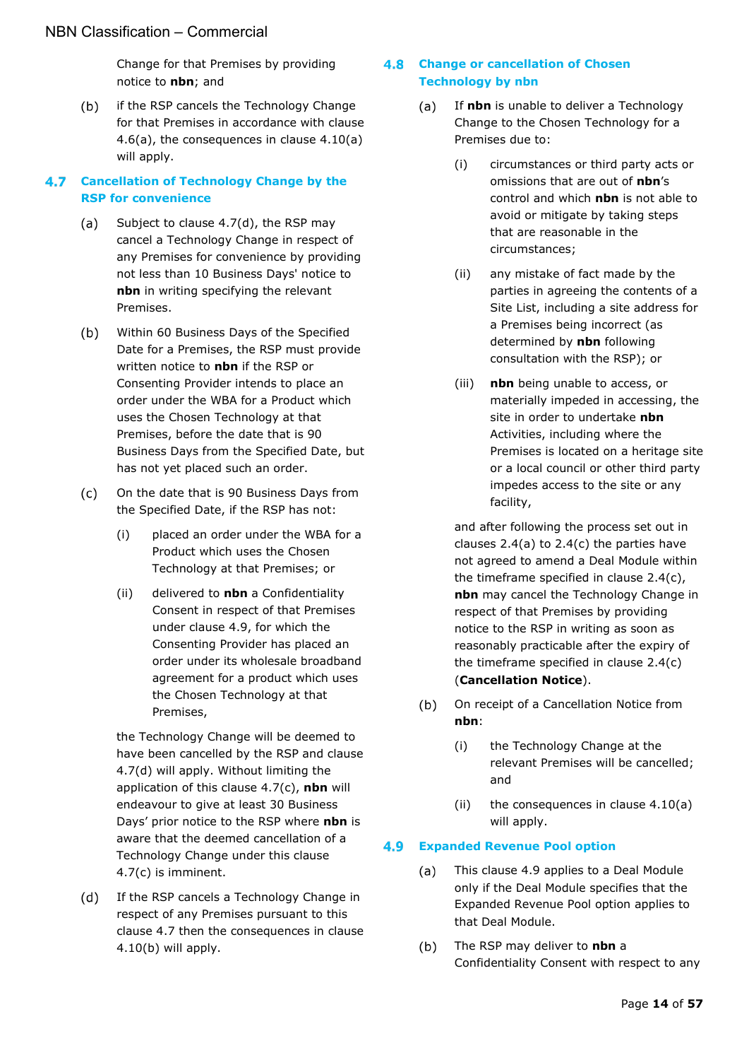Change for that Premises by providing notice to **nbn**; and

(b) if the RSP cancels the Technology Change for that Premises in accordance with clause 4.6(a), the consequences in clause 4.10(a) will apply.

## 4.7 Cancellation of Technology Change by the RSP for convenience

(a) Subject to clause 4.7(d), the RSP may cancel a Technology Change in respect of any Premises for convenience by providing not less than 10 Business Days' notice to **nbn** in writing specifying the relevant Premises.

(b) Within 60 Business Days of the Specified Date for a Premises, the RSP must provide written notice to **nbn** if the RSP or Consenting Provider intends to place an order under the WBA for a Product which uses the Chosen Technology at that Premises, before the date that is 90 Business Days from the Specified Date, but has not yet placed such an order.

(c) On the date that is 90 Business Days from the Specified Date, if the RSP has not:

(i) placed an order under the WBA for a Product which uses the Chosen Technology at that Premises; or

(ii) delivered to **nbn** a Confidentiality Consent in respect of that Premises under clause 4.9, for which the Consenting Provider has placed an order under its wholesale broadband agreement for a product which uses the Chosen Technology at that Premises,

the Technology Change will be deemed to have been cancelled by the RSP and clause 4.7(d) will apply. Without limiting the application of this clause 4.7(c), **nbn** will endeavour to give at least 30 Business Days' prior notice to the RSP where **nbn** is aware that the deemed cancellation of a Technology Change under this clause 4.7(c) is imminent.

(d) If the RSP cancels a Technology Change in respect of any Premises pursuant to this clause 4.7 then the consequences in clause 4.10(b) will apply.

## 4.8 Change or cancellation of Chosen Technology by nbn

(a) If **nbn** is unable to deliver a Technology Change to the Chosen Technology for a Premises due to:

(i) circumstances or third party acts or omissions that are out of **nbn**'s control and which **nbn** is not able to avoid or mitigate by taking steps that are reasonable in the circumstances;

(ii) any mistake of fact made by the parties in agreeing the contents of a Site List, including a site address for a Premises being incorrect (as determined by **nbn** following consultation with the RSP); or

(iii) **nbn** being unable to access, or materially impeded in accessing, the site in order to undertake **nbn** Activities, including where the Premises is located on a heritage site or a local council or other third party impedes access to the site or any facility,

and after following the process set out in clauses 2.4(a) to 2.4(c) the parties have not agreed to amend a Deal Module within the timeframe specified in clause 2.4(c), **nbn** may cancel the Technology Change in respect of that Premises by providing notice to the RSP in writing as soon as reasonably practicable after the expiry of the timeframe specified in clause 2.4(c) (**Cancellation Notice**).

(b) On receipt of a Cancellation Notice from **nbn**:

(i) the Technology Change at the relevant Premises will be cancelled; and

(ii) the consequences in clause 4.10(a) will apply.

## 4.9 Expanded Revenue Pool option

(a) This clause 4.9 applies to a Deal Module only if the Deal Module specifies that the Expanded Revenue Pool option applies to that Deal Module.

(b) The RSP may deliver to **nbn** a Confidentiality Consent with respect to any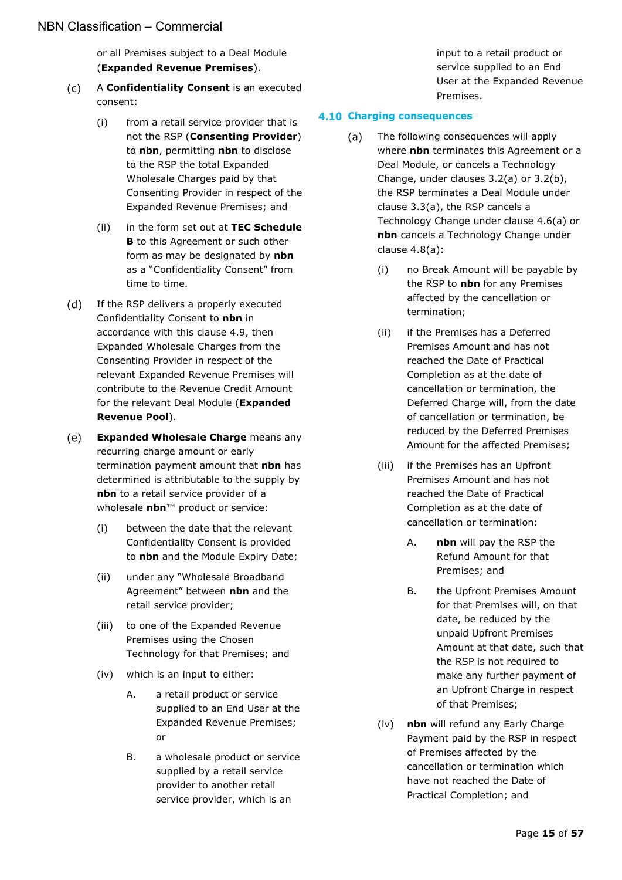or all Premises subject to a Deal Module (**Expanded Revenue Premises**).

(c) A **Confidentiality Consent** is an executed consent:

  (i) from a retail service provider that is not the RSP (**Consenting Provider**) to **nbn**, permitting **nbn** to disclose to the RSP the total Expanded Wholesale Charges paid by that Consenting Provider in respect of the Expanded Revenue Premises; and

  (ii) in the form set out at **TEC Schedule B** to this Agreement or such other form as may be designated by **nbn** as a "Confidentiality Consent" from time to time.

(d) If the RSP delivers a properly executed Confidentiality Consent to **nbn** in accordance with this clause 4.9, then Expanded Wholesale Charges from the Consenting Provider in respect of the relevant Expanded Revenue Premises will contribute to the Revenue Credit Amount for the relevant Deal Module (**Expanded Revenue Pool**).

(e) **Expanded Wholesale Charge** means any recurring charge amount or early termination payment amount that **nbn** has determined is attributable to the supply by **nbn** to a retail service provider of a wholesale **nbn**™ product or service:

  (i) between the date that the relevant Confidentiality Consent is provided to **nbn** and the Module Expiry Date;

  (ii) under any "Wholesale Broadband Agreement" between **nbn** and the retail service provider;

  (iii) to one of the Expanded Revenue Premises using the Chosen Technology for that Premises; and

  (iv) which is an input to either:

    A. a retail product or service supplied to an End User at the Expanded Revenue Premises; or

    B. a wholesale product or service supplied by a retail service provider to another retail service provider, which is an input to a retail product or service supplied to an End User at the Expanded Revenue Premises.

## 4.10 Charging consequences

(a) The following consequences will apply where **nbn** terminates this Agreement or a Deal Module, or cancels a Technology Change, under clauses 3.2(a) or 3.2(b), the RSP terminates a Deal Module under clause 3.3(a), the RSP cancels a Technology Change under clause 4.6(a) or **nbn** cancels a Technology Change under clause 4.8(a):

  (i) no Break Amount will be payable by the RSP to **nbn** for any Premises affected by the cancellation or termination;

  (ii) if the Premises has a Deferred Premises Amount and has not reached the Date of Practical Completion as at the date of cancellation or termination, the Deferred Charge will, from the date of cancellation or termination, be reduced by the Deferred Premises Amount for the affected Premises;

  (iii) if the Premises has an Upfront Premises Amount and has not reached the Date of Practical Completion as at the date of cancellation or termination:

    A. **nbn** will pay the RSP the Refund Amount for that Premises; and

    B. the Upfront Premises Amount for that Premises will, on that date, be reduced by the unpaid Upfront Premises Amount at that date, such that the RSP is not required to make any further payment of an Upfront Charge in respect of that Premises;

  (iv) **nbn** will refund any Early Charge Payment paid by the RSP in respect of Premises affected by the cancellation or termination which have not reached the Date of Practical Completion; and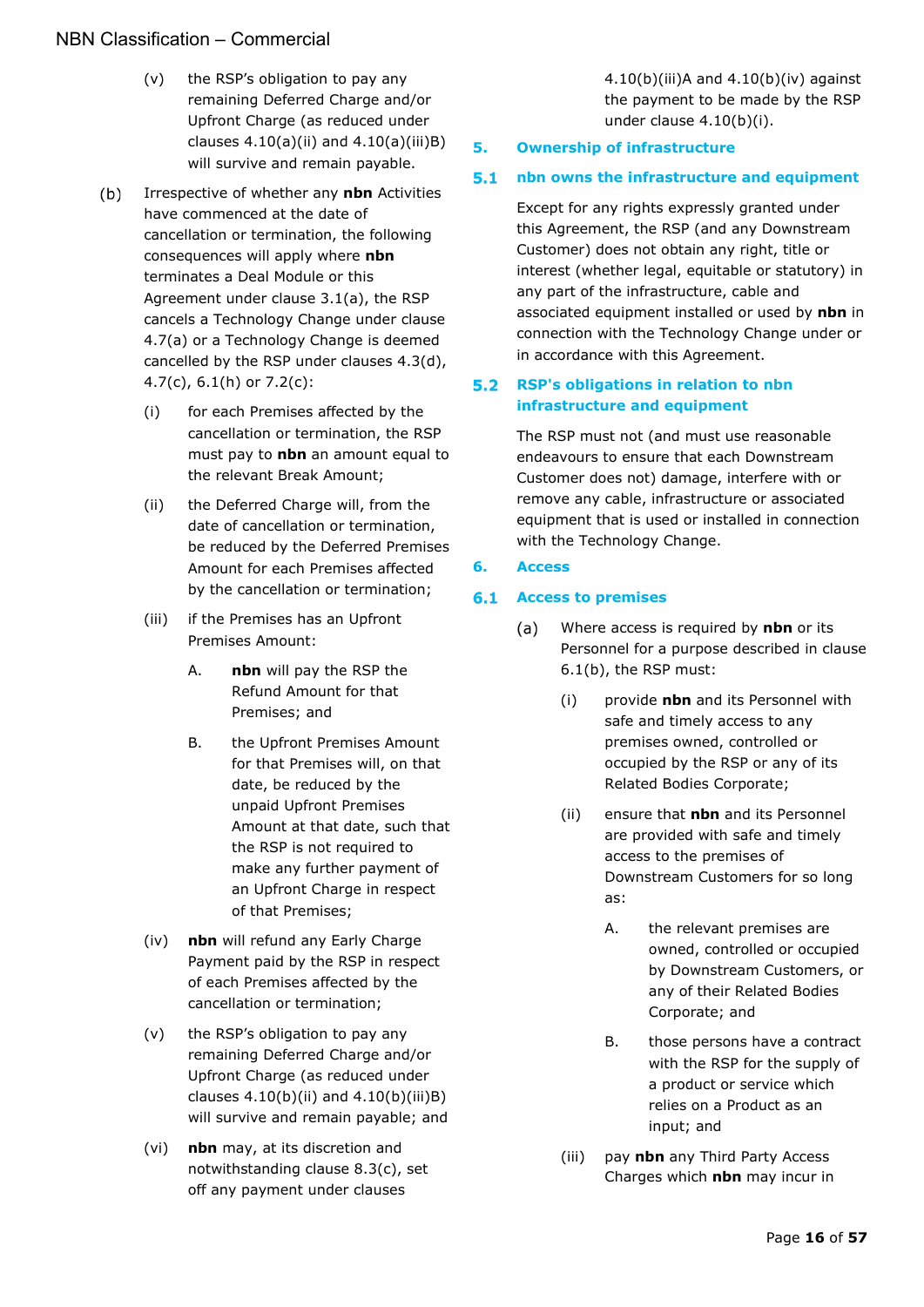(v) the RSP's obligation to pay any remaining Deferred Charge and/or Upfront Charge (as reduced under clauses 4.10(a)(ii) and 4.10(a)(iii)B) will survive and remain payable.

(b) Irrespective of whether any **nbn** Activities have commenced at the date of cancellation or termination, the following consequences will apply where **nbn** terminates a Deal Module or this Agreement under clause 3.1(a), the RSP cancels a Technology Change under clause 4.7(a) or a Technology Change is deemed cancelled by the RSP under clauses 4.3(d), 4.7(c), 6.1(h) or 7.2(c):

(i) for each Premises affected by the cancellation or termination, the RSP must pay to **nbn** an amount equal to the relevant Break Amount;

(ii) the Deferred Charge will, from the date of cancellation or termination, be reduced by the Deferred Premises Amount for each Premises affected by the cancellation or termination;

(iii) if the Premises has an Upfront Premises Amount:

A. **nbn** will pay the RSP the Refund Amount for that Premises; and

B. the Upfront Premises Amount for that Premises will, on that date, be reduced by the unpaid Upfront Premises Amount at that date, such that the RSP is not required to make any further payment of an Upfront Charge in respect of that Premises;

(iv) **nbn** will refund any Early Charge Payment paid by the RSP in respect of each Premises affected by the cancellation or termination;

(v) the RSP's obligation to pay any remaining Deferred Charge and/or Upfront Charge (as reduced under clauses 4.10(b)(ii) and 4.10(b)(iii)B) will survive and remain payable; and

(vi) **nbn** may, at its discretion and notwithstanding clause 8.3(c), set off any payment under clauses 4.10(b)(iii)A and 4.10(b)(iv) against the payment to be made by the RSP under clause 4.10(b)(i).

## 5. Ownership of infrastructure

### 5.1 nbn owns the infrastructure and equipment

Except for any rights expressly granted under this Agreement, the RSP (and any Downstream Customer) does not obtain any right, title or interest (whether legal, equitable or statutory) in any part of the infrastructure, cable and associated equipment installed or used by **nbn** in connection with the Technology Change under or in accordance with this Agreement.

### 5.2 RSP's obligations in relation to nbn infrastructure and equipment

The RSP must not (and must use reasonable endeavours to ensure that each Downstream Customer does not) damage, interfere with or remove any cable, infrastructure or associated equipment that is used or installed in connection with the Technology Change.

## 6. Access

### 6.1 Access to premises

(a) Where access is required by **nbn** or its Personnel for a purpose described in clause 6.1(b), the RSP must:

(i) provide **nbn** and its Personnel with safe and timely access to any premises owned, controlled or occupied by the RSP or any of its Related Bodies Corporate;

(ii) ensure that **nbn** and its Personnel are provided with safe and timely access to the premises of Downstream Customers for so long as:

A. the relevant premises are owned, controlled or occupied by Downstream Customers, or any of their Related Bodies Corporate; and

B. those persons have a contract with the RSP for the supply of a product or service which relies on a Product as an input; and

(iii) pay **nbn** any Third Party Access Charges which **nbn** may incur in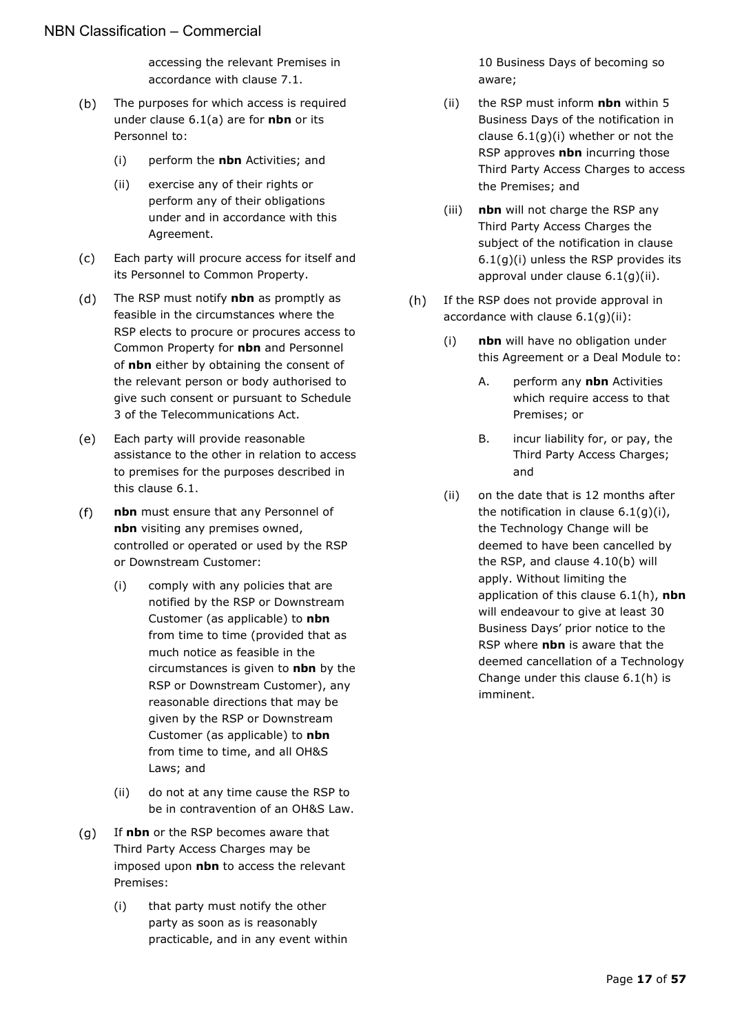accessing the relevant Premises in accordance with clause 7.1.

(b) The purposes for which access is required under clause 6.1(a) are for **nbn** or its Personnel to:

  (i) perform the **nbn** Activities; and

  (ii) exercise any of their rights or perform any of their obligations under and in accordance with this Agreement.

(c) Each party will procure access for itself and its Personnel to Common Property.

(d) The RSP must notify **nbn** as promptly as feasible in the circumstances where the RSP elects to procure or procures access to Common Property for **nbn** and Personnel of **nbn** either by obtaining the consent of the relevant person or body authorised to give such consent or pursuant to Schedule 3 of the Telecommunications Act.

(e) Each party will provide reasonable assistance to the other in relation to access to premises for the purposes described in this clause 6.1.

(f) **nbn** must ensure that any Personnel of **nbn** visiting any premises owned, controlled or operated or used by the RSP or Downstream Customer:

  (i) comply with any policies that are notified by the RSP or Downstream Customer (as applicable) to **nbn** from time to time (provided that as much notice as feasible in the circumstances is given to **nbn** by the RSP or Downstream Customer), any reasonable directions that may be given by the RSP or Downstream Customer (as applicable) to **nbn** from time to time, and all OH&S Laws; and

  (ii) do not at any time cause the RSP to be in contravention of an OH&S Law.

(g) If **nbn** or the RSP becomes aware that Third Party Access Charges may be imposed upon **nbn** to access the relevant Premises:

  (i) that party must notify the other party as soon as is reasonably practicable, and in any event within 10 Business Days of becoming so aware;

  (ii) the RSP must inform **nbn** within 5 Business Days of the notification in clause 6.1(g)(i) whether or not the RSP approves **nbn** incurring those Third Party Access Charges to access the Premises; and

  (iii) **nbn** will not charge the RSP any Third Party Access Charges the subject of the notification in clause 6.1(g)(i) unless the RSP provides its approval under clause 6.1(g)(ii).

(h) If the RSP does not provide approval in accordance with clause 6.1(g)(ii):

  (i) **nbn** will have no obligation under this Agreement or a Deal Module to:

    A. perform any **nbn** Activities which require access to that Premises; or

    B. incur liability for, or pay, the Third Party Access Charges; and

  (ii) on the date that is 12 months after the notification in clause 6.1(g)(i), the Technology Change will be deemed to have been cancelled by the RSP, and clause 4.10(b) will apply. Without limiting the application of this clause 6.1(h), **nbn** will endeavour to give at least 30 Business Days' prior notice to the RSP where **nbn** is aware that the deemed cancellation of a Technology Change under this clause 6.1(h) is imminent.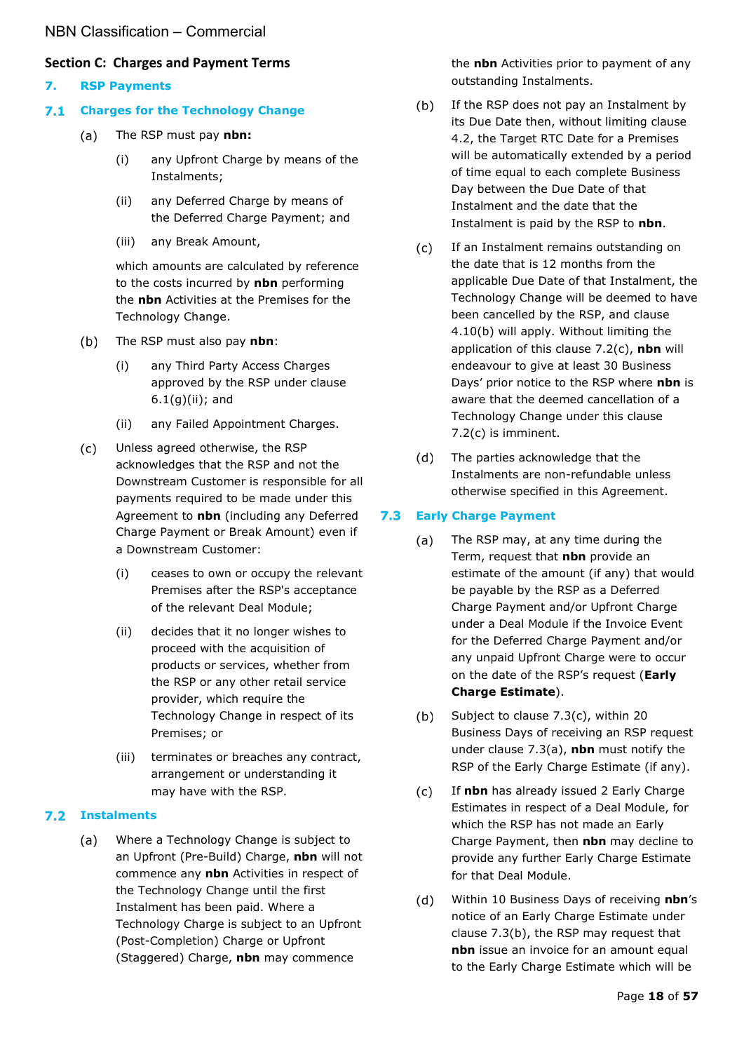## Section C: Charges and Payment Terms

### 7. RSP Payments

#### 7.1 Charges for the Technology Change

(a) The RSP must pay **nbn:**

(i) any Upfront Charge by means of the Instalments;

(ii) any Deferred Charge by means of the Deferred Charge Payment; and

(iii) any Break Amount,

which amounts are calculated by reference to the costs incurred by **nbn** performing the **nbn** Activities at the Premises for the Technology Change.

(b) The RSP must also pay **nbn**:

(i) any Third Party Access Charges approved by the RSP under clause 6.1(g)(ii); and

(ii) any Failed Appointment Charges.

(c) Unless agreed otherwise, the RSP acknowledges that the RSP and not the Downstream Customer is responsible for all payments required to be made under this Agreement to **nbn** (including any Deferred Charge Payment or Break Amount) even if a Downstream Customer:

(i) ceases to own or occupy the relevant Premises after the RSP's acceptance of the relevant Deal Module;

(ii) decides that it no longer wishes to proceed with the acquisition of products or services, whether from the RSP or any other retail service provider, which require the Technology Change in respect of its Premises; or

(iii) terminates or breaches any contract, arrangement or understanding it may have with the RSP.

#### 7.2 Instalments

(a) Where a Technology Change is subject to an Upfront (Pre-Build) Charge, **nbn** will not commence any **nbn** Activities in respect of the Technology Change until the first Instalment has been paid. Where a Technology Charge is subject to an Upfront (Post-Completion) Charge or Upfront (Staggered) Charge, **nbn** may commence the **nbn** Activities prior to payment of any outstanding Instalments.

(b) If the RSP does not pay an Instalment by its Due Date then, without limiting clause 4.2, the Target RTC Date for a Premises will be automatically extended by a period of time equal to each complete Business Day between the Due Date of that Instalment and the date that the Instalment is paid by the RSP to **nbn**.

(c) If an Instalment remains outstanding on the date that is 12 months from the applicable Due Date of that Instalment, the Technology Change will be deemed to have been cancelled by the RSP, and clause 4.10(b) will apply. Without limiting the application of this clause 7.2(c), **nbn** will endeavour to give at least 30 Business Days' prior notice to the RSP where **nbn** is aware that the deemed cancellation of a Technology Change under this clause 7.2(c) is imminent.

(d) The parties acknowledge that the Instalments are non-refundable unless otherwise specified in this Agreement.

#### 7.3 Early Charge Payment

(a) The RSP may, at any time during the Term, request that **nbn** provide an estimate of the amount (if any) that would be payable by the RSP as a Deferred Charge Payment and/or Upfront Charge under a Deal Module if the Invoice Event for the Deferred Charge Payment and/or any unpaid Upfront Charge were to occur on the date of the RSP's request (**Early Charge Estimate**).

(b) Subject to clause 7.3(c), within 20 Business Days of receiving an RSP request under clause 7.3(a), **nbn** must notify the RSP of the Early Charge Estimate (if any).

(c) If **nbn** has already issued 2 Early Charge Estimates in respect of a Deal Module, for which the RSP has not made an Early Charge Payment, then **nbn** may decline to provide any further Early Charge Estimate for that Deal Module.

(d) Within 10 Business Days of receiving **nbn**'s notice of an Early Charge Estimate under clause 7.3(b), the RSP may request that **nbn** issue an invoice for an amount equal to the Early Charge Estimate which will be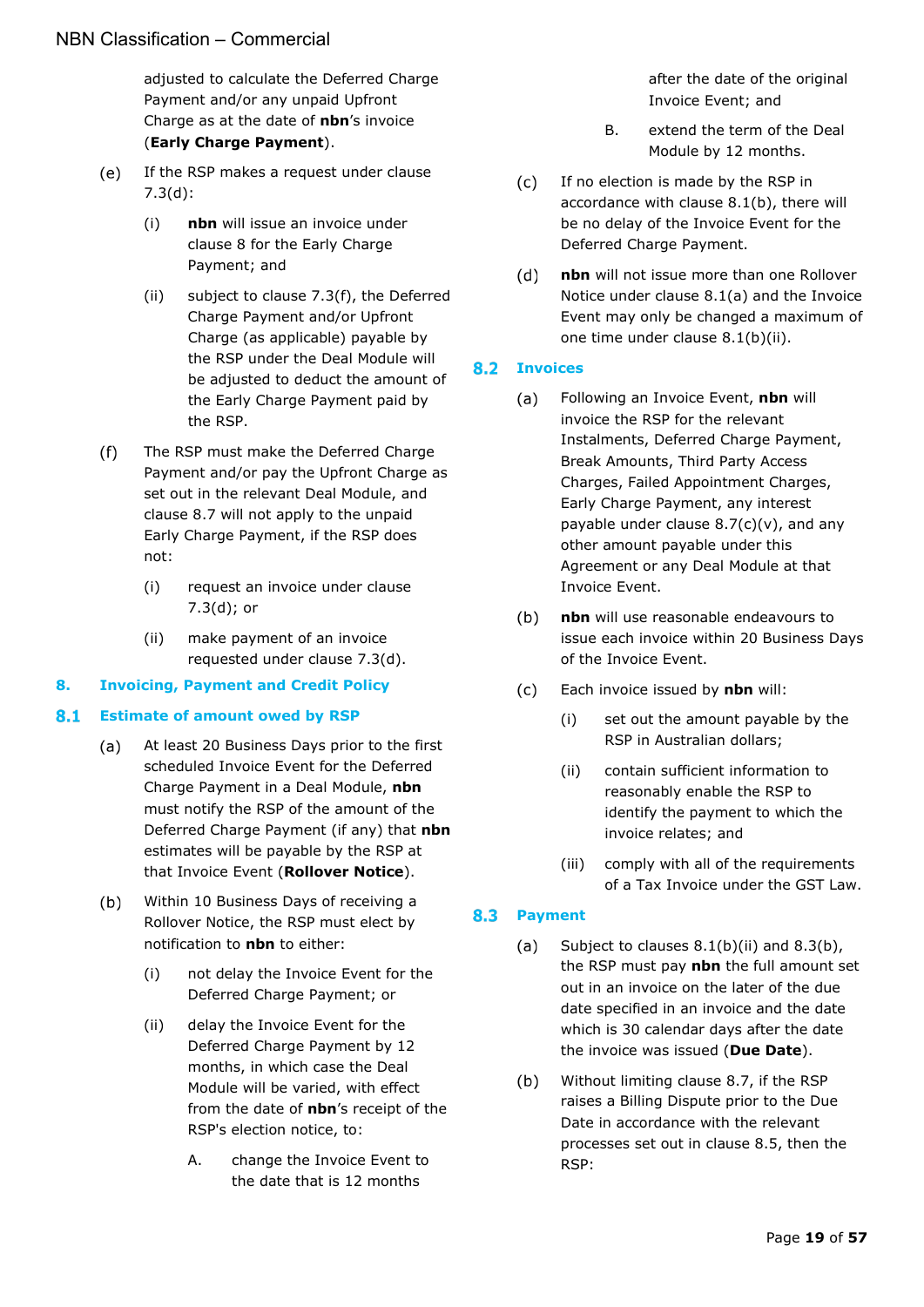adjusted to calculate the Deferred Charge Payment and/or any unpaid Upfront Charge as at the date of **nbn**'s invoice (**Early Charge Payment**).

(e) If the RSP makes a request under clause 7.3(d):

(i) **nbn** will issue an invoice under clause 8 for the Early Charge Payment; and

(ii) subject to clause 7.3(f), the Deferred Charge Payment and/or Upfront Charge (as applicable) payable by the RSP under the Deal Module will be adjusted to deduct the amount of the Early Charge Payment paid by the RSP.

(f) The RSP must make the Deferred Charge Payment and/or pay the Upfront Charge as set out in the relevant Deal Module, and clause 8.7 will not apply to the unpaid Early Charge Payment, if the RSP does not:

(i) request an invoice under clause 7.3(d); or

(ii) make payment of an invoice requested under clause 7.3(d).

## 8. Invoicing, Payment and Credit Policy

### 8.1 Estimate of amount owed by RSP

(a) At least 20 Business Days prior to the first scheduled Invoice Event for the Deferred Charge Payment in a Deal Module, **nbn** must notify the RSP of the amount of the Deferred Charge Payment (if any) that **nbn** estimates will be payable by the RSP at that Invoice Event (**Rollover Notice**).

(b) Within 10 Business Days of receiving a Rollover Notice, the RSP must elect by notification to **nbn** to either:

(i) not delay the Invoice Event for the Deferred Charge Payment; or

(ii) delay the Invoice Event for the Deferred Charge Payment by 12 months, in which case the Deal Module will be varied, with effect from the date of **nbn**'s receipt of the RSP's election notice, to:

A. change the Invoice Event to the date that is 12 months after the date of the original Invoice Event; and

B. extend the term of the Deal Module by 12 months.

(c) If no election is made by the RSP in accordance with clause 8.1(b), there will be no delay of the Invoice Event for the Deferred Charge Payment.

(d) **nbn** will not issue more than one Rollover Notice under clause 8.1(a) and the Invoice Event may only be changed a maximum of one time under clause 8.1(b)(ii).

### 8.2 Invoices

(a) Following an Invoice Event, **nbn** will invoice the RSP for the relevant Instalments, Deferred Charge Payment, Break Amounts, Third Party Access Charges, Failed Appointment Charges, Early Charge Payment, any interest payable under clause 8.7(c)(v), and any other amount payable under this Agreement or any Deal Module at that Invoice Event.

(b) **nbn** will use reasonable endeavours to issue each invoice within 20 Business Days of the Invoice Event.

(c) Each invoice issued by **nbn** will:

(i) set out the amount payable by the RSP in Australian dollars;

(ii) contain sufficient information to reasonably enable the RSP to identify the payment to which the invoice relates; and

(iii) comply with all of the requirements of a Tax Invoice under the GST Law.

### 8.3 Payment

(a) Subject to clauses 8.1(b)(ii) and 8.3(b), the RSP must pay **nbn** the full amount set out in an invoice on the later of the due date specified in an invoice and the date which is 30 calendar days after the date the invoice was issued (**Due Date**).

(b) Without limiting clause 8.7, if the RSP raises a Billing Dispute prior to the Due Date in accordance with the relevant processes set out in clause 8.5, then the RSP: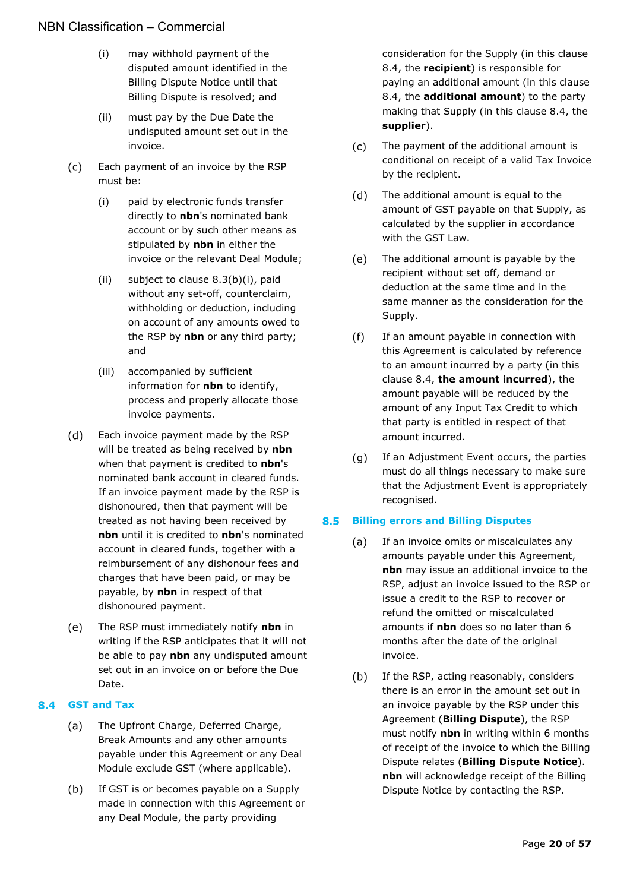(i) may withhold payment of the disputed amount identified in the Billing Dispute Notice until that Billing Dispute is resolved; and

(ii) must pay by the Due Date the undisputed amount set out in the invoice.

(c) Each payment of an invoice by the RSP must be:

(i) paid by electronic funds transfer directly to **nbn**'s nominated bank account or by such other means as stipulated by **nbn** in either the invoice or the relevant Deal Module;

(ii) subject to clause 8.3(b)(i), paid without any set-off, counterclaim, withholding or deduction, including on account of any amounts owed to the RSP by **nbn** or any third party; and

(iii) accompanied by sufficient information for **nbn** to identify, process and properly allocate those invoice payments.

(d) Each invoice payment made by the RSP will be treated as being received by **nbn** when that payment is credited to **nbn**'s nominated bank account in cleared funds. If an invoice payment made by the RSP is dishonoured, then that payment will be treated as not having been received by **nbn** until it is credited to **nbn**'s nominated account in cleared funds, together with a reimbursement of any dishonour fees and charges that have been paid, or may be payable, by **nbn** in respect of that dishonoured payment.

(e) The RSP must immediately notify **nbn** in writing if the RSP anticipates that it will not be able to pay **nbn** any undisputed amount set out in an invoice on or before the Due Date.

## 8.4 GST and Tax

(a) The Upfront Charge, Deferred Charge, Break Amounts and any other amounts payable under this Agreement or any Deal Module exclude GST (where applicable).

(b) If GST is or becomes payable on a Supply made in connection with this Agreement or any Deal Module, the party providing consideration for the Supply (in this clause 8.4, the **recipient**) is responsible for paying an additional amount (in this clause 8.4, the **additional amount**) to the party making that Supply (in this clause 8.4, the **supplier**).

(c) The payment of the additional amount is conditional on receipt of a valid Tax Invoice by the recipient.

(d) The additional amount is equal to the amount of GST payable on that Supply, as calculated by the supplier in accordance with the GST Law.

(e) The additional amount is payable by the recipient without set off, demand or deduction at the same time and in the same manner as the consideration for the Supply.

(f) If an amount payable in connection with this Agreement is calculated by reference to an amount incurred by a party (in this clause 8.4, **the amount incurred**), the amount payable will be reduced by the amount of any Input Tax Credit to which that party is entitled in respect of that amount incurred.

(g) If an Adjustment Event occurs, the parties must do all things necessary to make sure that the Adjustment Event is appropriately recognised.

## 8.5 Billing errors and Billing Disputes

(a) If an invoice omits or miscalculates any amounts payable under this Agreement, **nbn** may issue an additional invoice to the RSP, adjust an invoice issued to the RSP or issue a credit to the RSP to recover or refund the omitted or miscalculated amounts if **nbn** does so no later than 6 months after the date of the original invoice.

(b) If the RSP, acting reasonably, considers there is an error in the amount set out in an invoice payable by the RSP under this Agreement (**Billing Dispute**), the RSP must notify **nbn** in writing within 6 months of receipt of the invoice to which the Billing Dispute relates (**Billing Dispute Notice**). **nbn** will acknowledge receipt of the Billing Dispute Notice by contacting the RSP.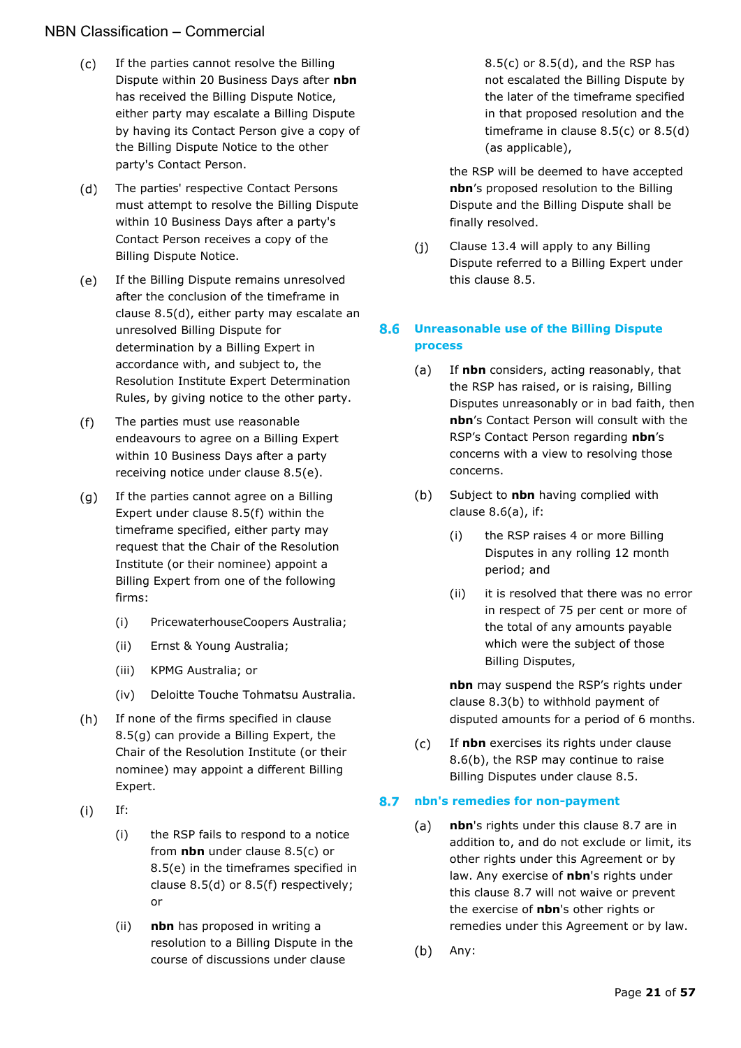(c) If the parties cannot resolve the Billing Dispute within 20 Business Days after **nbn** has received the Billing Dispute Notice, either party may escalate a Billing Dispute by having its Contact Person give a copy of the Billing Dispute Notice to the other party's Contact Person.

(d) The parties' respective Contact Persons must attempt to resolve the Billing Dispute within 10 Business Days after a party's Contact Person receives a copy of the Billing Dispute Notice.

(e) If the Billing Dispute remains unresolved after the conclusion of the timeframe in clause 8.5(d), either party may escalate an unresolved Billing Dispute for determination by a Billing Expert in accordance with, and subject to, the Resolution Institute Expert Determination Rules, by giving notice to the other party.

(f) The parties must use reasonable endeavours to agree on a Billing Expert within 10 Business Days after a party receiving notice under clause 8.5(e).

(g) If the parties cannot agree on a Billing Expert under clause 8.5(f) within the timeframe specified, either party may request that the Chair of the Resolution Institute (or their nominee) appoint a Billing Expert from one of the following firms:

   (i) PricewaterhouseCoopers Australia;

   (ii) Ernst & Young Australia;

   (iii) KPMG Australia; or

   (iv) Deloitte Touche Tohmatsu Australia.

(h) If none of the firms specified in clause 8.5(g) can provide a Billing Expert, the Chair of the Resolution Institute (or their nominee) may appoint a different Billing Expert.

(i) If:

   (i) the RSP fails to respond to a notice from **nbn** under clause 8.5(c) or 8.5(e) in the timeframes specified in clause 8.5(d) or 8.5(f) respectively; or

   (ii) **nbn** has proposed in writing a resolution to a Billing Dispute in the course of discussions under clause 8.5(c) or 8.5(d), and the RSP has not escalated the Billing Dispute by the later of the timeframe specified in that proposed resolution and the timeframe in clause 8.5(c) or 8.5(d) (as applicable),

   the RSP will be deemed to have accepted **nbn**'s proposed resolution to the Billing Dispute and the Billing Dispute shall be finally resolved.

(j) Clause 13.4 will apply to any Billing Dispute referred to a Billing Expert under this clause 8.5.

## 8.6 Unreasonable use of the Billing Dispute process

(a) If **nbn** considers, acting reasonably, that the RSP has raised, or is raising, Billing Disputes unreasonably or in bad faith, then **nbn**'s Contact Person will consult with the RSP's Contact Person regarding **nbn**'s concerns with a view to resolving those concerns.

(b) Subject to **nbn** having complied with clause 8.6(a), if:

   (i) the RSP raises 4 or more Billing Disputes in any rolling 12 month period; and

   (ii) it is resolved that there was no error in respect of 75 per cent or more of the total of any amounts payable which were the subject of those Billing Disputes,

   **nbn** may suspend the RSP's rights under clause 8.3(b) to withhold payment of disputed amounts for a period of 6 months.

(c) If **nbn** exercises its rights under clause 8.6(b), the RSP may continue to raise Billing Disputes under clause 8.5.

## 8.7 nbn's remedies for non-payment

(a) **nbn**'s rights under this clause 8.7 are in addition to, and do not exclude or limit, its other rights under this Agreement or by law. Any exercise of **nbn**'s rights under this clause 8.7 will not waive or prevent the exercise of **nbn**'s other rights or remedies under this Agreement or by law.

(b) Any: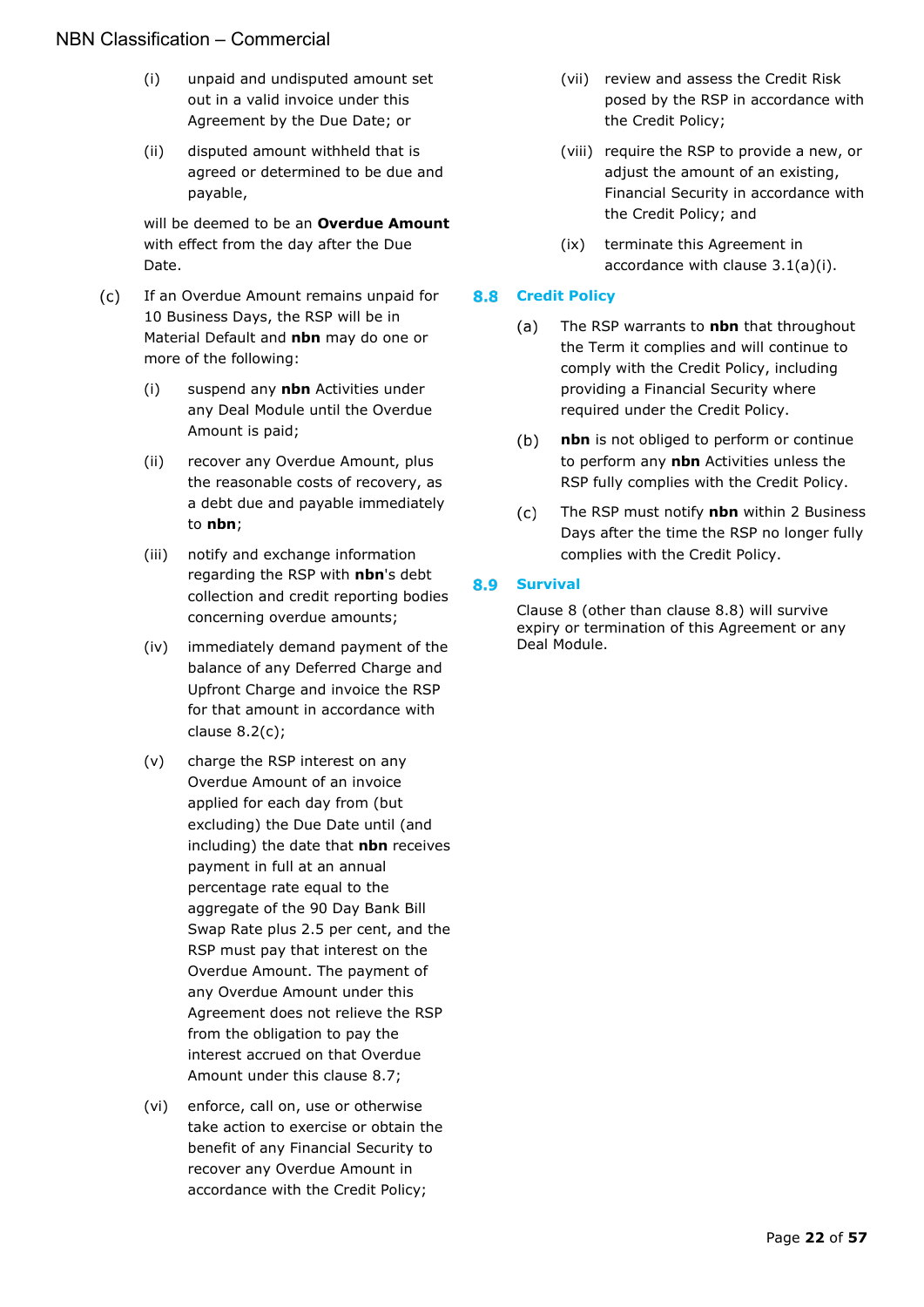(i) unpaid and undisputed amount set out in a valid invoice under this Agreement by the Due Date; or

(ii) disputed amount withheld that is agreed or determined to be due and payable,

will be deemed to be an **Overdue Amount** with effect from the day after the Due Date.

(c) If an Overdue Amount remains unpaid for 10 Business Days, the RSP will be in Material Default and **nbn** may do one or more of the following:

(i) suspend any **nbn** Activities under any Deal Module until the Overdue Amount is paid;

(ii) recover any Overdue Amount, plus the reasonable costs of recovery, as a debt due and payable immediately to **nbn**;

(iii) notify and exchange information regarding the RSP with **nbn**'s debt collection and credit reporting bodies concerning overdue amounts;

(iv) immediately demand payment of the balance of any Deferred Charge and Upfront Charge and invoice the RSP for that amount in accordance with clause 8.2(c);

(v) charge the RSP interest on any Overdue Amount of an invoice applied for each day from (but excluding) the Due Date until (and including) the date that **nbn** receives payment in full at an annual percentage rate equal to the aggregate of the 90 Day Bank Bill Swap Rate plus 2.5 per cent, and the RSP must pay that interest on the Overdue Amount. The payment of any Overdue Amount under this Agreement does not relieve the RSP from the obligation to pay the interest accrued on that Overdue Amount under this clause 8.7;

(vi) enforce, call on, use or otherwise take action to exercise or obtain the benefit of any Financial Security to recover any Overdue Amount in accordance with the Credit Policy;

(vii) review and assess the Credit Risk posed by the RSP in accordance with the Credit Policy;

(viii) require the RSP to provide a new, or adjust the amount of an existing, Financial Security in accordance with the Credit Policy; and

(ix) terminate this Agreement in accordance with clause 3.1(a)(i).

## 8.8 Credit Policy

(a) The RSP warrants to **nbn** that throughout the Term it complies and will continue to comply with the Credit Policy, including providing a Financial Security where required under the Credit Policy.

(b) **nbn** is not obliged to perform or continue to perform any **nbn** Activities unless the RSP fully complies with the Credit Policy.

(c) The RSP must notify **nbn** within 2 Business Days after the time the RSP no longer fully complies with the Credit Policy.

## 8.9 Survival

Clause 8 (other than clause 8.8) will survive expiry or termination of this Agreement or any Deal Module.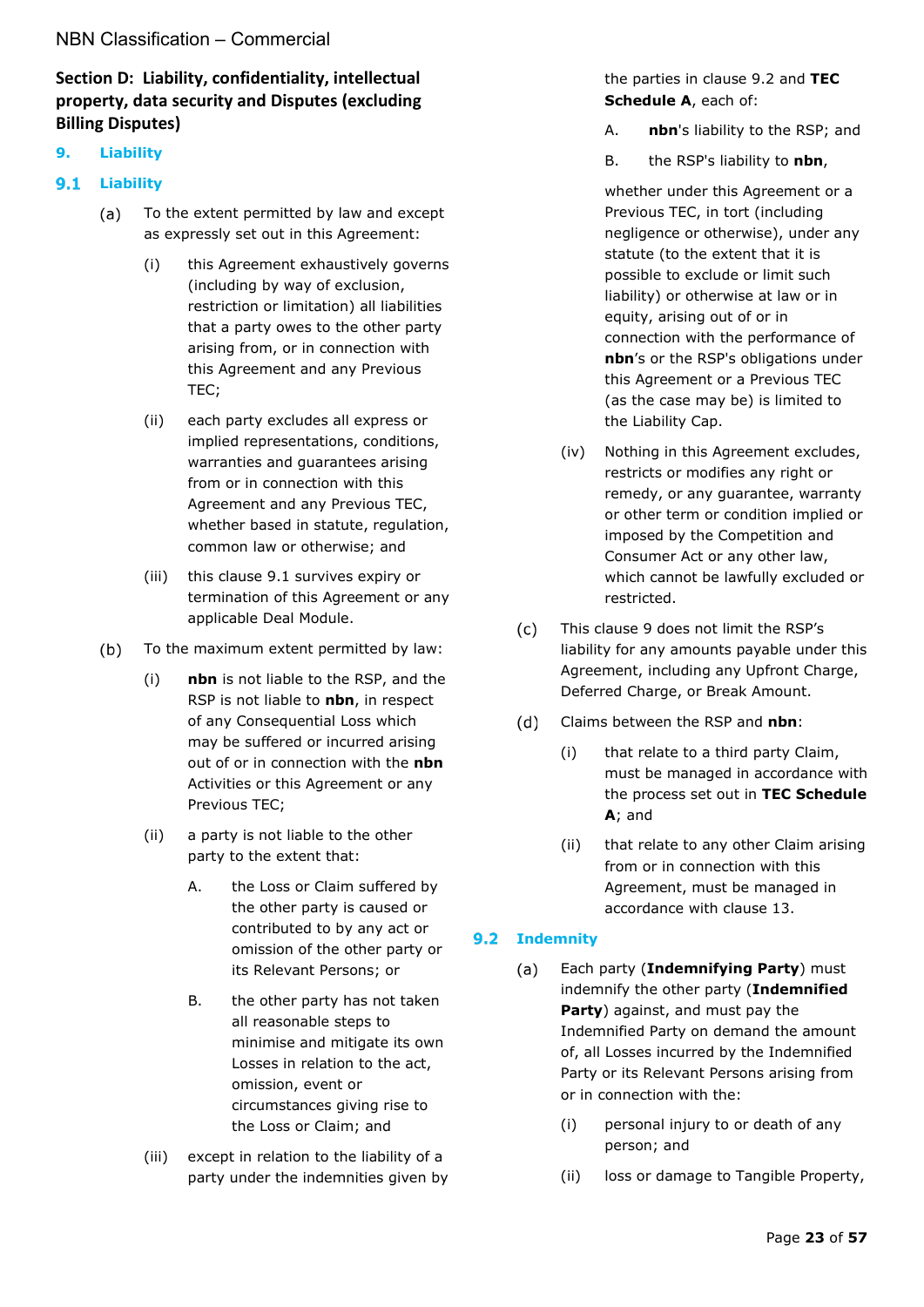## Section D: Liability, confidentiality, intellectual property, data security and Disputes (excluding Billing Disputes)

### 9. Liability

#### 9.1 Liability

(a) To the extent permitted by law and except as expressly set out in this Agreement:

(i) this Agreement exhaustively governs (including by way of exclusion, restriction or limitation) all liabilities that a party owes to the other party arising from, or in connection with this Agreement and any Previous TEC;

(ii) each party excludes all express or implied representations, conditions, warranties and guarantees arising from or in connection with this Agreement and any Previous TEC, whether based in statute, regulation, common law or otherwise; and

(iii) this clause 9.1 survives expiry or termination of this Agreement or any applicable Deal Module.

(b) To the maximum extent permitted by law:

(i) **nbn** is not liable to the RSP, and the RSP is not liable to **nbn**, in respect of any Consequential Loss which may be suffered or incurred arising out of or in connection with the **nbn** Activities or this Agreement or any Previous TEC;

(ii) a party is not liable to the other party to the extent that:

A. the Loss or Claim suffered by the other party is caused or contributed to by any act or omission of the other party or its Relevant Persons; or

B. the other party has not taken all reasonable steps to minimise and mitigate its own Losses in relation to the act, omission, event or circumstances giving rise to the Loss or Claim; and

(iii) except in relation to the liability of a party under the indemnities given by the parties in clause 9.2 and **TEC Schedule A**, each of:

A. **nbn**'s liability to the RSP; and

B. the RSP's liability to **nbn**,

whether under this Agreement or a Previous TEC, in tort (including negligence or otherwise), under any statute (to the extent that it is possible to exclude or limit such liability) or otherwise at law or in equity, arising out of or in connection with the performance of **nbn**'s or the RSP's obligations under this Agreement or a Previous TEC (as the case may be) is limited to the Liability Cap.

(iv) Nothing in this Agreement excludes, restricts or modifies any right or remedy, or any guarantee, warranty or other term or condition implied or imposed by the Competition and Consumer Act or any other law, which cannot be lawfully excluded or restricted.

(c) This clause 9 does not limit the RSP's liability for any amounts payable under this Agreement, including any Upfront Charge, Deferred Charge, or Break Amount.

(d) Claims between the RSP and **nbn**:

(i) that relate to a third party Claim, must be managed in accordance with the process set out in **TEC Schedule A**; and

(ii) that relate to any other Claim arising from or in connection with this Agreement, must be managed in accordance with clause 13.

#### 9.2 Indemnity

(a) Each party (**Indemnifying Party**) must indemnify the other party (**Indemnified Party**) against, and must pay the Indemnified Party on demand the amount of, all Losses incurred by the Indemnified Party or its Relevant Persons arising from or in connection with the:

(i) personal injury to or death of any person; and

(ii) loss or damage to Tangible Property,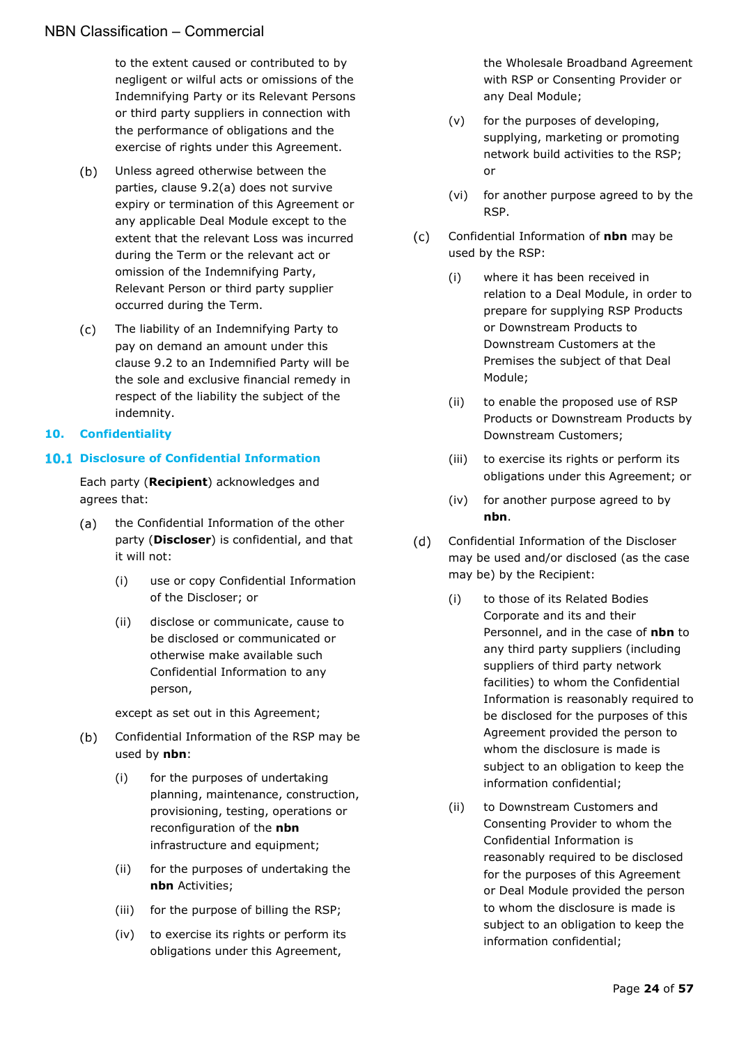to the extent caused or contributed to by negligent or wilful acts or omissions of the Indemnifying Party or its Relevant Persons or third party suppliers in connection with the performance of obligations and the exercise of rights under this Agreement.

(b) Unless agreed otherwise between the parties, clause 9.2(a) does not survive expiry or termination of this Agreement or any applicable Deal Module except to the extent that the relevant Loss was incurred during the Term or the relevant act or omission of the Indemnifying Party, Relevant Person or third party supplier occurred during the Term.

(c) The liability of an Indemnifying Party to pay on demand an amount under this clause 9.2 to an Indemnified Party will be the sole and exclusive financial remedy in respect of the liability the subject of the indemnity.

## 10. Confidentiality

### 10.1 Disclosure of Confidential Information

Each party (**Recipient**) acknowledges and agrees that:

(a) the Confidential Information of the other party (**Discloser**) is confidential, and that it will not:

(i) use or copy Confidential Information of the Discloser; or

(ii) disclose or communicate, cause to be disclosed or communicated or otherwise make available such Confidential Information to any person,

except as set out in this Agreement;

(b) Confidential Information of the RSP may be used by **nbn**:

(i) for the purposes of undertaking planning, maintenance, construction, provisioning, testing, operations or reconfiguration of the **nbn** infrastructure and equipment;

(ii) for the purposes of undertaking the **nbn** Activities;

(iii) for the purpose of billing the RSP;

(iv) to exercise its rights or perform its obligations under this Agreement, the Wholesale Broadband Agreement with RSP or Consenting Provider or any Deal Module;

(v) for the purposes of developing, supplying, marketing or promoting network build activities to the RSP; or

(vi) for another purpose agreed to by the RSP.

(c) Confidential Information of **nbn** may be used by the RSP:

(i) where it has been received in relation to a Deal Module, in order to prepare for supplying RSP Products or Downstream Products to Downstream Customers at the Premises the subject of that Deal Module;

(ii) to enable the proposed use of RSP Products or Downstream Products by Downstream Customers;

(iii) to exercise its rights or perform its obligations under this Agreement; or

(iv) for another purpose agreed to by **nbn**.

(d) Confidential Information of the Discloser may be used and/or disclosed (as the case may be) by the Recipient:

(i) to those of its Related Bodies Corporate and its and their Personnel, and in the case of **nbn** to any third party suppliers (including suppliers of third party network facilities) to whom the Confidential Information is reasonably required to be disclosed for the purposes of this Agreement provided the person to whom the disclosure is made is subject to an obligation to keep the information confidential;

(ii) to Downstream Customers and Consenting Provider to whom the Confidential Information is reasonably required to be disclosed for the purposes of this Agreement or Deal Module provided the person to whom the disclosure is made is subject to an obligation to keep the information confidential;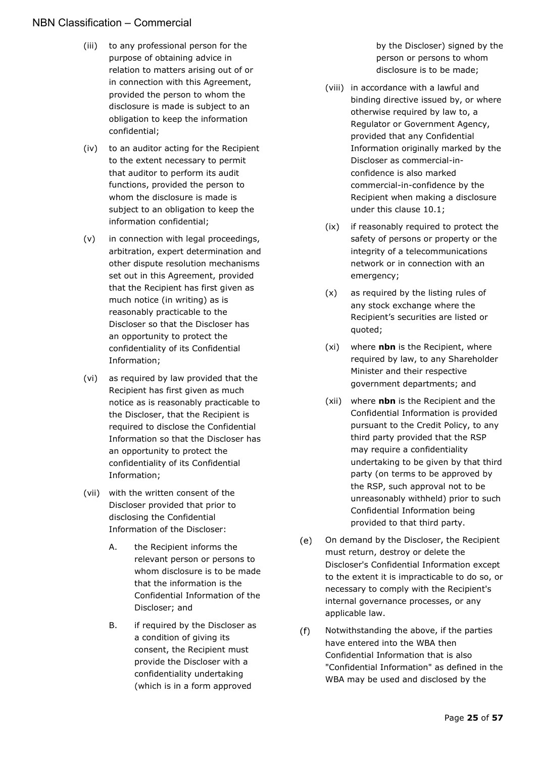(iii) to any professional person for the purpose of obtaining advice in relation to matters arising out of or in connection with this Agreement, provided the person to whom the disclosure is made is subject to an obligation to keep the information confidential;

(iv) to an auditor acting for the Recipient to the extent necessary to permit that auditor to perform its audit functions, provided the person to whom the disclosure is made is subject to an obligation to keep the information confidential;

(v) in connection with legal proceedings, arbitration, expert determination and other dispute resolution mechanisms set out in this Agreement, provided that the Recipient has first given as much notice (in writing) as is reasonably practicable to the Discloser so that the Discloser has an opportunity to protect the confidentiality of its Confidential Information;

(vi) as required by law provided that the Recipient has first given as much notice as is reasonably practicable to the Discloser, that the Recipient is required to disclose the Confidential Information so that the Discloser has an opportunity to protect the confidentiality of its Confidential Information;

(vii) with the written consent of the Discloser provided that prior to disclosing the Confidential Information of the Discloser:

   A. the Recipient informs the relevant person or persons to whom disclosure is to be made that the information is the Confidential Information of the Discloser; and

   B. if required by the Discloser as a condition of giving its consent, the Recipient must provide the Discloser with a confidentiality undertaking (which is in a form approved by the Discloser) signed by the person or persons to whom disclosure is to be made;

(viii) in accordance with a lawful and binding directive issued by, or where otherwise required by law to, a Regulator or Government Agency, provided that any Confidential Information originally marked by the Discloser as commercial-in-confidence is also marked commercial-in-confidence by the Recipient when making a disclosure under this clause 10.1;

(ix) if reasonably required to protect the safety of persons or property or the integrity of a telecommunications network or in connection with an emergency;

(x) as required by the listing rules of any stock exchange where the Recipient's securities are listed or quoted;

(xi) where **nbn** is the Recipient, where required by law, to any Shareholder Minister and their respective government departments; and

(xii) where **nbn** is the Recipient and the Confidential Information is provided pursuant to the Credit Policy, to any third party provided that the RSP may require a confidentiality undertaking to be given by that third party (on terms to be approved by the RSP, such approval not to be unreasonably withheld) prior to such Confidential Information being provided to that third party.

(e) On demand by the Discloser, the Recipient must return, destroy or delete the Discloser's Confidential Information except to the extent it is impracticable to do so, or necessary to comply with the Recipient's internal governance processes, or any applicable law.

(f) Notwithstanding the above, if the parties have entered into the WBA then Confidential Information that is also "Confidential Information" as defined in the WBA may be used and disclosed by the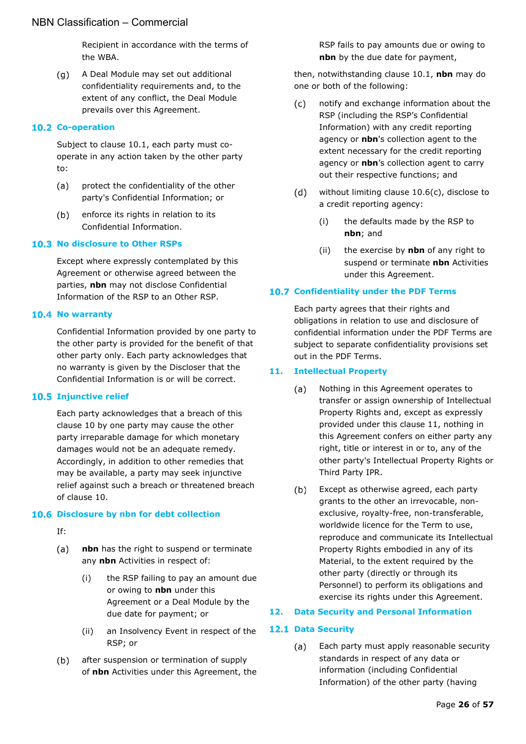Recipient in accordance with the terms of the WBA.

(g) A Deal Module may set out additional confidentiality requirements and, to the extent of any conflict, the Deal Module prevails over this Agreement.

### 10.2 Co-operation

Subject to clause 10.1, each party must co-operate in any action taken by the other party to:

(a) protect the confidentiality of the other party's Confidential Information; or

(b) enforce its rights in relation to its Confidential Information.

### 10.3 No disclosure to Other RSPs

Except where expressly contemplated by this Agreement or otherwise agreed between the parties, **nbn** may not disclose Confidential Information of the RSP to an Other RSP.

### 10.4 No warranty

Confidential Information provided by one party to the other party is provided for the benefit of that other party only. Each party acknowledges that no warranty is given by the Discloser that the Confidential Information is or will be correct.

### 10.5 Injunctive relief

Each party acknowledges that a breach of this clause 10 by one party may cause the other party irreparable damage for which monetary damages would not be an adequate remedy. Accordingly, in addition to other remedies that may be available, a party may seek injunctive relief against such a breach or threatened breach of clause 10.

### 10.6 Disclosure by nbn for debt collection

If:

(a) **nbn** has the right to suspend or terminate any **nbn** Activities in respect of:

   (i) the RSP failing to pay an amount due or owing to **nbn** under this Agreement or a Deal Module by the due date for payment; or

   (ii) an Insolvency Event in respect of the RSP; or

(b) after suspension or termination of supply of **nbn** Activities under this Agreement, the RSP fails to pay amounts due or owing to **nbn** by the due date for payment,

then, notwithstanding clause 10.1, **nbn** may do one or both of the following:

(c) notify and exchange information about the RSP (including the RSP's Confidential Information) with any credit reporting agency or **nbn**'s collection agent to the extent necessary for the credit reporting agency or **nbn**'s collection agent to carry out their respective functions; and

(d) without limiting clause 10.6(c), disclose to a credit reporting agency:

   (i) the defaults made by the RSP to **nbn**; and

   (ii) the exercise by **nbn** of any right to suspend or terminate **nbn** Activities under this Agreement.

### 10.7 Confidentiality under the PDF Terms

Each party agrees that their rights and obligations in relation to use and disclosure of confidential information under the PDF Terms are subject to separate confidentiality provisions set out in the PDF Terms.

## 11. Intellectual Property

(a) Nothing in this Agreement operates to transfer or assign ownership of Intellectual Property Rights and, except as expressly provided under this clause 11, nothing in this Agreement confers on either party any right, title or interest in or to, any of the other party's Intellectual Property Rights or Third Party IPR.

(b) Except as otherwise agreed, each party grants to the other an irrevocable, non-exclusive, royalty-free, non-transferable, worldwide licence for the Term to use, reproduce and communicate its Intellectual Property Rights embodied in any of its Material, to the extent required by the other party (directly or through its Personnel) to perform its obligations and exercise its rights under this Agreement.

## 12. Data Security and Personal Information

### 12.1 Data Security

(a) Each party must apply reasonable security standards in respect of any data or information (including Confidential Information) of the other party (having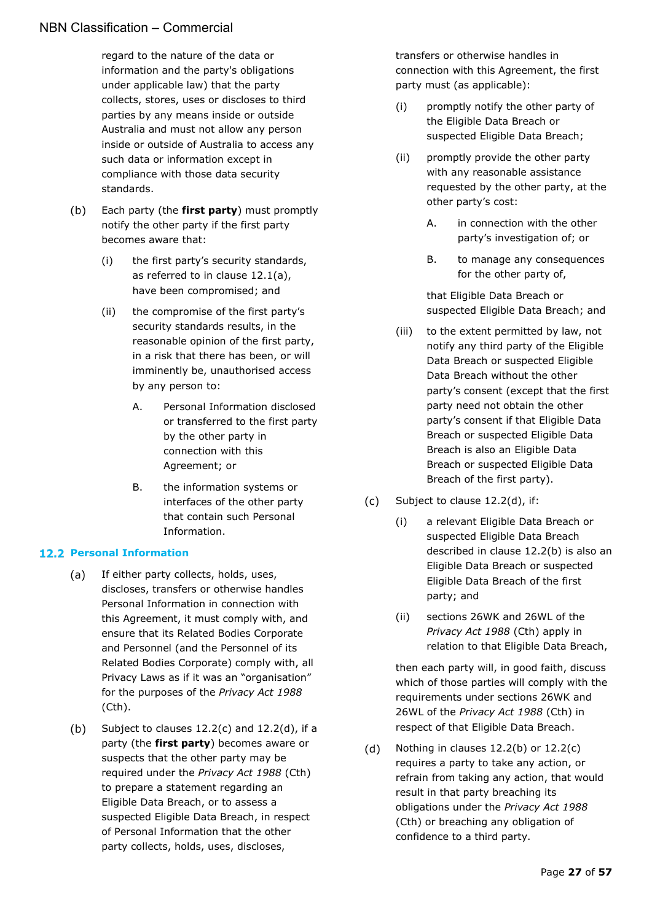regard to the nature of the data or information and the party's obligations under applicable law) that the party collects, stores, uses or discloses to third parties by any means inside or outside Australia and must not allow any person inside or outside of Australia to access any such data or information except in compliance with those data security standards.

(b) Each party (the **first party**) must promptly notify the other party if the first party becomes aware that:

(i) the first party's security standards, as referred to in clause 12.1(a), have been compromised; and

(ii) the compromise of the first party's security standards results, in the reasonable opinion of the first party, in a risk that there has been, or will imminently be, unauthorised access by any person to:

A. Personal Information disclosed or transferred to the first party by the other party in connection with this Agreement; or

B. the information systems or interfaces of the other party that contain such Personal Information.

## 12.2 Personal Information

(a) If either party collects, holds, uses, discloses, transfers or otherwise handles Personal Information in connection with this Agreement, it must comply with, and ensure that its Related Bodies Corporate and Personnel (and the Personnel of its Related Bodies Corporate) comply with, all Privacy Laws as if it was an "organisation" for the purposes of the *Privacy Act 1988* (Cth).

(b) Subject to clauses 12.2(c) and 12.2(d), if a party (the **first party**) becomes aware or suspects that the other party may be required under the *Privacy Act 1988* (Cth) to prepare a statement regarding an Eligible Data Breach, or to assess a suspected Eligible Data Breach, in respect of Personal Information that the other party collects, holds, uses, discloses, transfers or otherwise handles in connection with this Agreement, the first party must (as applicable):

(i) promptly notify the other party of the Eligible Data Breach or suspected Eligible Data Breach;

(ii) promptly provide the other party with any reasonable assistance requested by the other party, at the other party's cost:

A. in connection with the other party's investigation of; or

B. to manage any consequences for the other party of,

that Eligible Data Breach or suspected Eligible Data Breach; and

(iii) to the extent permitted by law, not notify any third party of the Eligible Data Breach or suspected Eligible Data Breach without the other party's consent (except that the first party need not obtain the other party's consent if that Eligible Data Breach or suspected Eligible Data Breach is also an Eligible Data Breach or suspected Eligible Data Breach of the first party).

(c) Subject to clause 12.2(d), if:

(i) a relevant Eligible Data Breach or suspected Eligible Data Breach described in clause 12.2(b) is also an Eligible Data Breach or suspected Eligible Data Breach of the first party; and

(ii) sections 26WK and 26WL of the *Privacy Act 1988* (Cth) apply in relation to that Eligible Data Breach,

then each party will, in good faith, discuss which of those parties will comply with the requirements under sections 26WK and 26WL of the *Privacy Act 1988* (Cth) in respect of that Eligible Data Breach.

(d) Nothing in clauses 12.2(b) or 12.2(c) requires a party to take any action, or refrain from taking any action, that would result in that party breaching its obligations under the *Privacy Act 1988* (Cth) or breaching any obligation of confidence to a third party.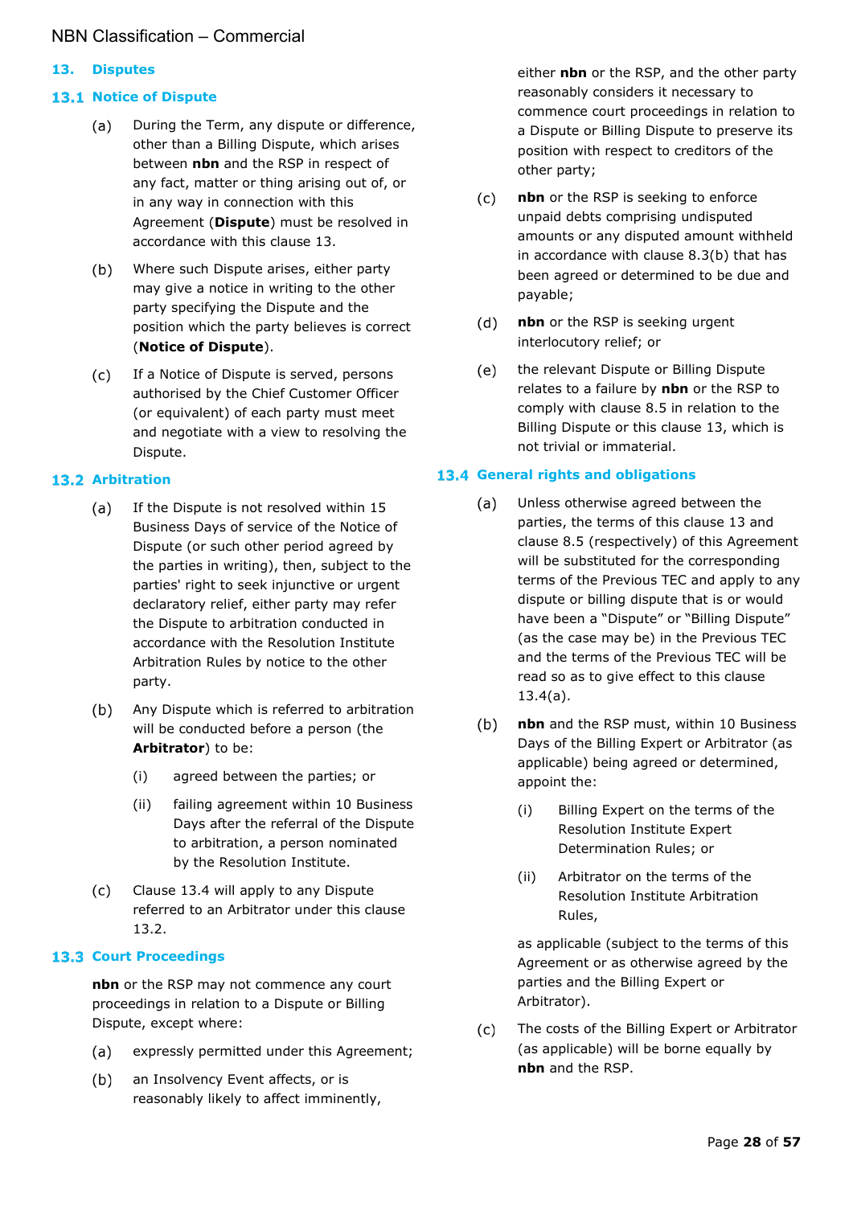## 13. Disputes

### 13.1 Notice of Dispute

(a) During the Term, any dispute or difference, other than a Billing Dispute, which arises between **nbn** and the RSP in respect of any fact, matter or thing arising out of, or in any way in connection with this Agreement (**Dispute**) must be resolved in accordance with this clause 13.

(b) Where such Dispute arises, either party may give a notice in writing to the other party specifying the Dispute and the position which the party believes is correct (**Notice of Dispute**).

(c) If a Notice of Dispute is served, persons authorised by the Chief Customer Officer (or equivalent) of each party must meet and negotiate with a view to resolving the Dispute.

### 13.2 Arbitration

(a) If the Dispute is not resolved within 15 Business Days of service of the Notice of Dispute (or such other period agreed by the parties in writing), then, subject to the parties' right to seek injunctive or urgent declaratory relief, either party may refer the Dispute to arbitration conducted in accordance with the Resolution Institute Arbitration Rules by notice to the other party.

(b) Any Dispute which is referred to arbitration will be conducted before a person (the **Arbitrator**) to be:

  (i) agreed between the parties; or

  (ii) failing agreement within 10 Business Days after the referral of the Dispute to arbitration, a person nominated by the Resolution Institute.

(c) Clause 13.4 will apply to any Dispute referred to an Arbitrator under this clause 13.2.

### 13.3 Court Proceedings

**nbn** or the RSP may not commence any court proceedings in relation to a Dispute or Billing Dispute, except where:

(a) expressly permitted under this Agreement;

(b) an Insolvency Event affects, or is reasonably likely to affect imminently, either **nbn** or the RSP, and the other party reasonably considers it necessary to commence court proceedings in relation to a Dispute or Billing Dispute to preserve its position with respect to creditors of the other party;

(c) **nbn** or the RSP is seeking to enforce unpaid debts comprising undisputed amounts or any disputed amount withheld in accordance with clause 8.3(b) that has been agreed or determined to be due and payable;

(d) **nbn** or the RSP is seeking urgent interlocutory relief; or

(e) the relevant Dispute or Billing Dispute relates to a failure by **nbn** or the RSP to comply with clause 8.5 in relation to the Billing Dispute or this clause 13, which is not trivial or immaterial.

### 13.4 General rights and obligations

(a) Unless otherwise agreed between the parties, the terms of this clause 13 and clause 8.5 (respectively) of this Agreement will be substituted for the corresponding terms of the Previous TEC and apply to any dispute or billing dispute that is or would have been a "Dispute" or "Billing Dispute" (as the case may be) in the Previous TEC and the terms of the Previous TEC will be read so as to give effect to this clause 13.4(a).

(b) **nbn** and the RSP must, within 10 Business Days of the Billing Expert or Arbitrator (as applicable) being agreed or determined, appoint the:

  (i) Billing Expert on the terms of the Resolution Institute Expert Determination Rules; or

  (ii) Arbitrator on the terms of the Resolution Institute Arbitration Rules,

as applicable (subject to the terms of this Agreement or as otherwise agreed by the parties and the Billing Expert or Arbitrator).

(c) The costs of the Billing Expert or Arbitrator (as applicable) will be borne equally by **nbn** and the RSP.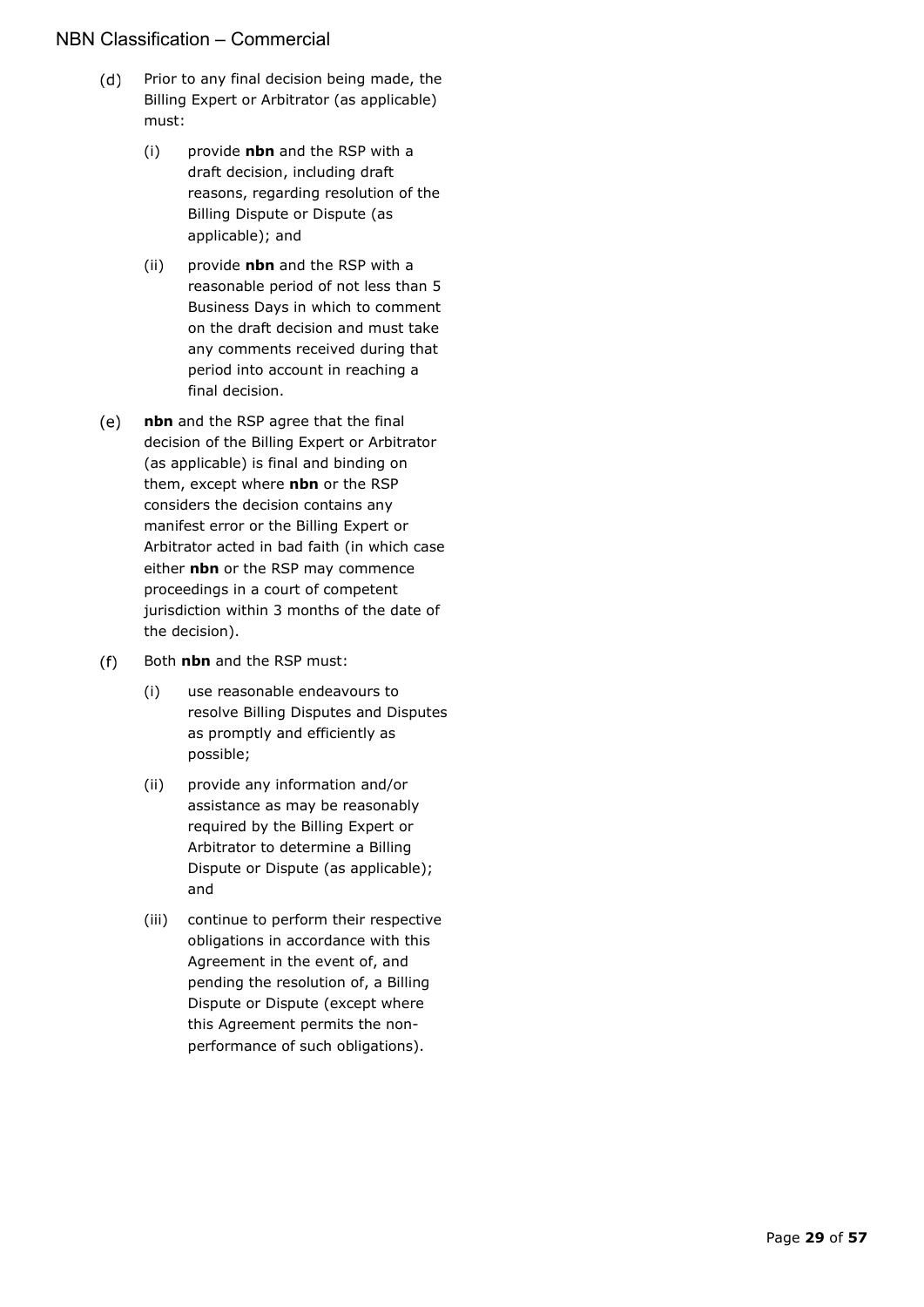(d) Prior to any final decision being made, the Billing Expert or Arbitrator (as applicable) must:

   (i) provide **nbn** and the RSP with a draft decision, including draft reasons, regarding resolution of the Billing Dispute or Dispute (as applicable); and

   (ii) provide **nbn** and the RSP with a reasonable period of not less than 5 Business Days in which to comment on the draft decision and must take any comments received during that period into account in reaching a final decision.

(e) **nbn** and the RSP agree that the final decision of the Billing Expert or Arbitrator (as applicable) is final and binding on them, except where **nbn** or the RSP considers the decision contains any manifest error or the Billing Expert or Arbitrator acted in bad faith (in which case either **nbn** or the RSP may commence proceedings in a court of competent jurisdiction within 3 months of the date of the decision).

(f) Both **nbn** and the RSP must:

   (i) use reasonable endeavours to resolve Billing Disputes and Disputes as promptly and efficiently as possible;

   (ii) provide any information and/or assistance as may be reasonably required by the Billing Expert or Arbitrator to determine a Billing Dispute or Dispute (as applicable); and

   (iii) continue to perform their respective obligations in accordance with this Agreement in the event of, and pending the resolution of, a Billing Dispute or Dispute (except where this Agreement permits the non-performance of such obligations).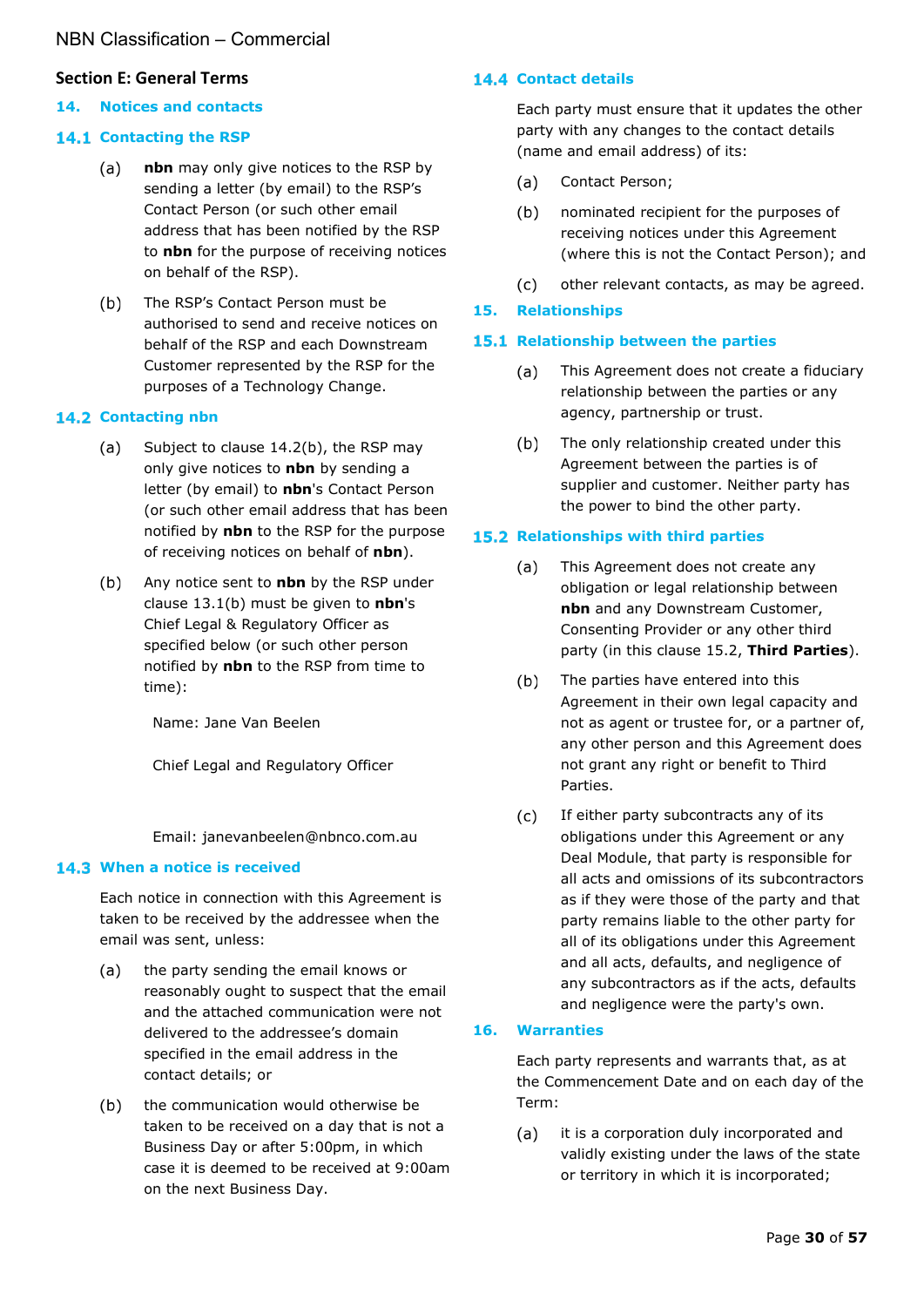## Section E: General Terms

## 14. Notices and contacts

### 14.1 Contacting the RSP

(a) **nbn** may only give notices to the RSP by sending a letter (by email) to the RSP's Contact Person (or such other email address that has been notified by the RSP to **nbn** for the purpose of receiving notices on behalf of the RSP).

(b) The RSP's Contact Person must be authorised to send and receive notices on behalf of the RSP and each Downstream Customer represented by the RSP for the purposes of a Technology Change.

### 14.2 Contacting nbn

(a) Subject to clause 14.2(b), the RSP may only give notices to **nbn** by sending a letter (by email) to **nbn**'s Contact Person (or such other email address that has been notified by **nbn** to the RSP for the purpose of receiving notices on behalf of **nbn**).

(b) Any notice sent to **nbn** by the RSP under clause 13.1(b) must be given to **nbn**'s Chief Legal & Regulatory Officer as specified below (or such other person notified by **nbn** to the RSP from time to time):

Name: Jane Van Beelen

Chief Legal and Regulatory Officer

Email: janevanbeelen@nbnco.com.au

### 14.3 When a notice is received

Each notice in connection with this Agreement is taken to be received by the addressee when the email was sent, unless:

(a) the party sending the email knows or reasonably ought to suspect that the email and the attached communication were not delivered to the addressee's domain specified in the email address in the contact details; or

(b) the communication would otherwise be taken to be received on a day that is not a Business Day or after 5:00pm, in which case it is deemed to be received at 9:00am on the next Business Day.

### 14.4 Contact details

Each party must ensure that it updates the other party with any changes to the contact details (name and email address) of its:

(a) Contact Person;

(b) nominated recipient for the purposes of receiving notices under this Agreement (where this is not the Contact Person); and

(c) other relevant contacts, as may be agreed.

## 15. Relationships

### 15.1 Relationship between the parties

(a) This Agreement does not create a fiduciary relationship between the parties or any agency, partnership or trust.

(b) The only relationship created under this Agreement between the parties is of supplier and customer. Neither party has the power to bind the other party.

### 15.2 Relationships with third parties

(a) This Agreement does not create any obligation or legal relationship between **nbn** and any Downstream Customer, Consenting Provider or any other third party (in this clause 15.2, **Third Parties**).

(b) The parties have entered into this Agreement in their own legal capacity and not as agent or trustee for, or a partner of, any other person and this Agreement does not grant any right or benefit to Third Parties.

(c) If either party subcontracts any of its obligations under this Agreement or any Deal Module, that party is responsible for all acts and omissions of its subcontractors as if they were those of the party and that party remains liable to the other party for all of its obligations under this Agreement and all acts, defaults, and negligence of any subcontractors as if the acts, defaults and negligence were the party's own.

## 16. Warranties

Each party represents and warrants that, as at the Commencement Date and on each day of the Term:

(a) it is a corporation duly incorporated and validly existing under the laws of the state or territory in which it is incorporated;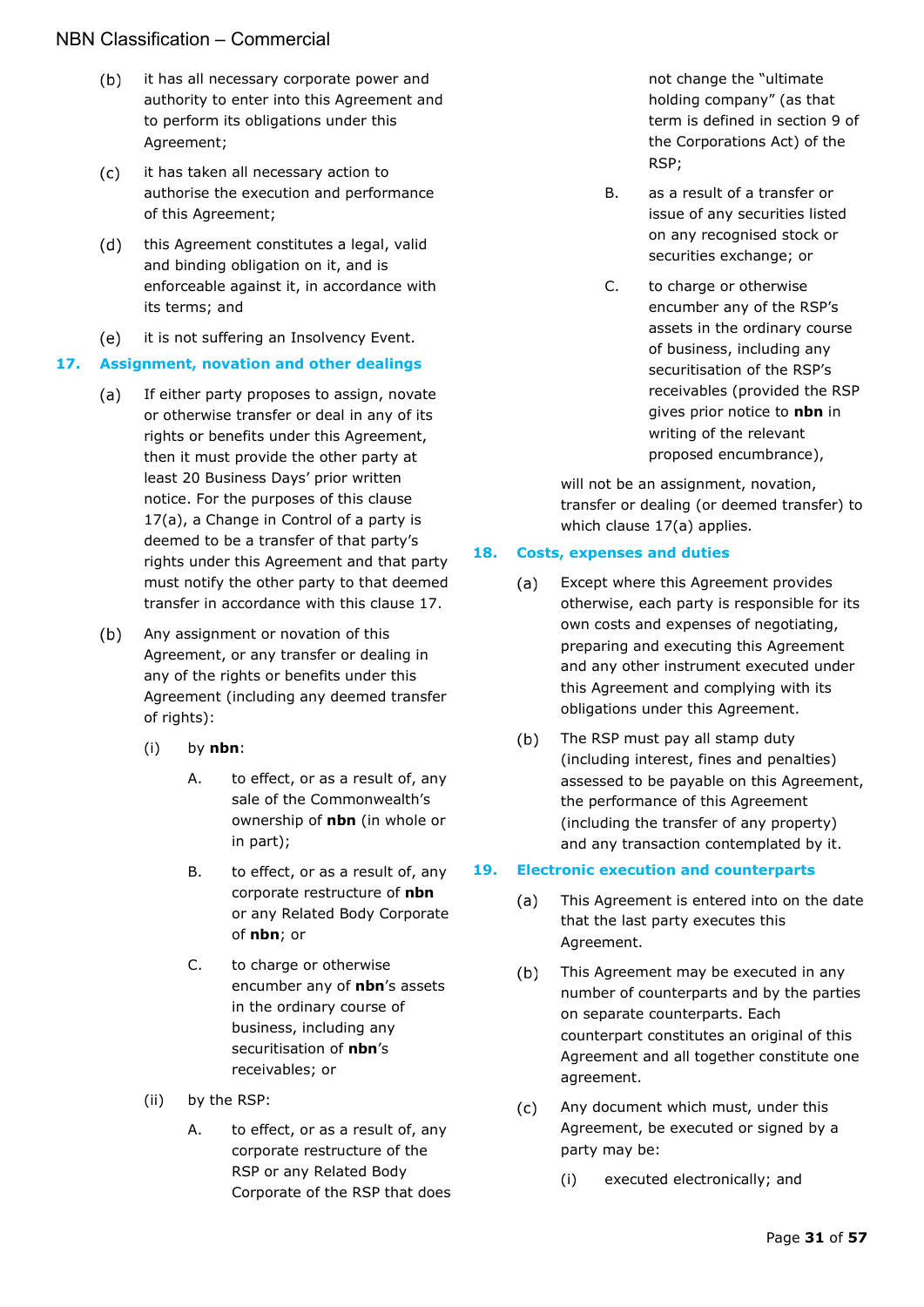(b) it has all necessary corporate power and authority to enter into this Agreement and to perform its obligations under this Agreement;

(c) it has taken all necessary action to authorise the execution and performance of this Agreement;

(d) this Agreement constitutes a legal, valid and binding obligation on it, and is enforceable against it, in accordance with its terms; and

(e) it is not suffering an Insolvency Event.

## 17. Assignment, novation and other dealings

(a) If either party proposes to assign, novate or otherwise transfer or deal in any of its rights or benefits under this Agreement, then it must provide the other party at least 20 Business Days' prior written notice. For the purposes of this clause 17(a), a Change in Control of a party is deemed to be a transfer of that party's rights under this Agreement and that party must notify the other party to that deemed transfer in accordance with this clause 17.

(b) Any assignment or novation of this Agreement, or any transfer or dealing in any of the rights or benefits under this Agreement (including any deemed transfer of rights):

   (i) by **nbn**:

      A. to effect, or as a result of, any sale of the Commonwealth's ownership of **nbn** (in whole or in part);

      B. to effect, or as a result of, any corporate restructure of **nbn** or any Related Body Corporate of **nbn**; or

      C. to charge or otherwise encumber any of **nbn**'s assets in the ordinary course of business, including any securitisation of **nbn**'s receivables; or

   (ii) by the RSP:

      A. to effect, or as a result of, any corporate restructure of the RSP or any Related Body Corporate of the RSP that does not change the "ultimate holding company" (as that term is defined in section 9 of the Corporations Act) of the RSP;

      B. as a result of a transfer or issue of any securities listed on any recognised stock or securities exchange; or

      C. to charge or otherwise encumber any of the RSP's assets in the ordinary course of business, including any securitisation of the RSP's receivables (provided the RSP gives prior notice to **nbn** in writing of the relevant proposed encumbrance),

   will not be an assignment, novation, transfer or dealing (or deemed transfer) to which clause 17(a) applies.

## 18. Costs, expenses and duties

(a) Except where this Agreement provides otherwise, each party is responsible for its own costs and expenses of negotiating, preparing and executing this Agreement and any other instrument executed under this Agreement and complying with its obligations under this Agreement.

(b) The RSP must pay all stamp duty (including interest, fines and penalties) assessed to be payable on this Agreement, the performance of this Agreement (including the transfer of any property) and any transaction contemplated by it.

## 19. Electronic execution and counterparts

(a) This Agreement is entered into on the date that the last party executes this Agreement.

(b) This Agreement may be executed in any number of counterparts and by the parties on separate counterparts. Each counterpart constitutes an original of this Agreement and all together constitute one agreement.

(c) Any document which must, under this Agreement, be executed or signed by a party may be:

   (i) executed electronically; and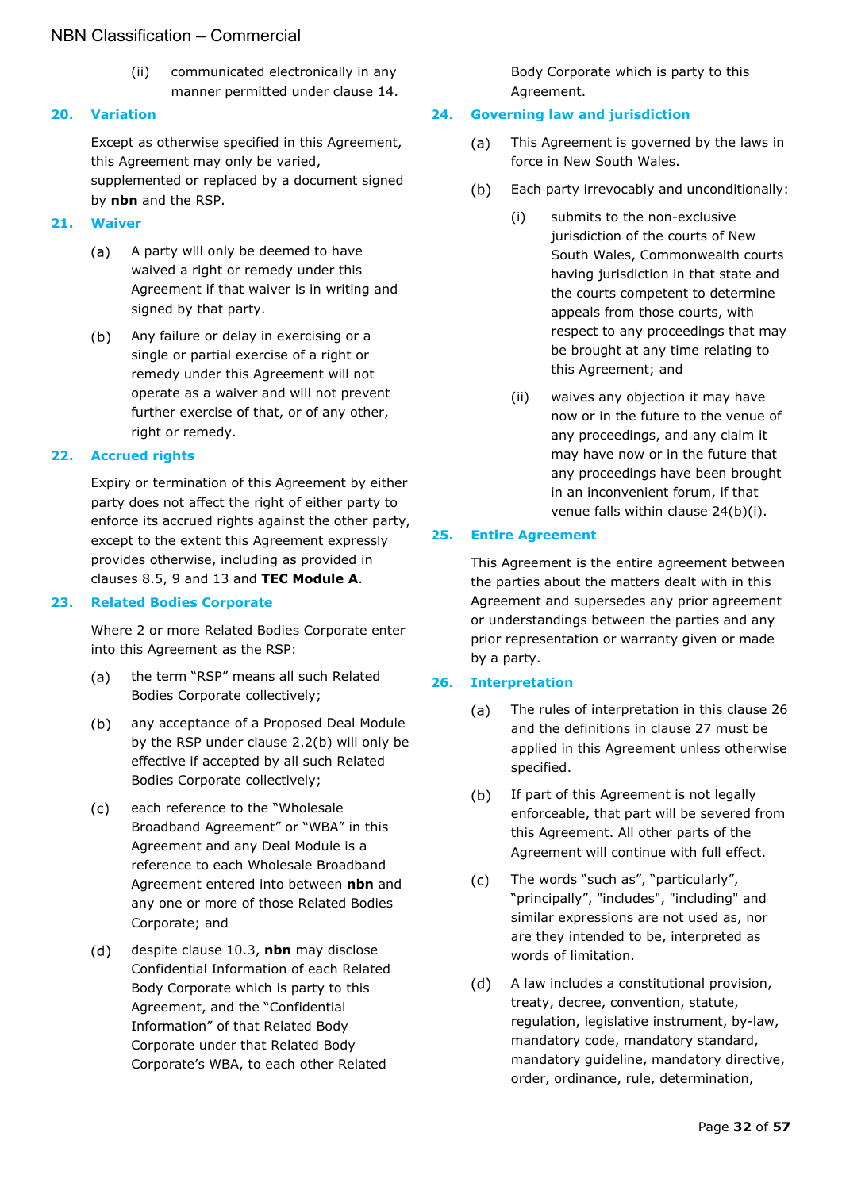(ii) communicated electronically in any manner permitted under clause 14.

## 20. Variation

Except as otherwise specified in this Agreement, this Agreement may only be varied, supplemented or replaced by a document signed by **nbn** and the RSP.

## 21. Waiver

(a) A party will only be deemed to have waived a right or remedy under this Agreement if that waiver is in writing and signed by that party.

(b) Any failure or delay in exercising or a single or partial exercise of a right or remedy under this Agreement will not operate as a waiver and will not prevent further exercise of that, or of any other, right or remedy.

## 22. Accrued rights

Expiry or termination of this Agreement by either party does not affect the right of either party to enforce its accrued rights against the other party, except to the extent this Agreement expressly provides otherwise, including as provided in clauses 8.5, 9 and 13 and **TEC Module A**.

## 23. Related Bodies Corporate

Where 2 or more Related Bodies Corporate enter into this Agreement as the RSP:

(a) the term "RSP" means all such Related Bodies Corporate collectively;

(b) any acceptance of a Proposed Deal Module by the RSP under clause 2.2(b) will only be effective if accepted by all such Related Bodies Corporate collectively;

(c) each reference to the "Wholesale Broadband Agreement" or "WBA" in this Agreement and any Deal Module is a reference to each Wholesale Broadband Agreement entered into between **nbn** and any one or more of those Related Bodies Corporate; and

(d) despite clause 10.3, **nbn** may disclose Confidential Information of each Related Body Corporate which is party to this Agreement, and the "Confidential Information" of that Related Body Corporate under that Related Body Corporate's WBA, to each other Related Body Corporate which is party to this Agreement.

## 24. Governing law and jurisdiction

(a) This Agreement is governed by the laws in force in New South Wales.

(b) Each party irrevocably and unconditionally:

(i) submits to the non-exclusive jurisdiction of the courts of New South Wales, Commonwealth courts having jurisdiction in that state and the courts competent to determine appeals from those courts, with respect to any proceedings that may be brought at any time relating to this Agreement; and

(ii) waives any objection it may have now or in the future to the venue of any proceedings, and any claim it may have now or in the future that any proceedings have been brought in an inconvenient forum, if that venue falls within clause 24(b)(i).

## 25. Entire Agreement

This Agreement is the entire agreement between the parties about the matters dealt with in this Agreement and supersedes any prior agreement or understandings between the parties and any prior representation or warranty given or made by a party.

## 26. Interpretation

(a) The rules of interpretation in this clause 26 and the definitions in clause 27 must be applied in this Agreement unless otherwise specified.

(b) If part of this Agreement is not legally enforceable, that part will be severed from this Agreement. All other parts of the Agreement will continue with full effect.

(c) The words "such as", "particularly", "principally", "includes", "including" and similar expressions are not used as, nor are they intended to be, interpreted as words of limitation.

(d) A law includes a constitutional provision, treaty, decree, convention, statute, regulation, legislative instrument, by-law, mandatory code, mandatory standard, mandatory guideline, mandatory directive, order, ordinance, rule, determination,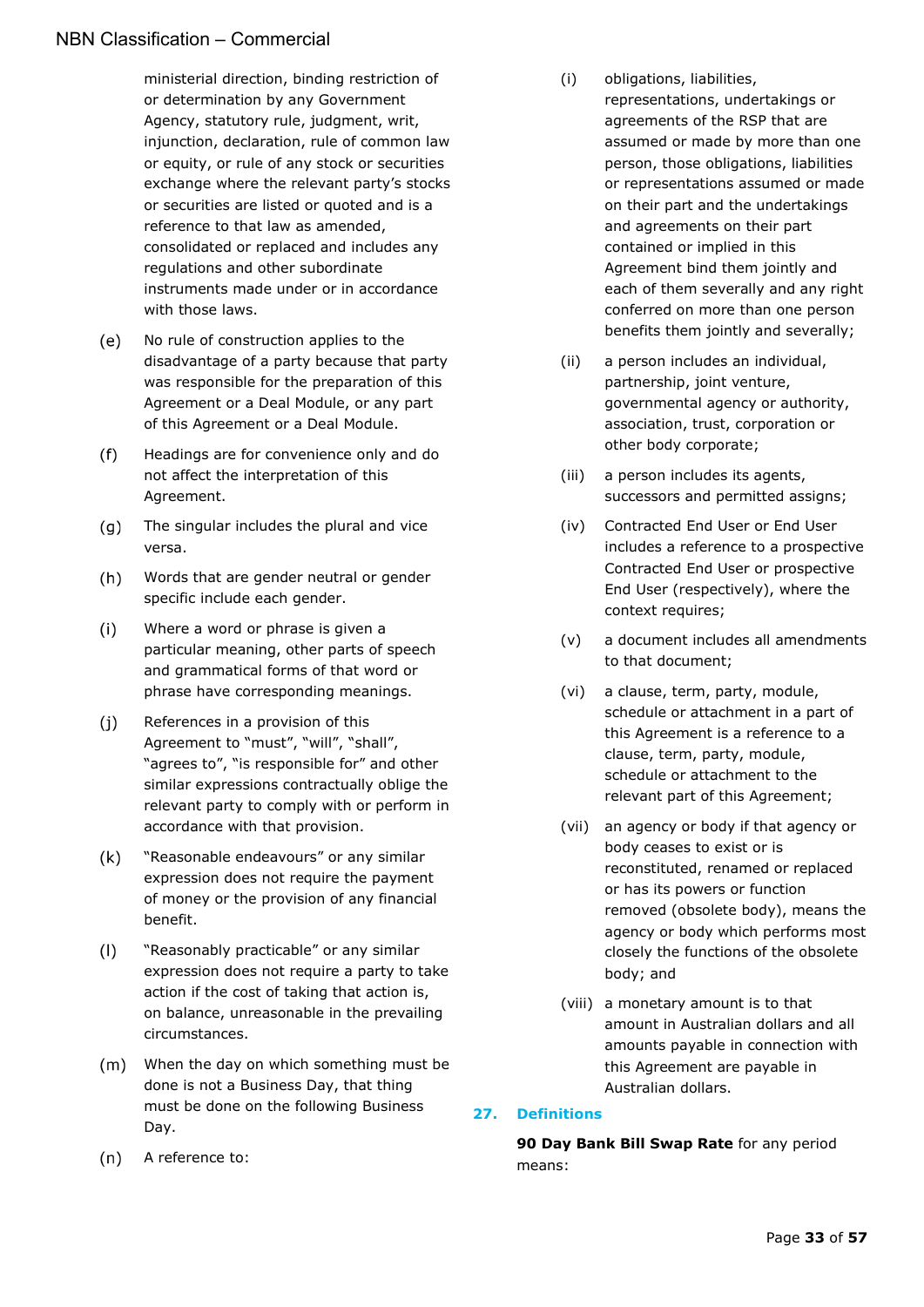ministerial direction, binding restriction of or determination by any Government Agency, statutory rule, judgment, writ, injunction, declaration, rule of common law or equity, or rule of any stock or securities exchange where the relevant party's stocks or securities are listed or quoted and is a reference to that law as amended, consolidated or replaced and includes any regulations and other subordinate instruments made under or in accordance with those laws.

(e) No rule of construction applies to the disadvantage of a party because that party was responsible for the preparation of this Agreement or a Deal Module, or any part of this Agreement or a Deal Module.

(f) Headings are for convenience only and do not affect the interpretation of this Agreement.

(g) The singular includes the plural and vice versa.

(h) Words that are gender neutral or gender specific include each gender.

(i) Where a word or phrase is given a particular meaning, other parts of speech and grammatical forms of that word or phrase have corresponding meanings.

(j) References in a provision of this Agreement to "must", "will", "shall", "agrees to", "is responsible for" and other similar expressions contractually oblige the relevant party to comply with or perform in accordance with that provision.

(k) "Reasonable endeavours" or any similar expression does not require the payment of money or the provision of any financial benefit.

(l) "Reasonably practicable" or any similar expression does not require a party to take action if the cost of taking that action is, on balance, unreasonable in the prevailing circumstances.

(m) When the day on which something must be done is not a Business Day, that thing must be done on the following Business Day.

(n) A reference to:

(i) obligations, liabilities, representations, undertakings or agreements of the RSP that are assumed or made by more than one person, those obligations, liabilities or representations assumed or made on their part and the undertakings and agreements on their part contained or implied in this Agreement bind them jointly and each of them severally and any right conferred on more than one person benefits them jointly and severally;

(ii) a person includes an individual, partnership, joint venture, governmental agency or authority, association, trust, corporation or other body corporate;

(iii) a person includes its agents, successors and permitted assigns;

(iv) Contracted End User or End User includes a reference to a prospective Contracted End User or prospective End User (respectively), where the context requires;

(v) a document includes all amendments to that document;

(vi) a clause, term, party, module, schedule or attachment in a part of this Agreement is a reference to a clause, term, party, module, schedule or attachment to the relevant part of this Agreement;

(vii) an agency or body if that agency or body ceases to exist or is reconstituted, renamed or replaced or has its powers or function removed (obsolete body), means the agency or body which performs most closely the functions of the obsolete body; and

(viii) a monetary amount is to that amount in Australian dollars and all amounts payable in connection with this Agreement are payable in Australian dollars.

## 27. Definitions

**90 Day Bank Bill Swap Rate** for any period means: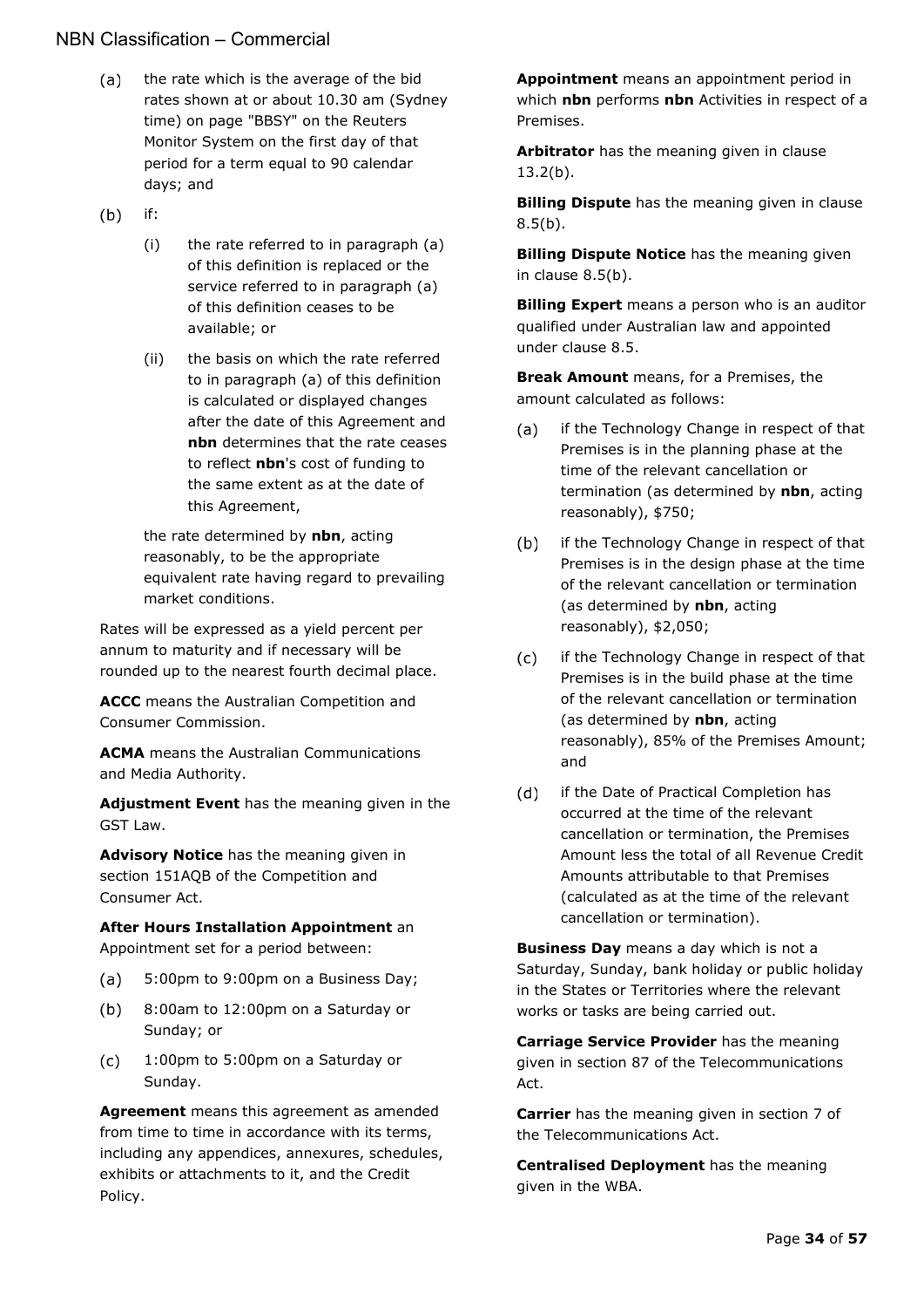(a) the rate which is the average of the bid rates shown at or about 10.30 am (Sydney time) on page "BBSY" on the Reuters Monitor System on the first day of that period for a term equal to 90 calendar days; and

(b) if:

   (i) the rate referred to in paragraph (a) of this definition is replaced or the service referred to in paragraph (a) of this definition ceases to be available; or

   (ii) the basis on which the rate referred to in paragraph (a) of this definition is calculated or displayed changes after the date of this Agreement and **nbn** determines that the rate ceases to reflect **nbn**'s cost of funding to the same extent as at the date of this Agreement,

   the rate determined by **nbn**, acting reasonably, to be the appropriate equivalent rate having regard to prevailing market conditions.

Rates will be expressed as a yield percent per annum to maturity and if necessary will be rounded up to the nearest fourth decimal place.

**ACCC** means the Australian Competition and Consumer Commission.

**ACMA** means the Australian Communications and Media Authority.

**Adjustment Event** has the meaning given in the GST Law.

**Advisory Notice** has the meaning given in section 151AQB of the Competition and Consumer Act.

**After Hours Installation Appointment** an Appointment set for a period between:

(a) 5:00pm to 9:00pm on a Business Day;

(b) 8:00am to 12:00pm on a Saturday or Sunday; or

(c) 1:00pm to 5:00pm on a Saturday or Sunday.

**Agreement** means this agreement as amended from time to time in accordance with its terms, including any appendices, annexures, schedules, exhibits or attachments to it, and the Credit Policy.

**Appointment** means an appointment period in which **nbn** performs **nbn** Activities in respect of a Premises.

**Arbitrator** has the meaning given in clause 13.2(b).

**Billing Dispute** has the meaning given in clause 8.5(b).

**Billing Dispute Notice** has the meaning given in clause 8.5(b).

**Billing Expert** means a person who is an auditor qualified under Australian law and appointed under clause 8.5.

**Break Amount** means, for a Premises, the amount calculated as follows:

(a) if the Technology Change in respect of that Premises is in the planning phase at the time of the relevant cancellation or termination (as determined by **nbn**, acting reasonably), $750;

(b) if the Technology Change in respect of that Premises is in the design phase at the time of the relevant cancellation or termination (as determined by **nbn**, acting reasonably), $2,050;

(c) if the Technology Change in respect of that Premises is in the build phase at the time of the relevant cancellation or termination (as determined by **nbn**, acting reasonably), 85% of the Premises Amount; and

(d) if the Date of Practical Completion has occurred at the time of the relevant cancellation or termination, the Premises Amount less the total of all Revenue Credit Amounts attributable to that Premises (calculated as at the time of the relevant cancellation or termination).

**Business Day** means a day which is not a Saturday, Sunday, bank holiday or public holiday in the States or Territories where the relevant works or tasks are being carried out.

**Carriage Service Provider** has the meaning given in section 87 of the Telecommunications Act.

**Carrier** has the meaning given in section 7 of the Telecommunications Act.

**Centralised Deployment** has the meaning given in the WBA.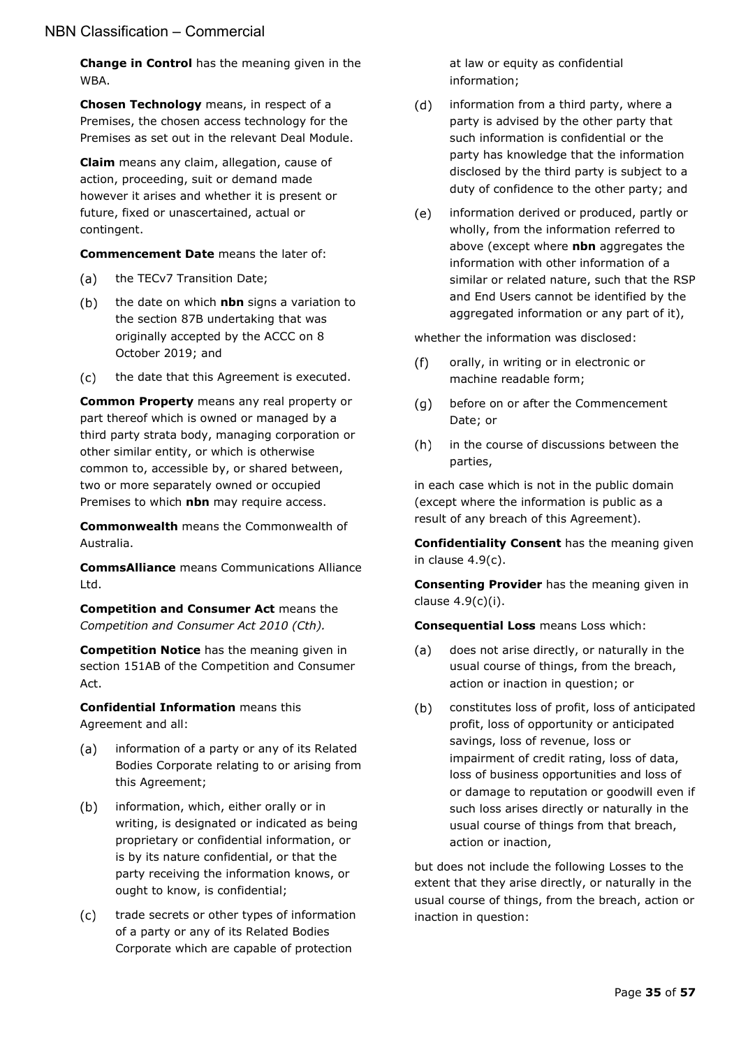**Change in Control** has the meaning given in the WBA.

**Chosen Technology** means, in respect of a Premises, the chosen access technology for the Premises as set out in the relevant Deal Module.

**Claim** means any claim, allegation, cause of action, proceeding, suit or demand made however it arises and whether it is present or future, fixed or unascertained, actual or contingent.

**Commencement Date** means the later of:

(a) the TECv7 Transition Date;

(b) the date on which **nbn** signs a variation to the section 87B undertaking that was originally accepted by the ACCC on 8 October 2019; and

(c) the date that this Agreement is executed.

**Common Property** means any real property or part thereof which is owned or managed by a third party strata body, managing corporation or other similar entity, or which is otherwise common to, accessible by, or shared between, two or more separately owned or occupied Premises to which **nbn** may require access.

**Commonwealth** means the Commonwealth of Australia.

**CommsAlliance** means Communications Alliance Ltd.

**Competition and Consumer Act** means the *Competition and Consumer Act 2010 (Cth).*

**Competition Notice** has the meaning given in section 151AB of the Competition and Consumer Act.

**Confidential Information** means this Agreement and all:

(a) information of a party or any of its Related Bodies Corporate relating to or arising from this Agreement;

(b) information, which, either orally or in writing, is designated or indicated as being proprietary or confidential information, or is by its nature confidential, or that the party receiving the information knows, or ought to know, is confidential;

(c) trade secrets or other types of information of a party or any of its Related Bodies Corporate which are capable of protection at law or equity as confidential information;

(d) information from a third party, where a party is advised by the other party that such information is confidential or the party has knowledge that the information disclosed by the third party is subject to a duty of confidence to the other party; and

(e) information derived or produced, partly or wholly, from the information referred to above (except where **nbn** aggregates the information with other information of a similar or related nature, such that the RSP and End Users cannot be identified by the aggregated information or any part of it),

whether the information was disclosed:

(f) orally, in writing or in electronic or machine readable form;

(g) before on or after the Commencement Date; or

(h) in the course of discussions between the parties,

in each case which is not in the public domain (except where the information is public as a result of any breach of this Agreement).

**Confidentiality Consent** has the meaning given in clause 4.9(c).

**Consenting Provider** has the meaning given in clause 4.9(c)(i).

**Consequential Loss** means Loss which:

(a) does not arise directly, or naturally in the usual course of things, from the breach, action or inaction in question; or

(b) constitutes loss of profit, loss of anticipated profit, loss of opportunity or anticipated savings, loss of revenue, loss or impairment of credit rating, loss of data, loss of business opportunities and loss of or damage to reputation or goodwill even if such loss arises directly or naturally in the usual course of things from that breach, action or inaction,

but does not include the following Losses to the extent that they arise directly, or naturally in the usual course of things, from the breach, action or inaction in question: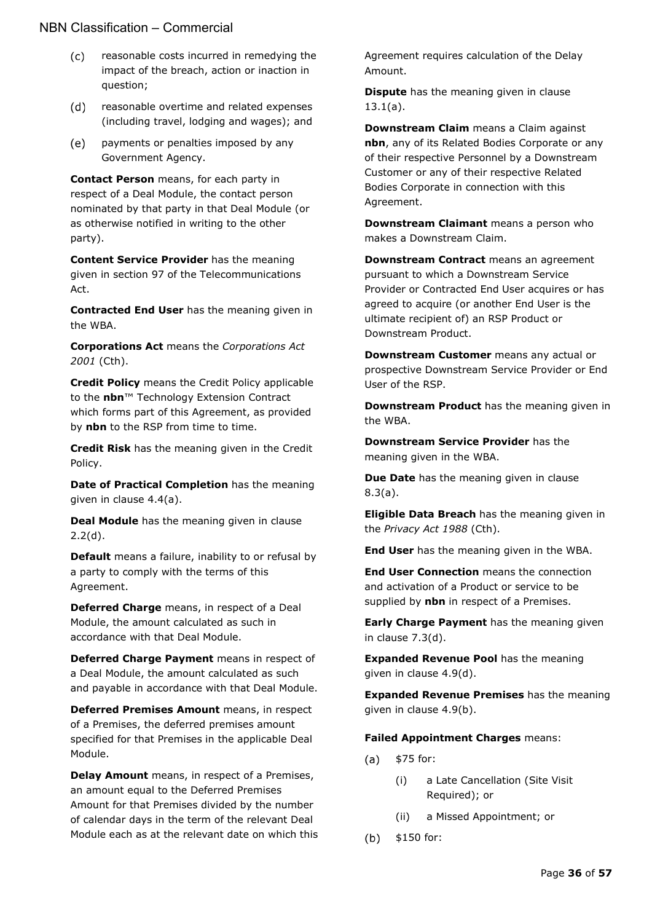(c) reasonable costs incurred in remedying the impact of the breach, action or inaction in question;

(d) reasonable overtime and related expenses (including travel, lodging and wages); and

(e) payments or penalties imposed by any Government Agency.

**Contact Person** means, for each party in respect of a Deal Module, the contact person nominated by that party in that Deal Module (or as otherwise notified in writing to the other party).

**Content Service Provider** has the meaning given in section 97 of the Telecommunications Act.

**Contracted End User** has the meaning given in the WBA.

**Corporations Act** means the *Corporations Act 2001* (Cth).

**Credit Policy** means the Credit Policy applicable to the **nbn**™ Technology Extension Contract which forms part of this Agreement, as provided by **nbn** to the RSP from time to time.

**Credit Risk** has the meaning given in the Credit Policy.

**Date of Practical Completion** has the meaning given in clause 4.4(a).

**Deal Module** has the meaning given in clause 2.2(d).

**Default** means a failure, inability to or refusal by a party to comply with the terms of this Agreement.

**Deferred Charge** means, in respect of a Deal Module, the amount calculated as such in accordance with that Deal Module.

**Deferred Charge Payment** means in respect of a Deal Module, the amount calculated as such and payable in accordance with that Deal Module.

**Deferred Premises Amount** means, in respect of a Premises, the deferred premises amount specified for that Premises in the applicable Deal Module.

**Delay Amount** means, in respect of a Premises, an amount equal to the Deferred Premises Amount for that Premises divided by the number of calendar days in the term of the relevant Deal Module each as at the relevant date on which this Agreement requires calculation of the Delay Amount.

**Dispute** has the meaning given in clause 13.1(a).

**Downstream Claim** means a Claim against **nbn**, any of its Related Bodies Corporate or any of their respective Personnel by a Downstream Customer or any of their respective Related Bodies Corporate in connection with this Agreement.

**Downstream Claimant** means a person who makes a Downstream Claim.

**Downstream Contract** means an agreement pursuant to which a Downstream Service Provider or Contracted End User acquires or has agreed to acquire (or another End User is the ultimate recipient of) an RSP Product or Downstream Product.

**Downstream Customer** means any actual or prospective Downstream Service Provider or End User of the RSP.

**Downstream Product** has the meaning given in the WBA.

**Downstream Service Provider** has the meaning given in the WBA.

**Due Date** has the meaning given in clause 8.3(a).

**Eligible Data Breach** has the meaning given in the *Privacy Act 1988* (Cth).

**End User** has the meaning given in the WBA.

**End User Connection** means the connection and activation of a Product or service to be supplied by **nbn** in respect of a Premises.

**Early Charge Payment** has the meaning given in clause 7.3(d).

**Expanded Revenue Pool** has the meaning given in clause 4.9(d).

**Expanded Revenue Premises** has the meaning given in clause 4.9(b).

**Failed Appointment Charges** means:

(a) $75 for:

  (i) a Late Cancellation (Site Visit Required); or

  (ii) a Missed Appointment; or

(b) $150 for: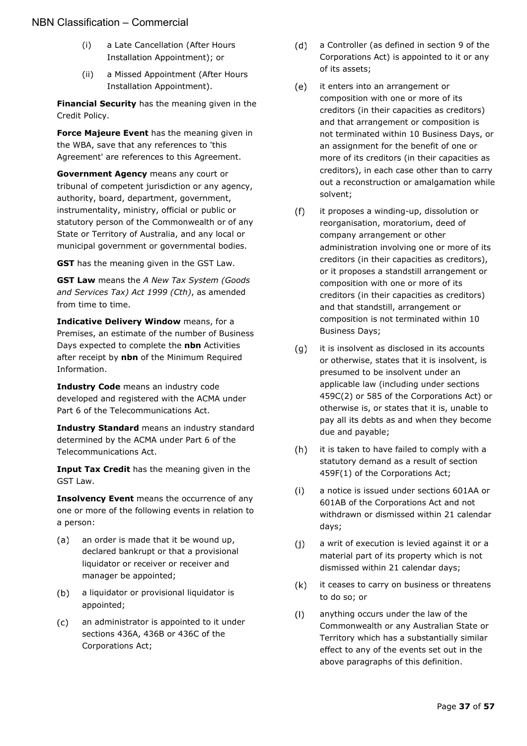(i) a Late Cancellation (After Hours Installation Appointment); or

(ii) a Missed Appointment (After Hours Installation Appointment).

**Financial Security** has the meaning given in the Credit Policy.

**Force Majeure Event** has the meaning given in the WBA, save that any references to 'this Agreement' are references to this Agreement.

**Government Agency** means any court or tribunal of competent jurisdiction or any agency, authority, board, department, government, instrumentality, ministry, official or public or statutory person of the Commonwealth or of any State or Territory of Australia, and any local or municipal government or governmental bodies.

**GST** has the meaning given in the GST Law.

**GST Law** means the *A New Tax System (Goods and Services Tax) Act 1999 (Cth)*, as amended from time to time.

**Indicative Delivery Window** means, for a Premises, an estimate of the number of Business Days expected to complete the **nbn** Activities after receipt by **nbn** of the Minimum Required Information.

**Industry Code** means an industry code developed and registered with the ACMA under Part 6 of the Telecommunications Act.

**Industry Standard** means an industry standard determined by the ACMA under Part 6 of the Telecommunications Act.

**Input Tax Credit** has the meaning given in the GST Law.

**Insolvency Event** means the occurrence of any one or more of the following events in relation to a person:

(a) an order is made that it be wound up, declared bankrupt or that a provisional liquidator or receiver or receiver and manager be appointed;

(b) a liquidator or provisional liquidator is appointed;

(c) an administrator is appointed to it under sections 436A, 436B or 436C of the Corporations Act;

(d) a Controller (as defined in section 9 of the Corporations Act) is appointed to it or any of its assets;

(e) it enters into an arrangement or composition with one or more of its creditors (in their capacities as creditors) and that arrangement or composition is not terminated within 10 Business Days, or an assignment for the benefit of one or more of its creditors (in their capacities as creditors), in each case other than to carry out a reconstruction or amalgamation while solvent;

(f) it proposes a winding-up, dissolution or reorganisation, moratorium, deed of company arrangement or other administration involving one or more of its creditors (in their capacities as creditors), or it proposes a standstill arrangement or composition with one or more of its creditors (in their capacities as creditors) and that standstill, arrangement or composition is not terminated within 10 Business Days;

(g) it is insolvent as disclosed in its accounts or otherwise, states that it is insolvent, is presumed to be insolvent under an applicable law (including under sections 459C(2) or 585 of the Corporations Act) or otherwise is, or states that it is, unable to pay all its debts as and when they become due and payable;

(h) it is taken to have failed to comply with a statutory demand as a result of section 459F(1) of the Corporations Act;

(i) a notice is issued under sections 601AA or 601AB of the Corporations Act and not withdrawn or dismissed within 21 calendar days;

(j) a writ of execution is levied against it or a material part of its property which is not dismissed within 21 calendar days;

(k) it ceases to carry on business or threatens to do so; or

(l) anything occurs under the law of the Commonwealth or any Australian State or Territory which has a substantially similar effect to any of the events set out in the above paragraphs of this definition.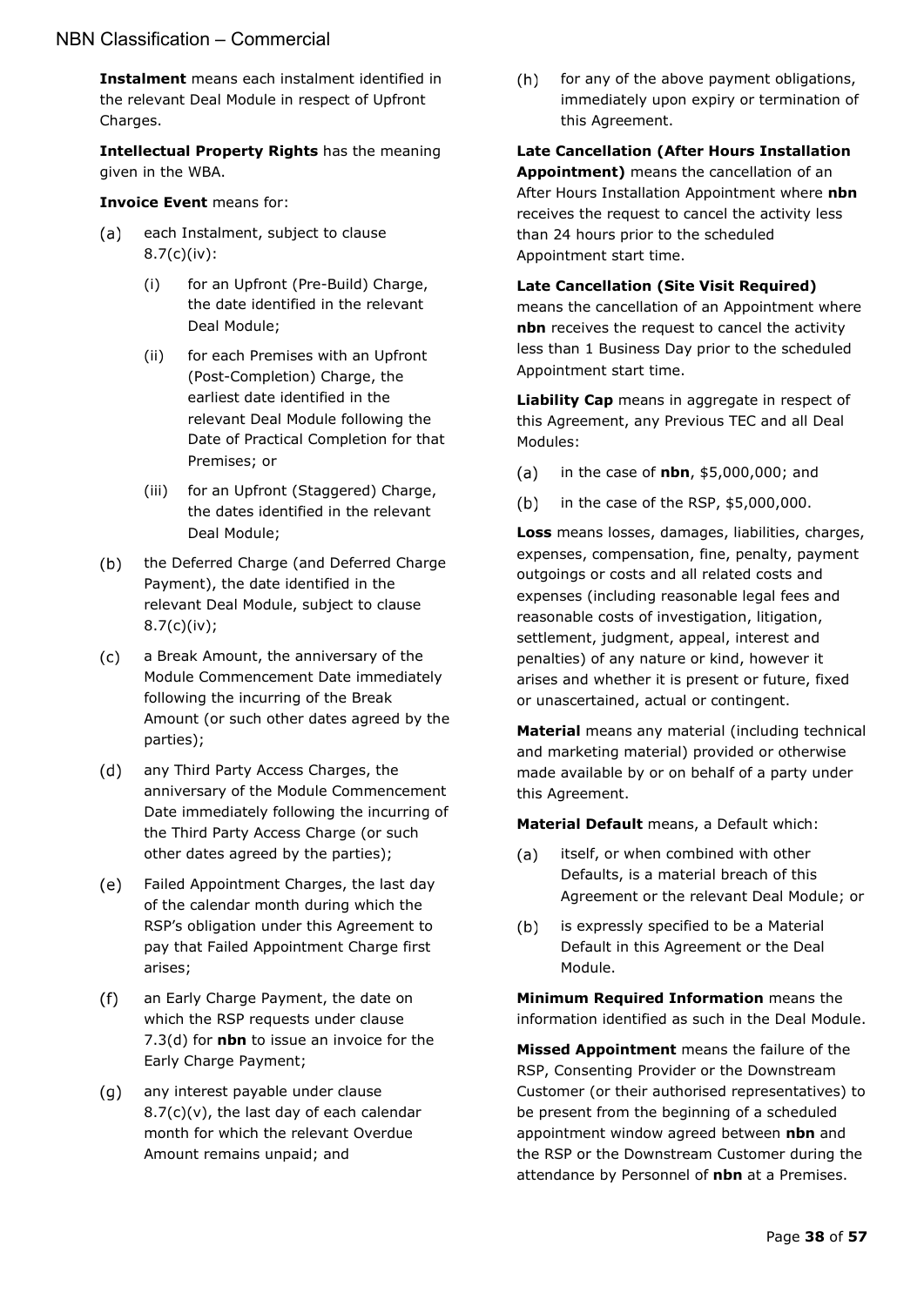**Instalment** means each instalment identified in the relevant Deal Module in respect of Upfront Charges.

**Intellectual Property Rights** has the meaning given in the WBA.

**Invoice Event** means for:

(a) each Instalment, subject to clause 8.7(c)(iv):
   (i) for an Upfront (Pre-Build) Charge, the date identified in the relevant Deal Module;
   (ii) for each Premises with an Upfront (Post-Completion) Charge, the earliest date identified in the relevant Deal Module following the Date of Practical Completion for that Premises; or
   (iii) for an Upfront (Staggered) Charge, the dates identified in the relevant Deal Module;

(b) the Deferred Charge (and Deferred Charge Payment), the date identified in the relevant Deal Module, subject to clause 8.7(c)(iv);

(c) a Break Amount, the anniversary of the Module Commencement Date immediately following the incurring of the Break Amount (or such other dates agreed by the parties);

(d) any Third Party Access Charges, the anniversary of the Module Commencement Date immediately following the incurring of the Third Party Access Charge (or such other dates agreed by the parties);

(e) Failed Appointment Charges, the last day of the calendar month during which the RSP's obligation under this Agreement to pay that Failed Appointment Charge first arises;

(f) an Early Charge Payment, the date on which the RSP requests under clause 7.3(d) for **nbn** to issue an invoice for the Early Charge Payment;

(g) any interest payable under clause 8.7(c)(v), the last day of each calendar month for which the relevant Overdue Amount remains unpaid; and

(h) for any of the above payment obligations, immediately upon expiry or termination of this Agreement.

**Late Cancellation (After Hours Installation Appointment)** means the cancellation of an After Hours Installation Appointment where **nbn** receives the request to cancel the activity less than 24 hours prior to the scheduled Appointment start time.

**Late Cancellation (Site Visit Required)** means the cancellation of an Appointment where **nbn** receives the request to cancel the activity less than 1 Business Day prior to the scheduled Appointment start time.

**Liability Cap** means in aggregate in respect of this Agreement, any Previous TEC and all Deal Modules:

(a) in the case of **nbn**, $5,000,000; and

(b) in the case of the RSP, $5,000,000.

**Loss** means losses, damages, liabilities, charges, expenses, compensation, fine, penalty, payment outgoings or costs and all related costs and expenses (including reasonable legal fees and reasonable costs of investigation, litigation, settlement, judgment, appeal, interest and penalties) of any nature or kind, however it arises and whether it is present or future, fixed or unascertained, actual or contingent.

**Material** means any material (including technical and marketing material) provided or otherwise made available by or on behalf of a party under this Agreement.

**Material Default** means, a Default which:

(a) itself, or when combined with other Defaults, is a material breach of this Agreement or the relevant Deal Module; or

(b) is expressly specified to be a Material Default in this Agreement or the Deal Module.

**Minimum Required Information** means the information identified as such in the Deal Module.

**Missed Appointment** means the failure of the RSP, Consenting Provider or the Downstream Customer (or their authorised representatives) to be present from the beginning of a scheduled appointment window agreed between **nbn** and the RSP or the Downstream Customer during the attendance by Personnel of **nbn** at a Premises.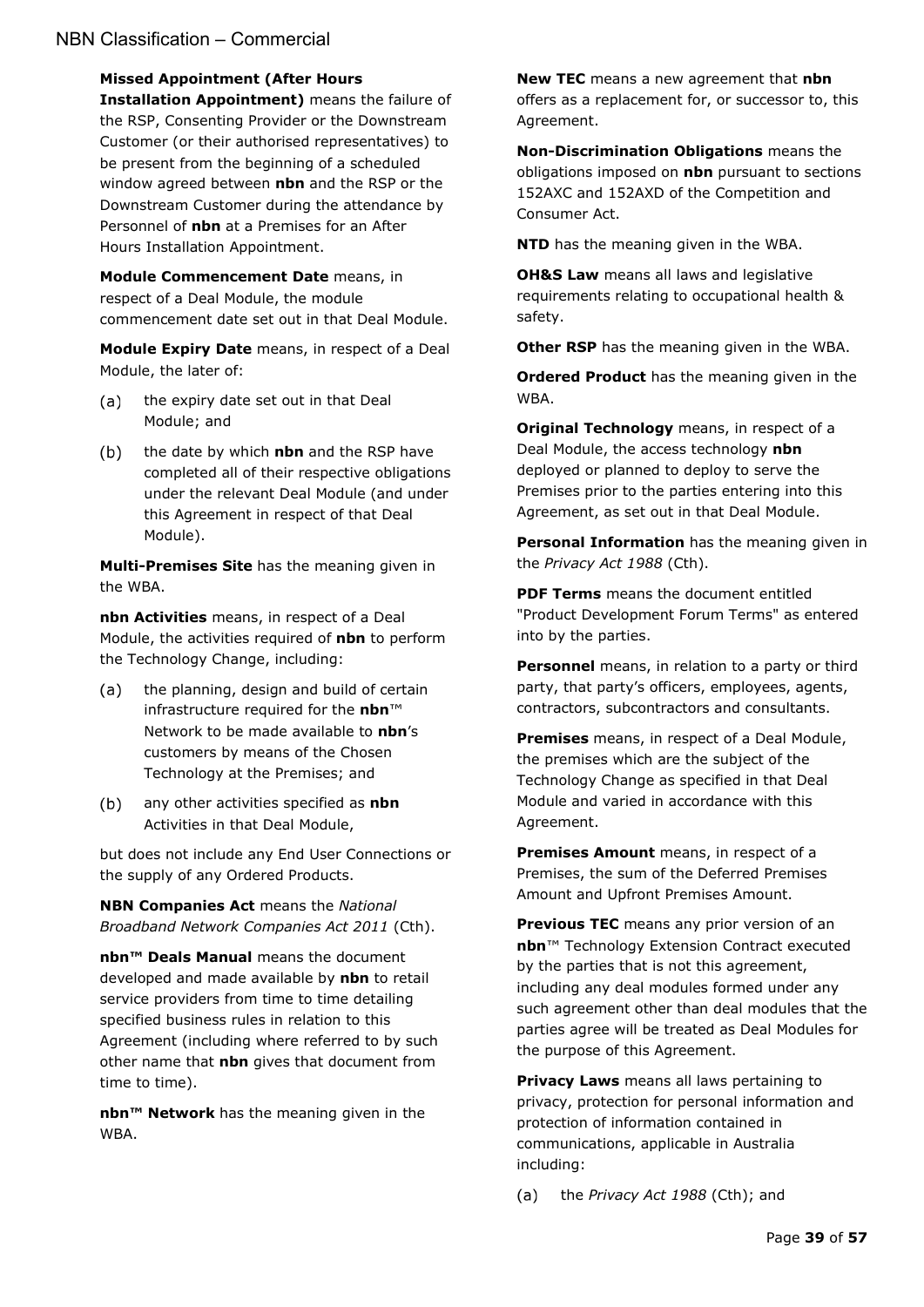**Missed Appointment (After Hours Installation Appointment)** means the failure of the RSP, Consenting Provider or the Downstream Customer (or their authorised representatives) to be present from the beginning of a scheduled window agreed between **nbn** and the RSP or the Downstream Customer during the attendance by Personnel of **nbn** at a Premises for an After Hours Installation Appointment.

**Module Commencement Date** means, in respect of a Deal Module, the module commencement date set out in that Deal Module.

**Module Expiry Date** means, in respect of a Deal Module, the later of:

(a) the expiry date set out in that Deal Module; and

(b) the date by which **nbn** and the RSP have completed all of their respective obligations under the relevant Deal Module (and under this Agreement in respect of that Deal Module).

**Multi-Premises Site** has the meaning given in the WBA.

**nbn Activities** means, in respect of a Deal Module, the activities required of **nbn** to perform the Technology Change, including:

(a) the planning, design and build of certain infrastructure required for the **nbn**™ Network to be made available to **nbn**'s customers by means of the Chosen Technology at the Premises; and

(b) any other activities specified as **nbn** Activities in that Deal Module,

but does not include any End User Connections or the supply of any Ordered Products.

**NBN Companies Act** means the *National Broadband Network Companies Act 2011* (Cth).

**nbn™ Deals Manual** means the document developed and made available by **nbn** to retail service providers from time to time detailing specified business rules in relation to this Agreement (including where referred to by such other name that **nbn** gives that document from time to time).

**nbn™ Network** has the meaning given in the WBA.

**New TEC** means a new agreement that **nbn** offers as a replacement for, or successor to, this Agreement.

**Non-Discrimination Obligations** means the obligations imposed on **nbn** pursuant to sections 152AXC and 152AXD of the Competition and Consumer Act.

**NTD** has the meaning given in the WBA.

**OH&S Law** means all laws and legislative requirements relating to occupational health & safety.

**Other RSP** has the meaning given in the WBA.

**Ordered Product** has the meaning given in the WBA.

**Original Technology** means, in respect of a Deal Module, the access technology **nbn** deployed or planned to deploy to serve the Premises prior to the parties entering into this Agreement, as set out in that Deal Module.

**Personal Information** has the meaning given in the *Privacy Act 1988* (Cth).

**PDF Terms** means the document entitled "Product Development Forum Terms" as entered into by the parties.

**Personnel** means, in relation to a party or third party, that party's officers, employees, agents, contractors, subcontractors and consultants.

**Premises** means, in respect of a Deal Module, the premises which are the subject of the Technology Change as specified in that Deal Module and varied in accordance with this Agreement.

**Premises Amount** means, in respect of a Premises, the sum of the Deferred Premises Amount and Upfront Premises Amount.

**Previous TEC** means any prior version of an **nbn**™ Technology Extension Contract executed by the parties that is not this agreement, including any deal modules formed under any such agreement other than deal modules that the parties agree will be treated as Deal Modules for the purpose of this Agreement.

**Privacy Laws** means all laws pertaining to privacy, protection for personal information and protection of information contained in communications, applicable in Australia including:

(a) the *Privacy Act 1988* (Cth); and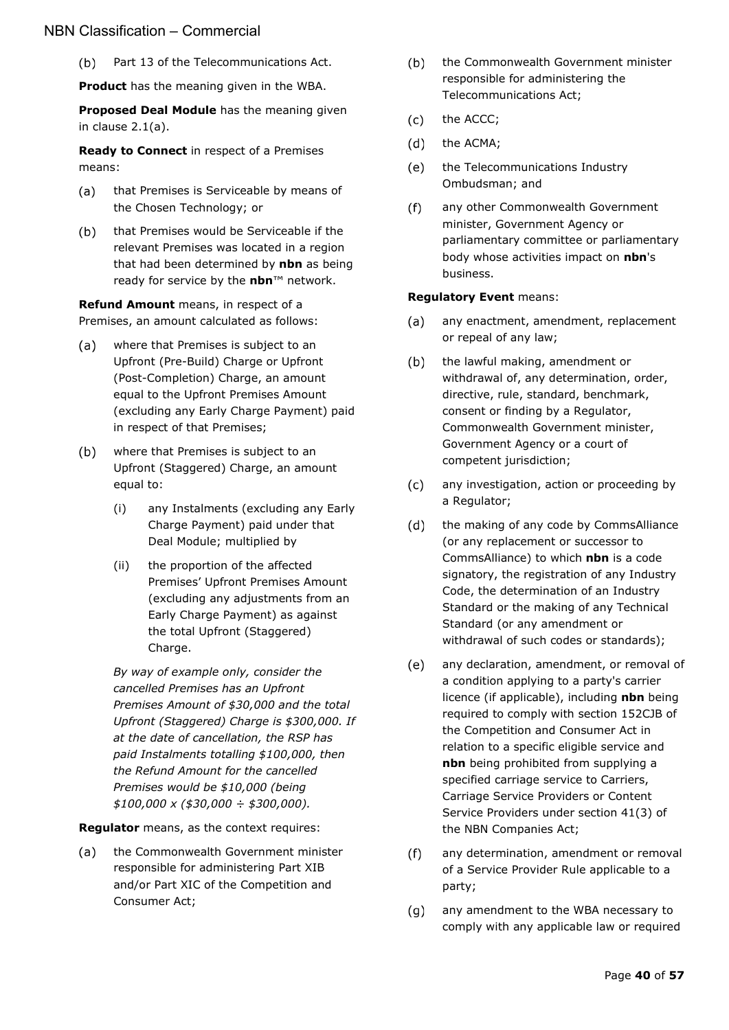(b) Part 13 of the Telecommunications Act.

**Product** has the meaning given in the WBA.

**Proposed Deal Module** has the meaning given in clause 2.1(a).

**Ready to Connect** in respect of a Premises means:

(a) that Premises is Serviceable by means of the Chosen Technology; or

(b) that Premises would be Serviceable if the relevant Premises was located in a region that had been determined by **nbn** as being ready for service by the **nbn**™ network.

**Refund Amount** means, in respect of a Premises, an amount calculated as follows:

(a) where that Premises is subject to an Upfront (Pre-Build) Charge or Upfront (Post-Completion) Charge, an amount equal to the Upfront Premises Amount (excluding any Early Charge Payment) paid in respect of that Premises;

(b) where that Premises is subject to an Upfront (Staggered) Charge, an amount equal to:

   (i) any Instalments (excluding any Early Charge Payment) paid under that Deal Module; multiplied by

   (ii) the proportion of the affected Premises' Upfront Premises Amount (excluding any adjustments from an Early Charge Payment) as against the total Upfront (Staggered) Charge.

   *By way of example only, consider the cancelled Premises has an Upfront Premises Amount of $30,000 and the total Upfront (Staggered) Charge is $300,000. If at the date of cancellation, the RSP has paid Instalments totalling $100,000, then the Refund Amount for the cancelled Premises would be $10,000 (being $100,000 x ($30,000 ÷ $300,000).*

**Regulator** means, as the context requires:

(a) the Commonwealth Government minister responsible for administering Part XIB and/or Part XIC of the Competition and Consumer Act;

(b) the Commonwealth Government minister responsible for administering the Telecommunications Act;

(c) the ACCC;

(d) the ACMA;

(e) the Telecommunications Industry Ombudsman; and

(f) any other Commonwealth Government minister, Government Agency or parliamentary committee or parliamentary body whose activities impact on **nbn**'s business.

**Regulatory Event** means:

(a) any enactment, amendment, replacement or repeal of any law;

(b) the lawful making, amendment or withdrawal of, any determination, order, directive, rule, standard, benchmark, consent or finding by a Regulator, Commonwealth Government minister, Government Agency or a court of competent jurisdiction;

(c) any investigation, action or proceeding by a Regulator;

(d) the making of any code by CommsAlliance (or any replacement or successor to CommsAlliance) to which **nbn** is a code signatory, the registration of any Industry Code, the determination of an Industry Standard or the making of any Technical Standard (or any amendment or withdrawal of such codes or standards);

(e) any declaration, amendment, or removal of a condition applying to a party's carrier licence (if applicable), including **nbn** being required to comply with section 152CJB of the Competition and Consumer Act in relation to a specific eligible service and **nbn** being prohibited from supplying a specified carriage service to Carriers, Carriage Service Providers or Content Service Providers under section 41(3) of the NBN Companies Act;

(f) any determination, amendment or removal of a Service Provider Rule applicable to a party;

(g) any amendment to the WBA necessary to comply with any applicable law or required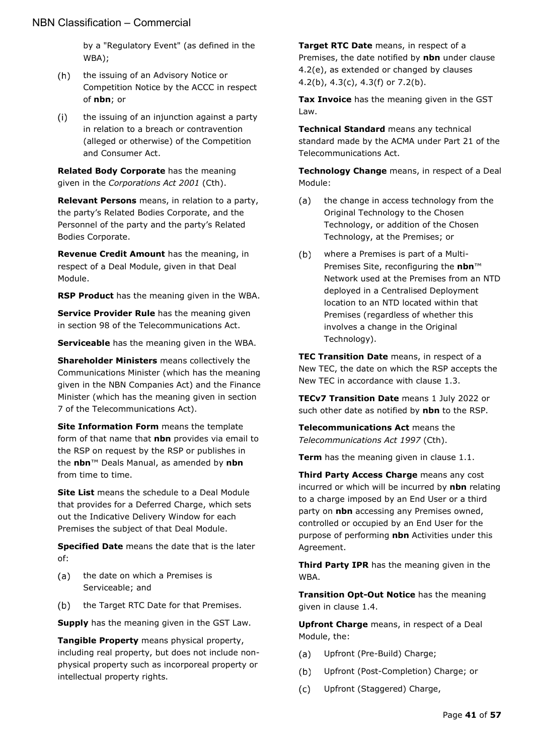by a "Regulatory Event" (as defined in the WBA);

(h) the issuing of an Advisory Notice or Competition Notice by the ACCC in respect of **nbn**; or

(i) the issuing of an injunction against a party in relation to a breach or contravention (alleged or otherwise) of the Competition and Consumer Act.

**Related Body Corporate** has the meaning given in the *Corporations Act 2001* (Cth).

**Relevant Persons** means, in relation to a party, the party's Related Bodies Corporate, and the Personnel of the party and the party's Related Bodies Corporate.

**Revenue Credit Amount** has the meaning, in respect of a Deal Module, given in that Deal Module.

**RSP Product** has the meaning given in the WBA.

**Service Provider Rule** has the meaning given in section 98 of the Telecommunications Act.

**Serviceable** has the meaning given in the WBA.

**Shareholder Ministers** means collectively the Communications Minister (which has the meaning given in the NBN Companies Act) and the Finance Minister (which has the meaning given in section 7 of the Telecommunications Act).

**Site Information Form** means the template form of that name that **nbn** provides via email to the RSP on request by the RSP or publishes in the **nbn**™ Deals Manual, as amended by **nbn** from time to time.

**Site List** means the schedule to a Deal Module that provides for a Deferred Charge, which sets out the Indicative Delivery Window for each Premises the subject of that Deal Module.

**Specified Date** means the date that is the later of:

(a) the date on which a Premises is Serviceable; and

(b) the Target RTC Date for that Premises.

**Supply** has the meaning given in the GST Law.

**Tangible Property** means physical property, including real property, but does not include non-physical property such as incorporeal property or intellectual property rights.

**Target RTC Date** means, in respect of a Premises, the date notified by **nbn** under clause 4.2(e), as extended or changed by clauses 4.2(b), 4.3(c), 4.3(f) or 7.2(b).

**Tax Invoice** has the meaning given in the GST Law.

**Technical Standard** means any technical standard made by the ACMA under Part 21 of the Telecommunications Act.

**Technology Change** means, in respect of a Deal Module:

(a) the change in access technology from the Original Technology to the Chosen Technology, or addition of the Chosen Technology, at the Premises; or

(b) where a Premises is part of a Multi-Premises Site, reconfiguring the **nbn**™ Network used at the Premises from an NTD deployed in a Centralised Deployment location to an NTD located within that Premises (regardless of whether this involves a change in the Original Technology).

**TEC Transition Date** means, in respect of a New TEC, the date on which the RSP accepts the New TEC in accordance with clause 1.3.

**TECv7 Transition Date** means 1 July 2022 or such other date as notified by **nbn** to the RSP.

**Telecommunications Act** means the *Telecommunications Act 1997* (Cth).

**Term** has the meaning given in clause 1.1.

**Third Party Access Charge** means any cost incurred or which will be incurred by **nbn** relating to a charge imposed by an End User or a third party on **nbn** accessing any Premises owned, controlled or occupied by an End User for the purpose of performing **nbn** Activities under this Agreement.

**Third Party IPR** has the meaning given in the WBA.

**Transition Opt-Out Notice** has the meaning given in clause 1.4.

**Upfront Charge** means, in respect of a Deal Module, the:

(a) Upfront (Pre-Build) Charge;

(b) Upfront (Post-Completion) Charge; or

(c) Upfront (Staggered) Charge,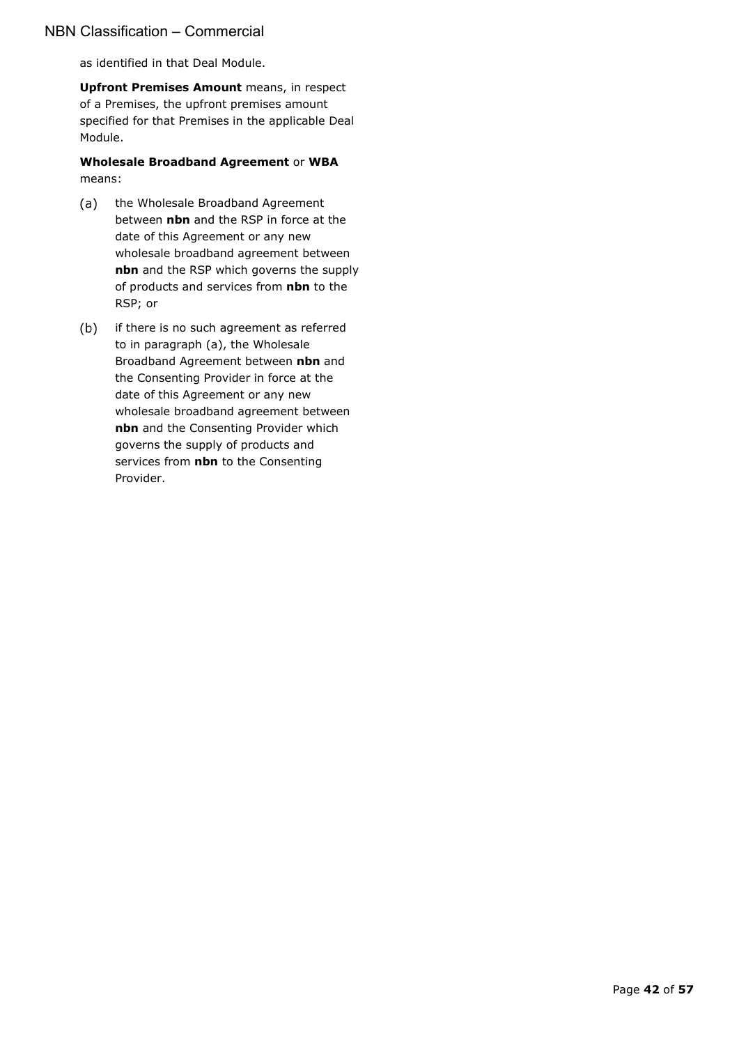as identified in that Deal Module.

**Upfront Premises Amount** means, in respect of a Premises, the upfront premises amount specified for that Premises in the applicable Deal Module.

**Wholesale Broadband Agreement** or **WBA** means:

(a) the Wholesale Broadband Agreement between **nbn** and the RSP in force at the date of this Agreement or any new wholesale broadband agreement between **nbn** and the RSP which governs the supply of products and services from **nbn** to the RSP; or

(b) if there is no such agreement as referred to in paragraph (a), the Wholesale Broadband Agreement between **nbn** and the Consenting Provider in force at the date of this Agreement or any new wholesale broadband agreement between **nbn** and the Consenting Provider which governs the supply of products and services from **nbn** to the Consenting Provider.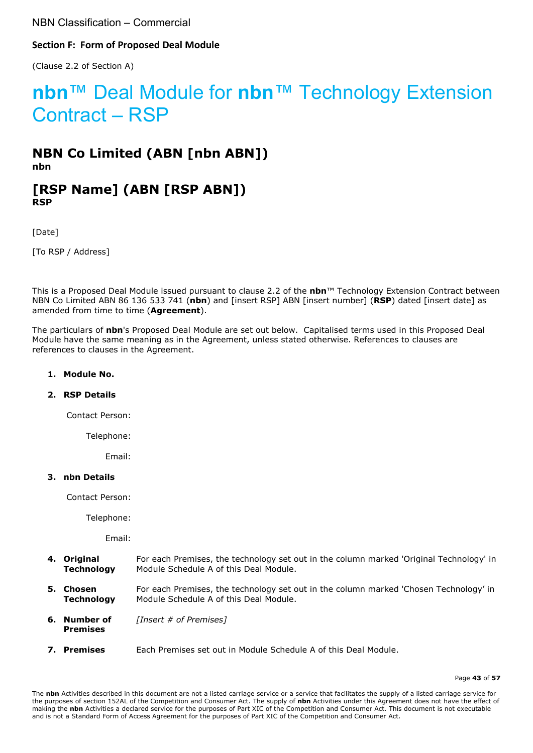NBN Classification – Commercial

**Section F: Form of Proposed Deal Module**

(Clause 2.2 of Section A)

# **nbn**™ Deal Module for **nbn**™ Technology Extension Contract – RSP

## NBN Co Limited (ABN [nbn ABN])
**nbn**

## [RSP Name] (ABN [RSP ABN])
**RSP**

[Date]

[To RSP / Address]

This is a Proposed Deal Module issued pursuant to clause 2.2 of the **nbn**™ Technology Extension Contract between NBN Co Limited ABN 86 136 533 741 (**nbn**) and [insert RSP] ABN [insert number] (**RSP**) dated [insert date] as amended from time to time (**Agreement**).

The particulars of **nbn**'s Proposed Deal Module are set out below. Capitalised terms used in this Proposed Deal Module have the same meaning as in the Agreement, unless stated otherwise. References to clauses are references to clauses in the Agreement.

1. **Module No.**

2. **RSP Details**

   Contact Person:

   Telephone:

   Email:

3. **nbn Details**

   Contact Person:

   Telephone:

   Email:

4. **Original Technology** — For each Premises, the technology set out in the column marked 'Original Technology' in Module Schedule A of this Deal Module.

5. **Chosen Technology** — For each Premises, the technology set out in the column marked 'Chosen Technology' in Module Schedule A of this Deal Module.

6. **Number of Premises** — *[Insert # of Premises]*

7. **Premises** — Each Premises set out in Module Schedule A of this Deal Module.

The **nbn** Activities described in this document are not a listed carriage service or a service that facilitates the supply of a listed carriage service for the purposes of section 152AL of the Competition and Consumer Act. The supply of **nbn** Activities under this Agreement does not have the effect of making the **nbn** Activities a declared service for the purposes of Part XIC of the Competition and Consumer Act. This document is not executable and is not a Standard Form of Access Agreement for the purposes of Part XIC of the Competition and Consumer Act.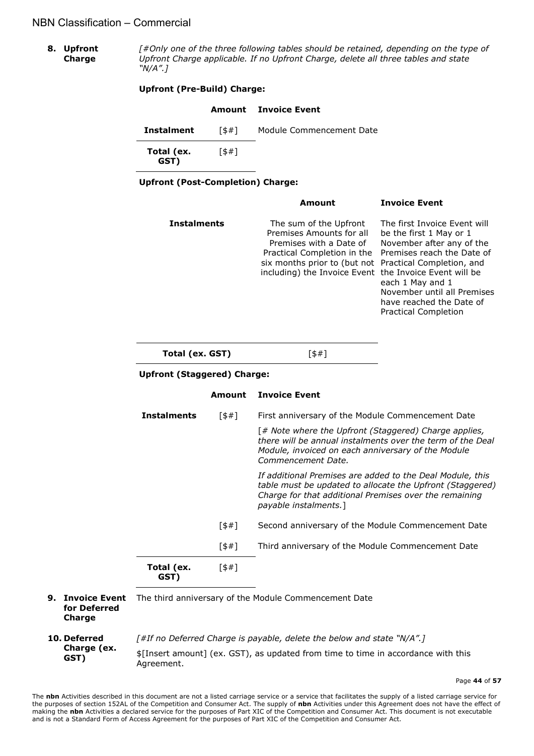**8. Upfront Charge**

*[#Only one of the three following tables should be retained, depending on the type of Upfront Charge applicable. If no Upfront Charge, delete all three tables and state "N/A".]*

**Upfront (Pre-Build) Charge:**

| | Amount | Invoice Event |
|---|---|---|
| **Instalment** | [$#] | Module Commencement Date |
| **Total (ex. GST)** | [$#] | |

**Upfront (Post-Completion) Charge:**

| | Amount | Invoice Event |
|---|---|---|
| **Instalments** | The sum of the Upfront Premises Amounts for all Premises with a Date of Practical Completion in the six months prior to (but not including) the Invoice Event | The first Invoice Event will be the first 1 May or 1 November after any of the Premises reach the Date of Practical Completion, and the Invoice Event will be each 1 May and 1 November until all Premises have reached the Date of Practical Completion |
| **Total (ex. GST)** | [$#] | |

**Upfront (Staggered) Charge:**

| | Amount | Invoice Event |
|---|---|---|
| **Instalments** | [$#] | First anniversary of the Module Commencement Date<br><br>[*# Note where the Upfront (Staggered) Charge applies, there will be annual instalments over the term of the Deal Module, invoiced on each anniversary of the Module Commencement Date.*<br><br>*If additional Premises are added to the Deal Module, this table must be updated to allocate the Upfront (Staggered) Charge for that additional Premises over the remaining payable instalments.*] |
| | [$#] | Second anniversary of the Module Commencement Date |
| | [$#] | Third anniversary of the Module Commencement Date |
| **Total (ex. GST)** | [$#] | |

**9. Invoice Event for Deferred Charge**

The third anniversary of the Module Commencement Date

**10. Deferred Charge (ex. GST)**

*[#If no Deferred Charge is payable, delete the below and state "N/A".]*

$[Insert amount] (ex. GST), as updated from time to time in accordance with this Agreement.

The **nbn** Activities described in this document are not a listed carriage service or a service that facilitates the supply of a listed carriage service for the purposes of section 152AL of the Competition and Consumer Act. The supply of **nbn** Activities under this Agreement does not have the effect of making the **nbn** Activities a declared service for the purposes of Part XIC of the Competition and Consumer Act. This document is not executable and is not a Standard Form of Access Agreement for the purposes of Part XIC of the Competition and Consumer Act.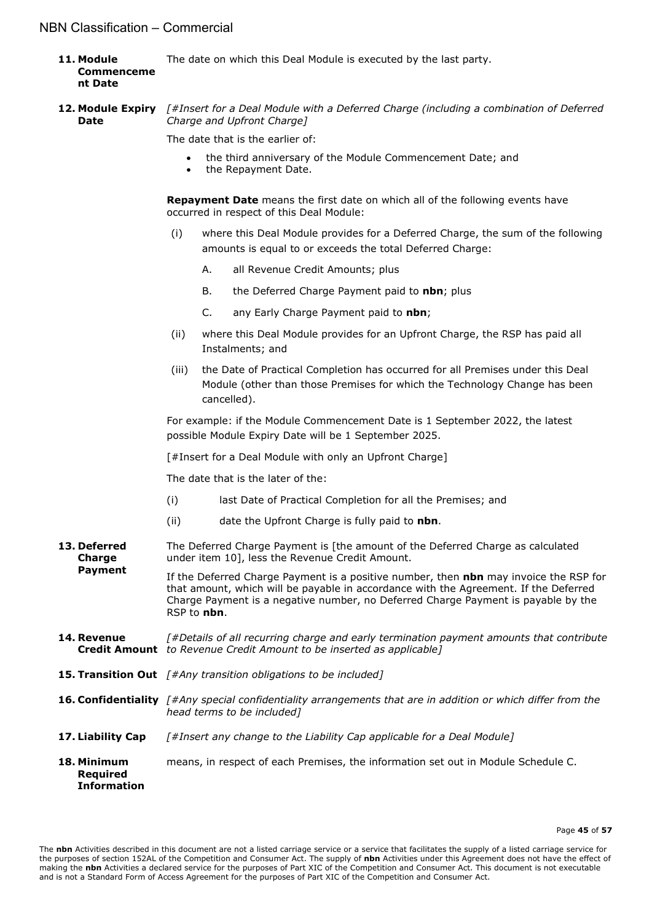| | |
|---|---|
| **11. Module Commencement Date** | The date on which this Deal Module is executed by the last party. |
| **12. Module Expiry Date** | *[#Insert for a Deal Module with a Deferred Charge (including a combination of Deferred Charge and Upfront Charge]*<br><br>The date that is the earlier of:<br>• the third anniversary of the Module Commencement Date; and<br>• the Repayment Date.<br><br>**Repayment Date** means the first date on which all of the following events have occurred in respect of this Deal Module:<br>(i) where this Deal Module provides for a Deferred Charge, the sum of the following amounts is equal to or exceeds the total Deferred Charge:<br>A. all Revenue Credit Amounts; plus<br>B. the Deferred Charge Payment paid to **nbn**; plus<br>C. any Early Charge Payment paid to **nbn**;<br>(ii) where this Deal Module provides for an Upfront Charge, the RSP has paid all Instalments; and<br>(iii) the Date of Practical Completion has occurred for all Premises under this Deal Module (other than those Premises for which the Technology Change has been cancelled).<br><br>For example: if the Module Commencement Date is 1 September 2022, the latest possible Module Expiry Date will be 1 September 2025.<br><br>[#Insert for a Deal Module with only an Upfront Charge]<br><br>The date that is the later of the:<br>(i) last Date of Practical Completion for all the Premises; and<br>(ii) date the Upfront Charge is fully paid to **nbn**. |
| **13. Deferred Charge Payment** | The Deferred Charge Payment is [the amount of the Deferred Charge as calculated under item 10], less the Revenue Credit Amount.<br><br>If the Deferred Charge Payment is a positive number, then **nbn** may invoice the RSP for that amount, which will be payable in accordance with the Agreement. If the Deferred Charge Payment is a negative number, no Deferred Charge Payment is payable by the RSP to **nbn**. |
| **14. Revenue Credit Amount** | *[#Details of all recurring charge and early termination payment amounts that contribute to Revenue Credit Amount to be inserted as applicable]* |
| **15. Transition Out** | *[#Any transition obligations to be included]* |
| **16. Confidentiality** | *[#Any special confidentiality arrangements that are in addition or which differ from the head terms to be included]* |
| **17. Liability Cap** | *[#Insert any change to the Liability Cap applicable for a Deal Module]* |
| **18. Minimum Required Information** | means, in respect of each Premises, the information set out in Module Schedule C. |

The **nbn** Activities described in this document are not a listed carriage service or a service that facilitates the supply of a listed carriage service for the purposes of section 152AL of the Competition and Consumer Act. The supply of **nbn** Activities under this Agreement does not have the effect of making the **nbn** Activities a declared service for the purposes of Part XIC of the Competition and Consumer Act. This document is not executable and is not a Standard Form of Access Agreement for the purposes of Part XIC of the Competition and Consumer Act.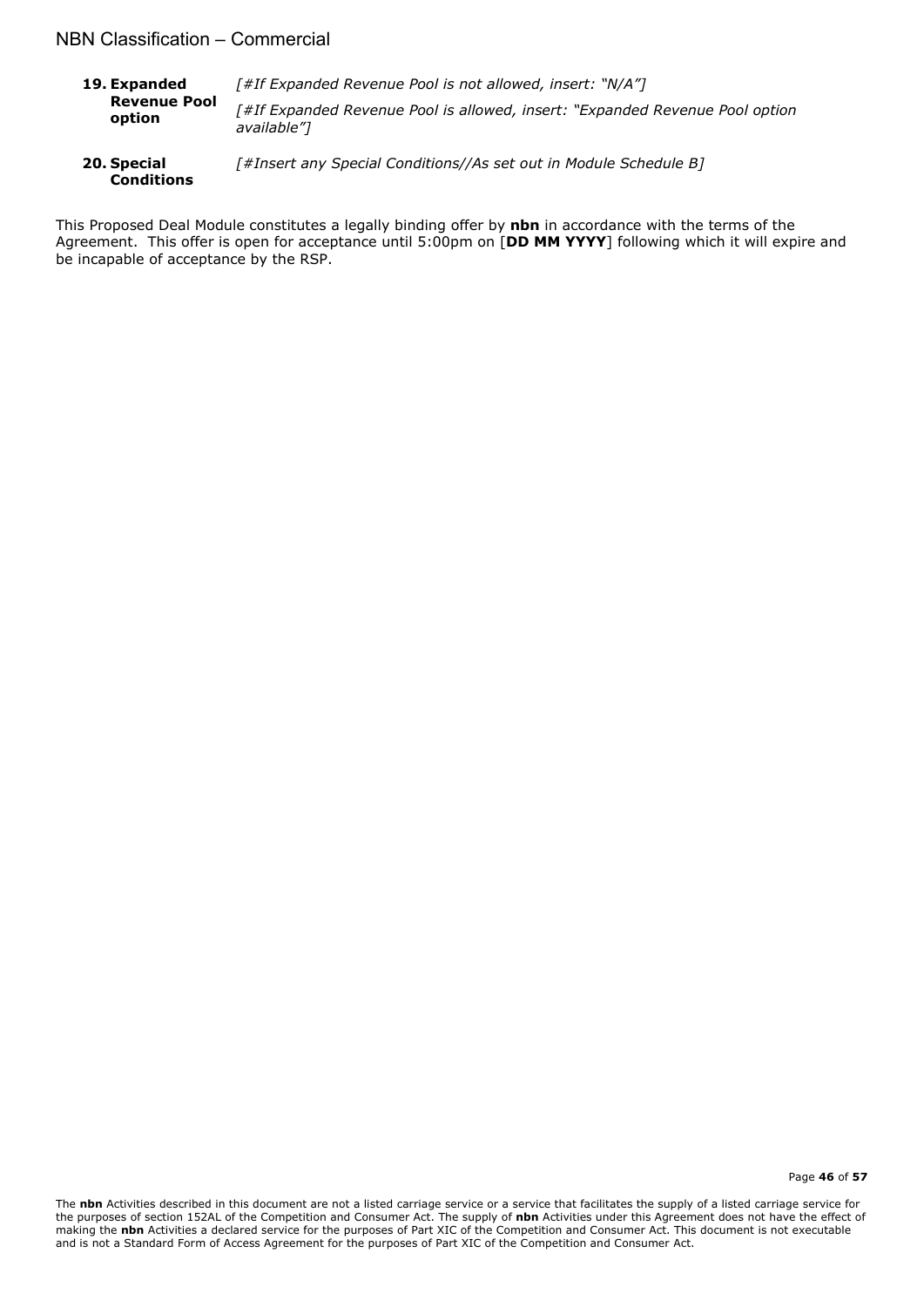| | |
|---|---|
| **19. Expanded Revenue Pool option** | *[#If Expanded Revenue Pool is not allowed, insert: "N/A"]*<br>*[#If Expanded Revenue Pool is allowed, insert: "Expanded Revenue Pool option available"]* |
| **20. Special Conditions** | *[#Insert any Special Conditions//As set out in Module Schedule B]* |

This Proposed Deal Module constitutes a legally binding offer by **nbn** in accordance with the terms of the Agreement. This offer is open for acceptance until 5:00pm on [**DD MM YYYY**] following which it will expire and be incapable of acceptance by the RSP.

The **nbn** Activities described in this document are not a listed carriage service or a service that facilitates the supply of a listed carriage service for the purposes of section 152AL of the Competition and Consumer Act. The supply of **nbn** Activities under this Agreement does not have the effect of making the **nbn** Activities a declared service for the purposes of Part XIC of the Competition and Consumer Act. This document is not executable and is not a Standard Form of Access Agreement for the purposes of Part XIC of the Competition and Consumer Act.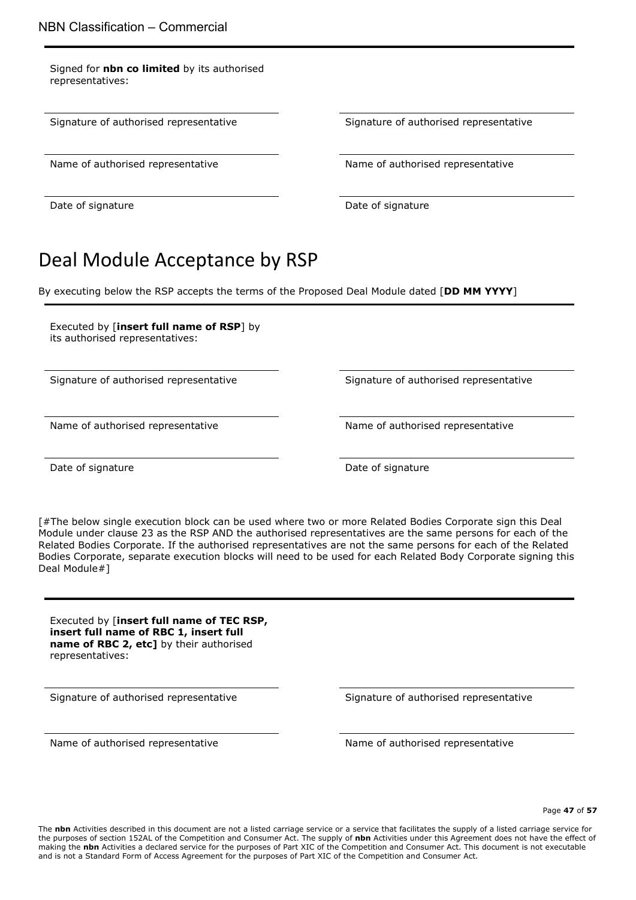Signed for **nbn co limited** by its authorised representatives:

| | |
|---|---|
| Signature of authorised representative | Signature of authorised representative |
| Name of authorised representative | Name of authorised representative |
| Date of signature | Date of signature |

# Deal Module Acceptance by RSP

By executing below the RSP accepts the terms of the Proposed Deal Module dated [**DD MM YYYY**]

Executed by [**insert full name of RSP**] by its authorised representatives:

| | |
|---|---|
| Signature of authorised representative | Signature of authorised representative |
| Name of authorised representative | Name of authorised representative |
| Date of signature | Date of signature |

[#The below single execution block can be used where two or more Related Bodies Corporate sign this Deal Module under clause 23 as the RSP AND the authorised representatives are the same persons for each of the Related Bodies Corporate. If the authorised representatives are not the same persons for each of the Related Bodies Corporate, separate execution blocks will need to be used for each Related Body Corporate signing this Deal Module#]

Executed by [**insert full name of TEC RSP, insert full name of RBC 1, insert full name of RBC 2, etc]** by their authorised representatives:

| | |
|---|---|
| Signature of authorised representative | Signature of authorised representative |
| Name of authorised representative | Name of authorised representative |

The **nbn** Activities described in this document are not a listed carriage service or a service that facilitates the supply of a listed carriage service for the purposes of section 152AL of the Competition and Consumer Act. The supply of **nbn** Activities under this Agreement does not have the effect of making the **nbn** Activities a declared service for the purposes of Part XIC of the Competition and Consumer Act. This document is not executable and is not a Standard Form of Access Agreement for the purposes of Part XIC of the Competition and Consumer Act.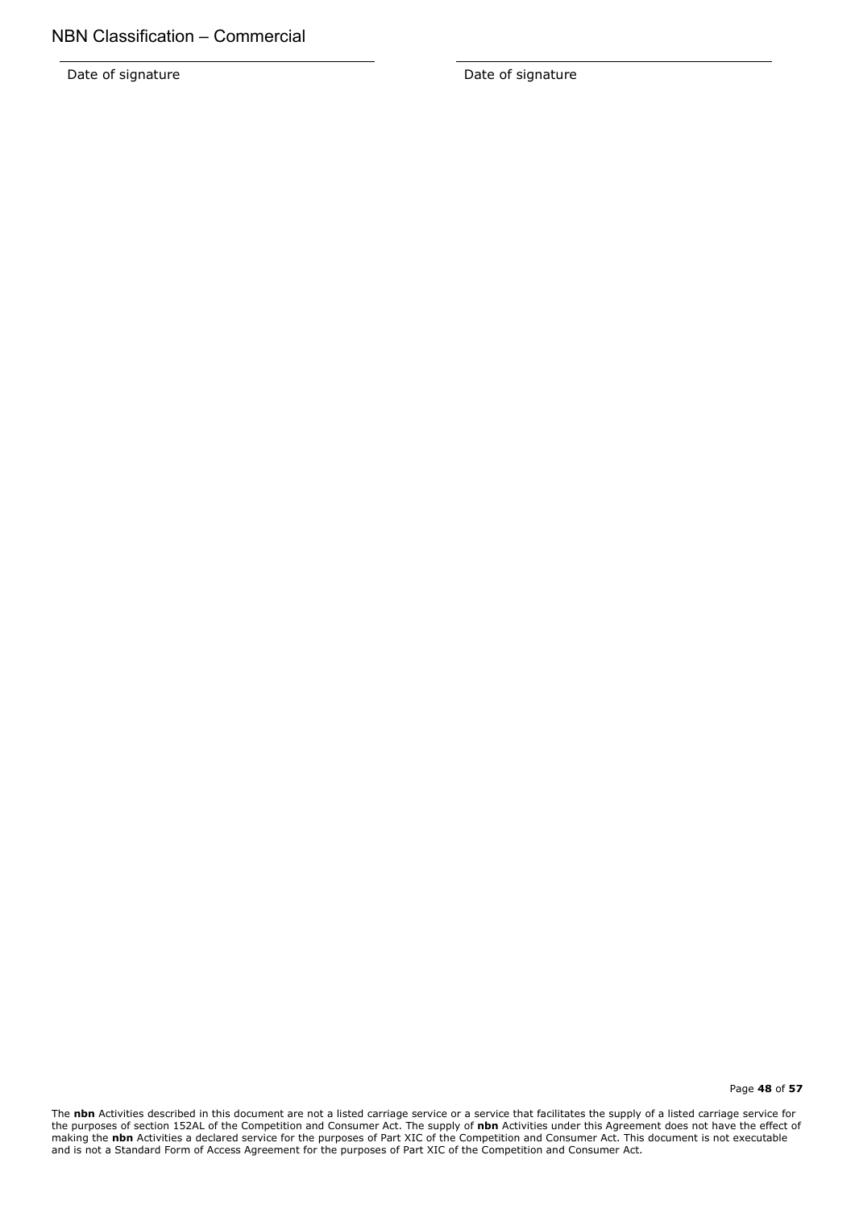| ______________________ | ______________________ |
| --- | --- |
| Date of signature | Date of signature |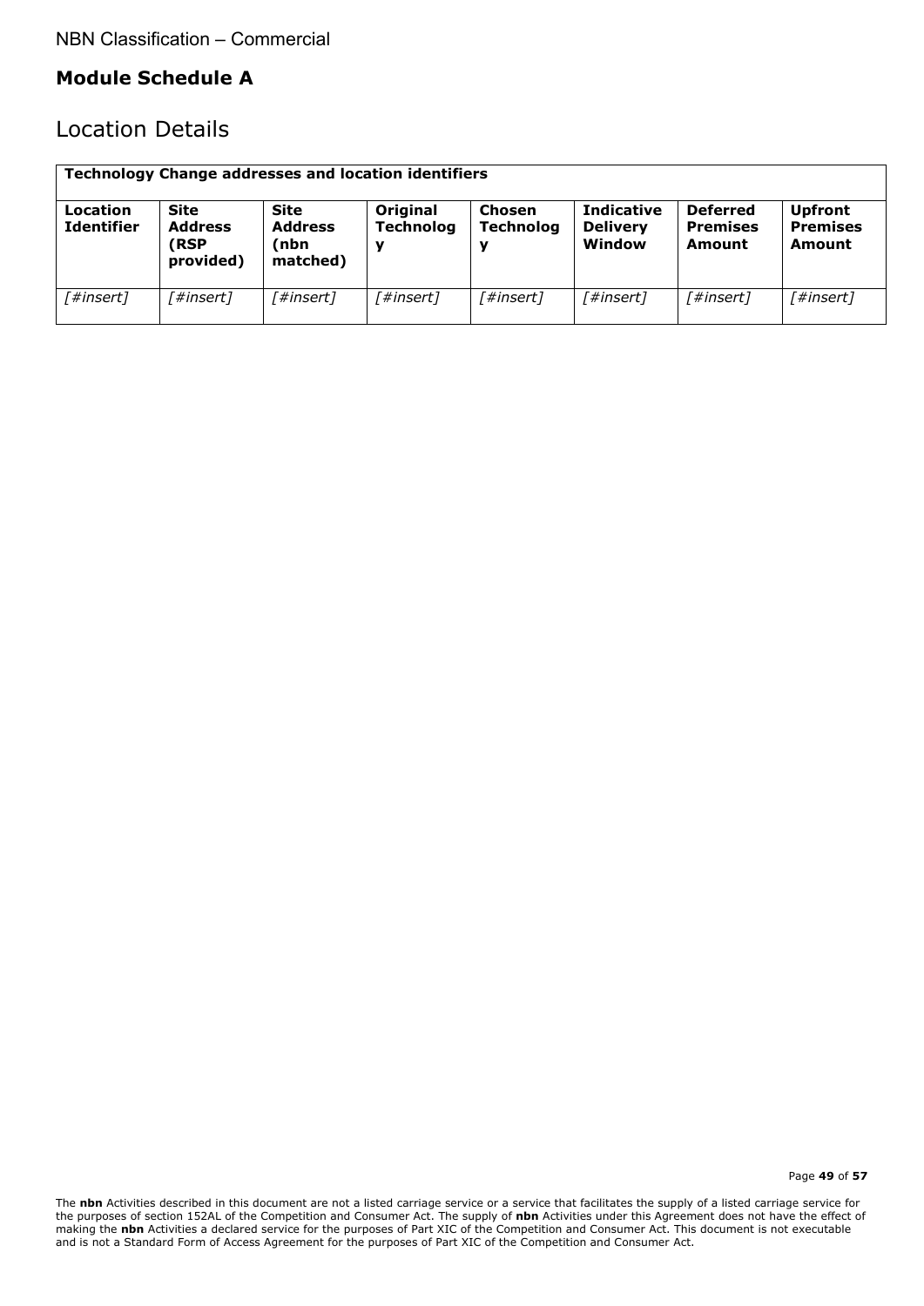## Module Schedule A

# Location Details

| Technology Change addresses and location identifiers | | | | | | | |
|---|---|---|---|---|---|---|---|
| **Location Identifier** | **Site Address (RSP provided)** | **Site Address (nbn matched)** | **Original Technology** | **Chosen Technology** | **Indicative Delivery Window** | **Deferred Premises Amount** | **Upfront Premises Amount** |
| *[#insert]* | *[#insert]* | *[#insert]* | *[#insert]* | *[#insert]* | *[#insert]* | *[#insert]* | *[#insert]* |

The **nbn** Activities described in this document are not a listed carriage service or a service that facilitates the supply of a listed carriage service for the purposes of section 152AL of the Competition and Consumer Act. The supply of **nbn** Activities under this Agreement does not have the effect of making the **nbn** Activities a declared service for the purposes of Part XIC of the Competition and Consumer Act. This document is not executable and is not a Standard Form of Access Agreement for the purposes of Part XIC of the Competition and Consumer Act.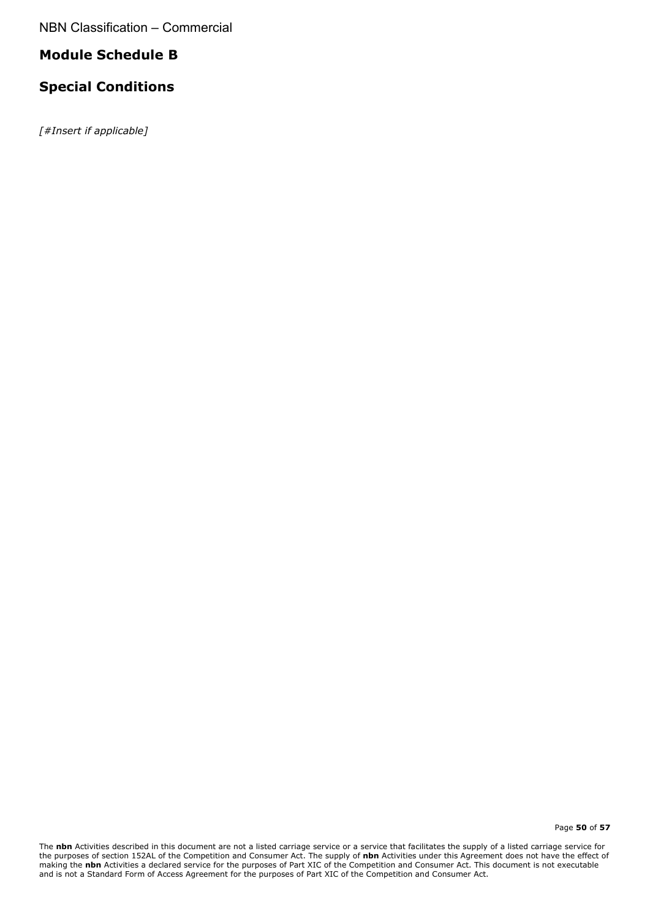# Module Schedule B

## Special Conditions

*[#Insert if applicable]*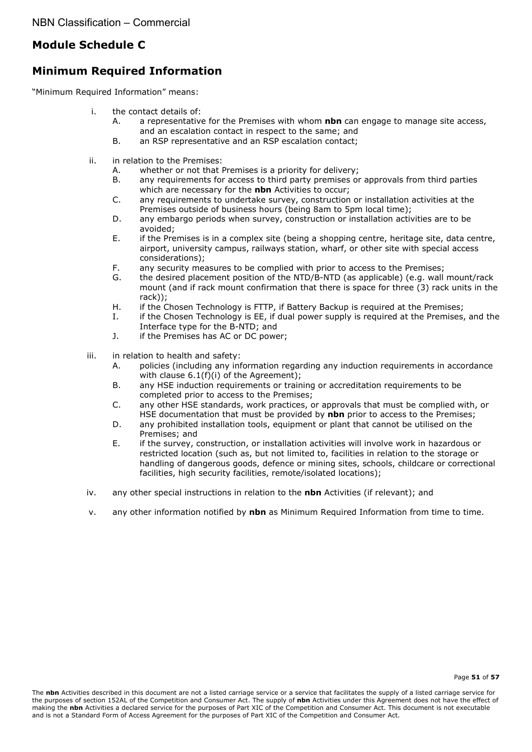# Module Schedule C

# Minimum Required Information

"Minimum Required Information" means:

i. the contact details of:
   - A. a representative for the Premises with whom **nbn** can engage to manage site access, and an escalation contact in respect to the same; and
   - B. an RSP representative and an RSP escalation contact;

ii. in relation to the Premises:
   - A. whether or not that Premises is a priority for delivery;
   - B. any requirements for access to third party premises or approvals from third parties which are necessary for the **nbn** Activities to occur;
   - C. any requirements to undertake survey, construction or installation activities at the Premises outside of business hours (being 8am to 5pm local time);
   - D. any embargo periods when survey, construction or installation activities are to be avoided;
   - E. if the Premises is in a complex site (being a shopping centre, heritage site, data centre, airport, university campus, railways station, wharf, or other site with special access considerations);
   - F. any security measures to be complied with prior to access to the Premises;
   - G. the desired placement position of the NTD/B-NTD (as applicable) (e.g. wall mount/rack mount (and if rack mount confirmation that there is space for three (3) rack units in the rack));
   - H. if the Chosen Technology is FTTP, if Battery Backup is required at the Premises;
   - I. if the Chosen Technology is EE, if dual power supply is required at the Premises, and the Interface type for the B-NTD; and
   - J. if the Premises has AC or DC power;

iii. in relation to health and safety:
   - A. policies (including any information regarding any induction requirements in accordance with clause 6.1(f)(i) of the Agreement);
   - B. any HSE induction requirements or training or accreditation requirements to be completed prior to access to the Premises;
   - C. any other HSE standards, work practices, or approvals that must be complied with, or HSE documentation that must be provided by **nbn** prior to access to the Premises;
   - D. any prohibited installation tools, equipment or plant that cannot be utilised on the Premises; and
   - E. if the survey, construction, or installation activities will involve work in hazardous or restricted location (such as, but not limited to, facilities in relation to the storage or handling of dangerous goods, defence or mining sites, schools, childcare or correctional facilities, high security facilities, remote/isolated locations);

iv. any other special instructions in relation to the **nbn** Activities (if relevant); and

v. any other information notified by **nbn** as Minimum Required Information from time to time.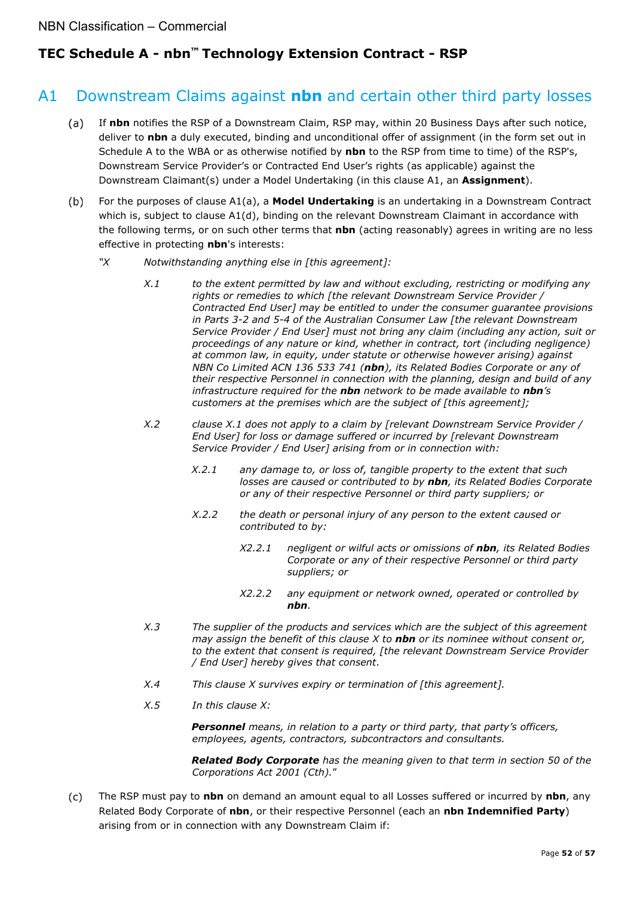# TEC Schedule A - nbn™ Technology Extension Contract - RSP

## A1 Downstream Claims against **nbn** and certain other third party losses

(a) If **nbn** notifies the RSP of a Downstream Claim, RSP may, within 20 Business Days after such notice, deliver to **nbn** a duly executed, binding and unconditional offer of assignment (in the form set out in Schedule A to the WBA or as otherwise notified by **nbn** to the RSP from time to time) of the RSP's, Downstream Service Provider's or Contracted End User's rights (as applicable) against the Downstream Claimant(s) under a Model Undertaking (in this clause A1, an **Assignment**).

(b) For the purposes of clause A1(a), a **Model Undertaking** is an undertaking in a Downstream Contract which is, subject to clause A1(d), binding on the relevant Downstream Claimant in accordance with the following terms, or on such other terms that **nbn** (acting reasonably) agrees in writing are no less effective in protecting **nbn**'s interests:

*"X Notwithstanding anything else in [this agreement]:*

*X.1 to the extent permitted by law and without excluding, restricting or modifying any rights or remedies to which [the relevant Downstream Service Provider / Contracted End User] may be entitled to under the consumer guarantee provisions in Parts 3-2 and 5-4 of the Australian Consumer Law [the relevant Downstream Service Provider / End User] must not bring any claim (including any action, suit or proceedings of any nature or kind, whether in contract, tort (including negligence) at common law, in equity, under statute or otherwise however arising) against NBN Co Limited ACN 136 533 741 (**nbn**), its Related Bodies Corporate or any of their respective Personnel in connection with the planning, design and build of any infrastructure required for the **nbn** network to be made available to **nbn**'s customers at the premises which are the subject of [this agreement];*

*X.2 clause X.1 does not apply to a claim by [relevant Downstream Service Provider / End User] for loss or damage suffered or incurred by [relevant Downstream Service Provider / End User] arising from or in connection with:*

*X.2.1 any damage to, or loss of, tangible property to the extent that such losses are caused or contributed to by **nbn**, its Related Bodies Corporate or any of their respective Personnel or third party suppliers; or*

*X.2.2 the death or personal injury of any person to the extent caused or contributed to by:*

*X2.2.1 negligent or wilful acts or omissions of **nbn**, its Related Bodies Corporate or any of their respective Personnel or third party suppliers; or*

*X2.2.2 any equipment or network owned, operated or controlled by **nbn**.*

*X.3 The supplier of the products and services which are the subject of this agreement may assign the benefit of this clause X to **nbn** or its nominee without consent or, to the extent that consent is required, [the relevant Downstream Service Provider / End User] hereby gives that consent.*

*X.4 This clause X survives expiry or termination of [this agreement].*

*X.5 In this clause X:*

***Personnel** means, in relation to a party or third party, that party's officers, employees, agents, contractors, subcontractors and consultants.*

***Related Body Corporate** has the meaning given to that term in section 50 of the Corporations Act 2001 (Cth)."*

(c) The RSP must pay to **nbn** on demand an amount equal to all Losses suffered or incurred by **nbn**, any Related Body Corporate of **nbn**, or their respective Personnel (each an **nbn Indemnified Party**) arising from or in connection with any Downstream Claim if: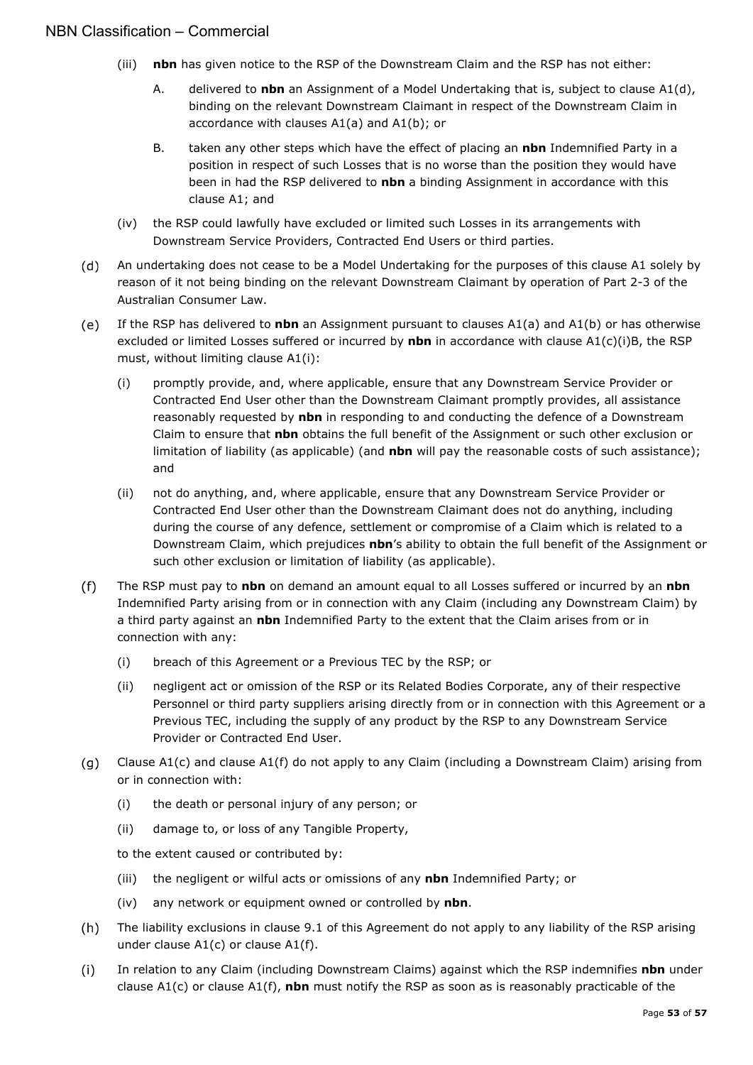(iii) **nbn** has given notice to the RSP of the Downstream Claim and the RSP has not either:

A. delivered to **nbn** an Assignment of a Model Undertaking that is, subject to clause A1(d), binding on the relevant Downstream Claimant in respect of the Downstream Claim in accordance with clauses A1(a) and A1(b); or

B. taken any other steps which have the effect of placing an **nbn** Indemnified Party in a position in respect of such Losses that is no worse than the position they would have been in had the RSP delivered to **nbn** a binding Assignment in accordance with this clause A1; and

(iv) the RSP could lawfully have excluded or limited such Losses in its arrangements with Downstream Service Providers, Contracted End Users or third parties.

(d) An undertaking does not cease to be a Model Undertaking for the purposes of this clause A1 solely by reason of it not being binding on the relevant Downstream Claimant by operation of Part 2-3 of the Australian Consumer Law.

(e) If the RSP has delivered to **nbn** an Assignment pursuant to clauses A1(a) and A1(b) or has otherwise excluded or limited Losses suffered or incurred by **nbn** in accordance with clause A1(c)(i)B, the RSP must, without limiting clause A1(i):

(i) promptly provide, and, where applicable, ensure that any Downstream Service Provider or Contracted End User other than the Downstream Claimant promptly provides, all assistance reasonably requested by **nbn** in responding to and conducting the defence of a Downstream Claim to ensure that **nbn** obtains the full benefit of the Assignment or such other exclusion or limitation of liability (as applicable) (and **nbn** will pay the reasonable costs of such assistance); and

(ii) not do anything, and, where applicable, ensure that any Downstream Service Provider or Contracted End User other than the Downstream Claimant does not do anything, including during the course of any defence, settlement or compromise of a Claim which is related to a Downstream Claim, which prejudices **nbn**'s ability to obtain the full benefit of the Assignment or such other exclusion or limitation of liability (as applicable).

(f) The RSP must pay to **nbn** on demand an amount equal to all Losses suffered or incurred by an **nbn** Indemnified Party arising from or in connection with any Claim (including any Downstream Claim) by a third party against an **nbn** Indemnified Party to the extent that the Claim arises from or in connection with any:

(i) breach of this Agreement or a Previous TEC by the RSP; or

(ii) negligent act or omission of the RSP or its Related Bodies Corporate, any of their respective Personnel or third party suppliers arising directly from or in connection with this Agreement or a Previous TEC, including the supply of any product by the RSP to any Downstream Service Provider or Contracted End User.

(g) Clause A1(c) and clause A1(f) do not apply to any Claim (including a Downstream Claim) arising from or in connection with:

(i) the death or personal injury of any person; or

(ii) damage to, or loss of any Tangible Property,

to the extent caused or contributed by:

(iii) the negligent or wilful acts or omissions of any **nbn** Indemnified Party; or

(iv) any network or equipment owned or controlled by **nbn**.

(h) The liability exclusions in clause 9.1 of this Agreement do not apply to any liability of the RSP arising under clause A1(c) or clause A1(f).

(i) In relation to any Claim (including Downstream Claims) against which the RSP indemnifies **nbn** under clause A1(c) or clause A1(f), **nbn** must notify the RSP as soon as is reasonably practicable of the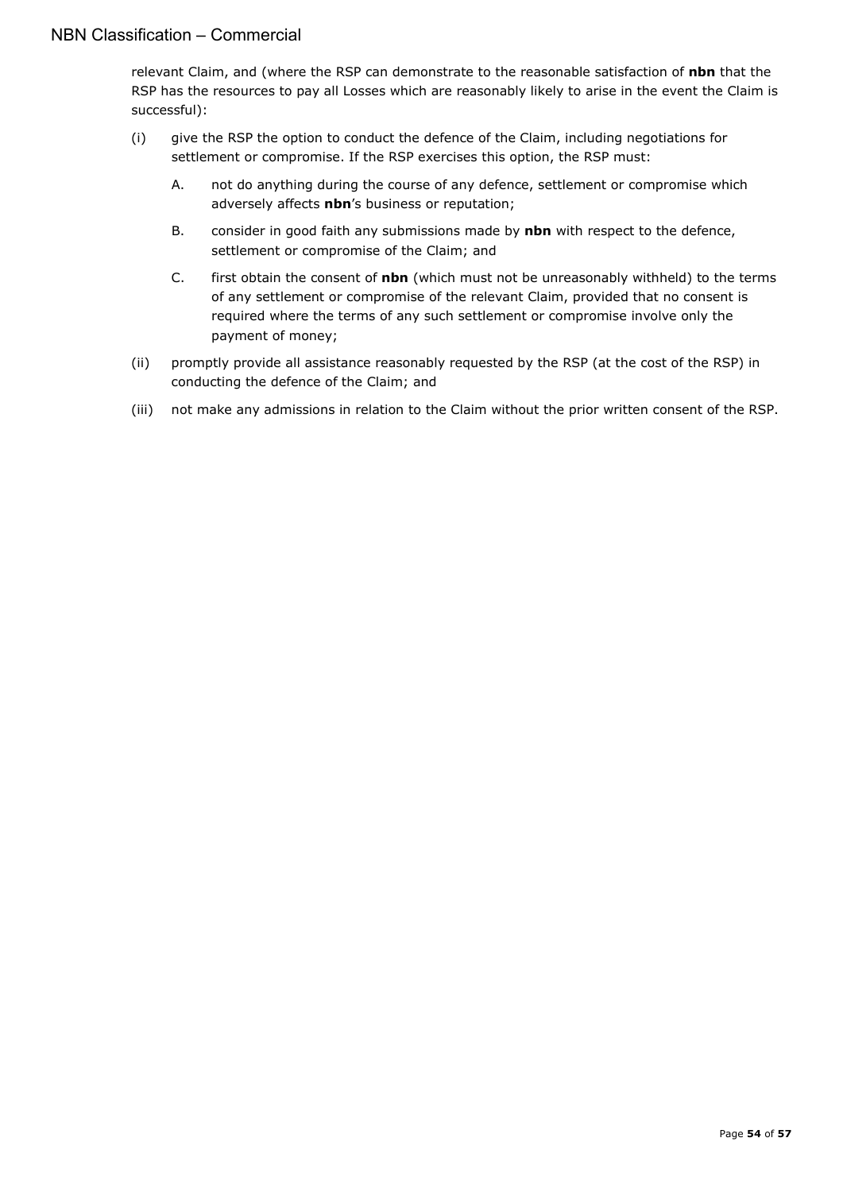relevant Claim, and (where the RSP can demonstrate to the reasonable satisfaction of **nbn** that the RSP has the resources to pay all Losses which are reasonably likely to arise in the event the Claim is successful):

(i) give the RSP the option to conduct the defence of the Claim, including negotiations for settlement or compromise. If the RSP exercises this option, the RSP must:

   A. not do anything during the course of any defence, settlement or compromise which adversely affects **nbn**'s business or reputation;

   B. consider in good faith any submissions made by **nbn** with respect to the defence, settlement or compromise of the Claim; and

   C. first obtain the consent of **nbn** (which must not be unreasonably withheld) to the terms of any settlement or compromise of the relevant Claim, provided that no consent is required where the terms of any such settlement or compromise involve only the payment of money;

(ii) promptly provide all assistance reasonably requested by the RSP (at the cost of the RSP) in conducting the defence of the Claim; and

(iii) not make any admissions in relation to the Claim without the prior written consent of the RSP.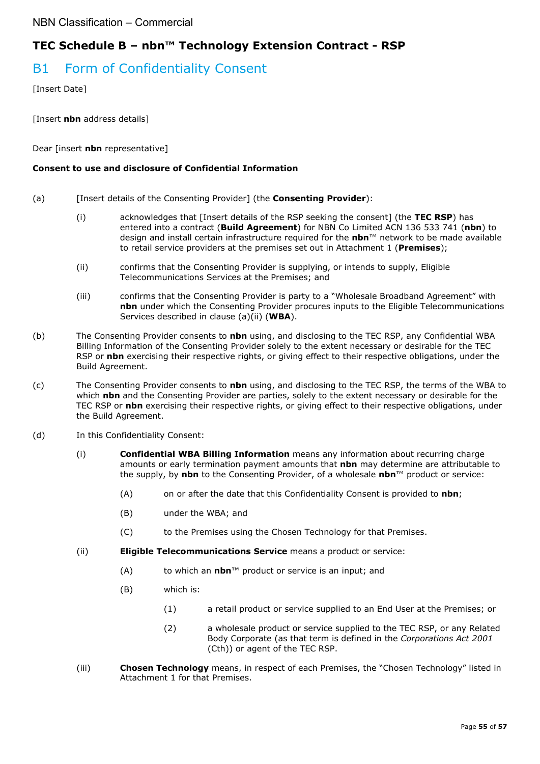NBN Classification – Commercial

# TEC Schedule B – nbn™ Technology Extension Contract - RSP

## B1 Form of Confidentiality Consent

[Insert Date]

[Insert **nbn** address details]

Dear [insert **nbn** representative]

**Consent to use and disclosure of Confidential Information**

(a) [Insert details of the Consenting Provider] (the **Consenting Provider**):

  (i) acknowledges that [Insert details of the RSP seeking the consent] (the **TEC RSP**) has entered into a contract (**Build Agreement**) for NBN Co Limited ACN 136 533 741 (**nbn**) to design and install certain infrastructure required for the **nbn**™ network to be made available to retail service providers at the premises set out in Attachment 1 (**Premises**);

  (ii) confirms that the Consenting Provider is supplying, or intends to supply, Eligible Telecommunications Services at the Premises; and

  (iii) confirms that the Consenting Provider is party to a "Wholesale Broadband Agreement" with **nbn** under which the Consenting Provider procures inputs to the Eligible Telecommunications Services described in clause (a)(ii) (**WBA**).

(b) The Consenting Provider consents to **nbn** using, and disclosing to the TEC RSP, any Confidential WBA Billing Information of the Consenting Provider solely to the extent necessary or desirable for the TEC RSP or **nbn** exercising their respective rights, or giving effect to their respective obligations, under the Build Agreement.

(c) The Consenting Provider consents to **nbn** using, and disclosing to the TEC RSP, the terms of the WBA to which **nbn** and the Consenting Provider are parties, solely to the extent necessary or desirable for the TEC RSP or **nbn** exercising their respective rights, or giving effect to their respective obligations, under the Build Agreement.

(d) In this Confidentiality Consent:

  (i) **Confidential WBA Billing Information** means any information about recurring charge amounts or early termination payment amounts that **nbn** may determine are attributable to the supply, by **nbn** to the Consenting Provider, of a wholesale **nbn**™ product or service:

    (A) on or after the date that this Confidentiality Consent is provided to **nbn**;

    (B) under the WBA; and

    (C) to the Premises using the Chosen Technology for that Premises.

  (ii) **Eligible Telecommunications Service** means a product or service:

    (A) to which an **nbn**™ product or service is an input; and

    (B) which is:

      (1) a retail product or service supplied to an End User at the Premises; or

      (2) a wholesale product or service supplied to the TEC RSP, or any Related Body Corporate (as that term is defined in the *Corporations Act 2001* (Cth)) or agent of the TEC RSP.

  (iii) **Chosen Technology** means, in respect of each Premises, the "Chosen Technology" listed in Attachment 1 for that Premises.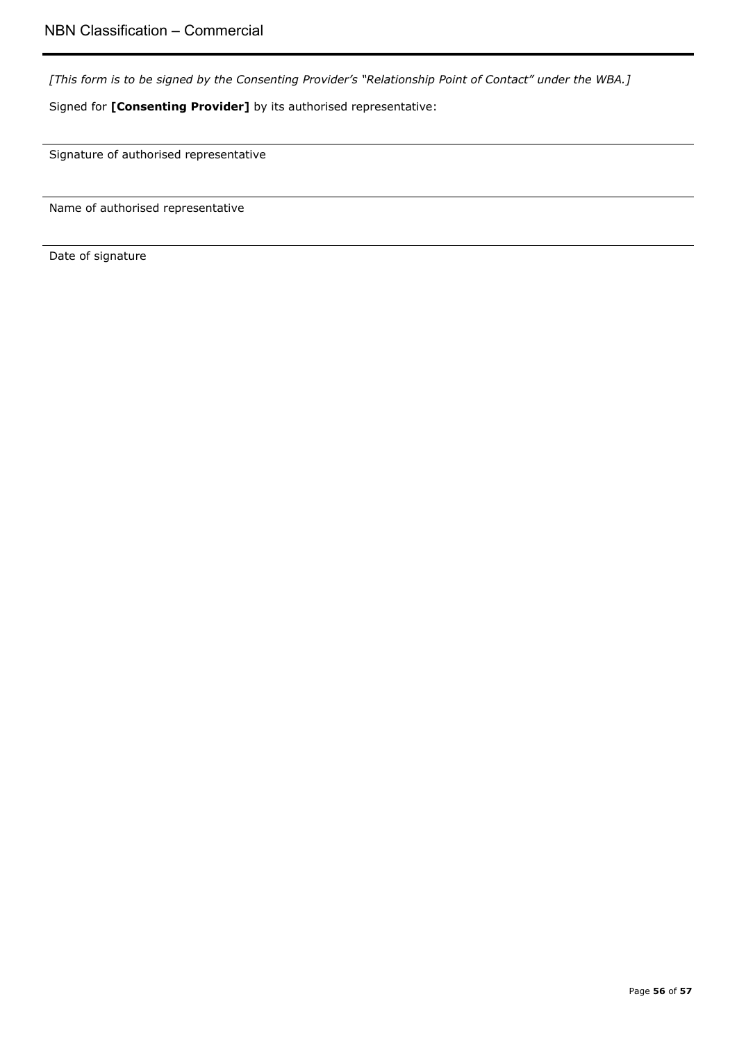*[This form is to be signed by the Consenting Provider's "Relationship Point of Contact" under the WBA.]*

Signed for **[Consenting Provider]** by its authorised representative:

---

Signature of authorised representative

---

Name of authorised representative

---

Date of signature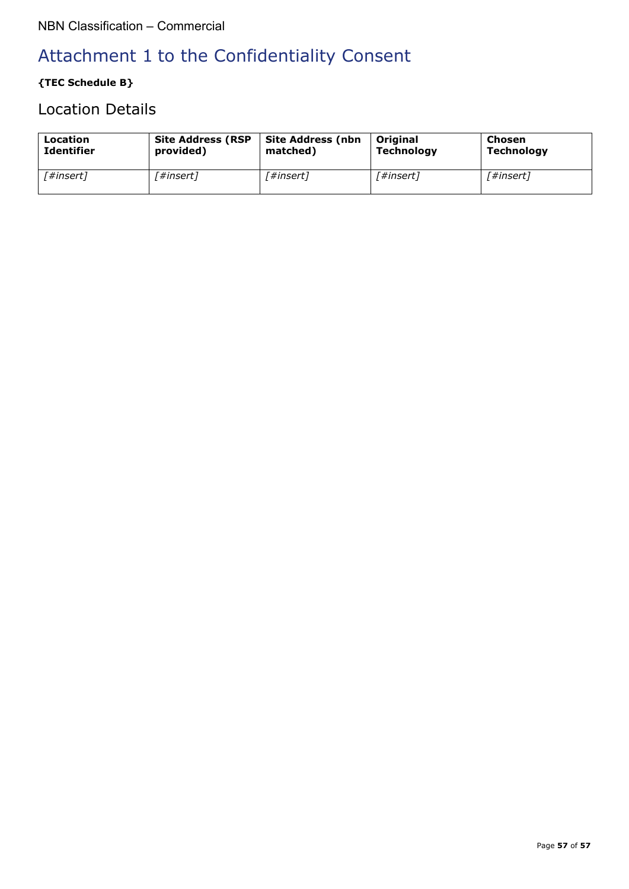# Attachment 1 to the Confidentiality Consent

**{TEC Schedule B}**

## Location Details

| Location Identifier | Site Address (RSP provided) | Site Address (nbn matched) | Original Technology | Chosen Technology |
|---|---|---|---|---|
| *[#insert]* | *[#insert]* | *[#insert]* | *[#insert]* | *[#insert]* |